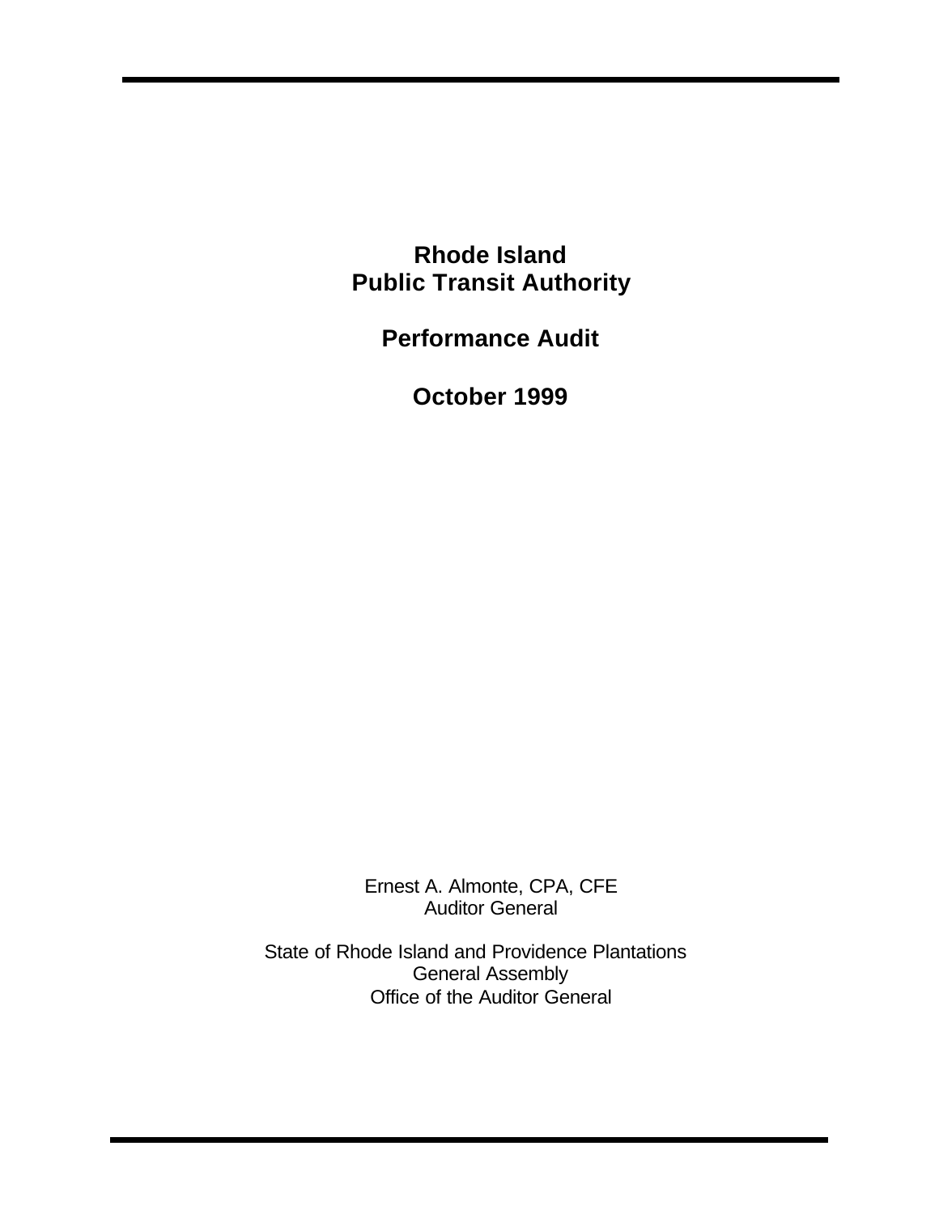# Rhode Island Public Transit Authority

## Performance Audit

## October 1999

Ernest A. Almonte, CPA, CFE
Auditor General

State of Rhode Island and Providence Plantations
General Assembly
Office of the Auditor General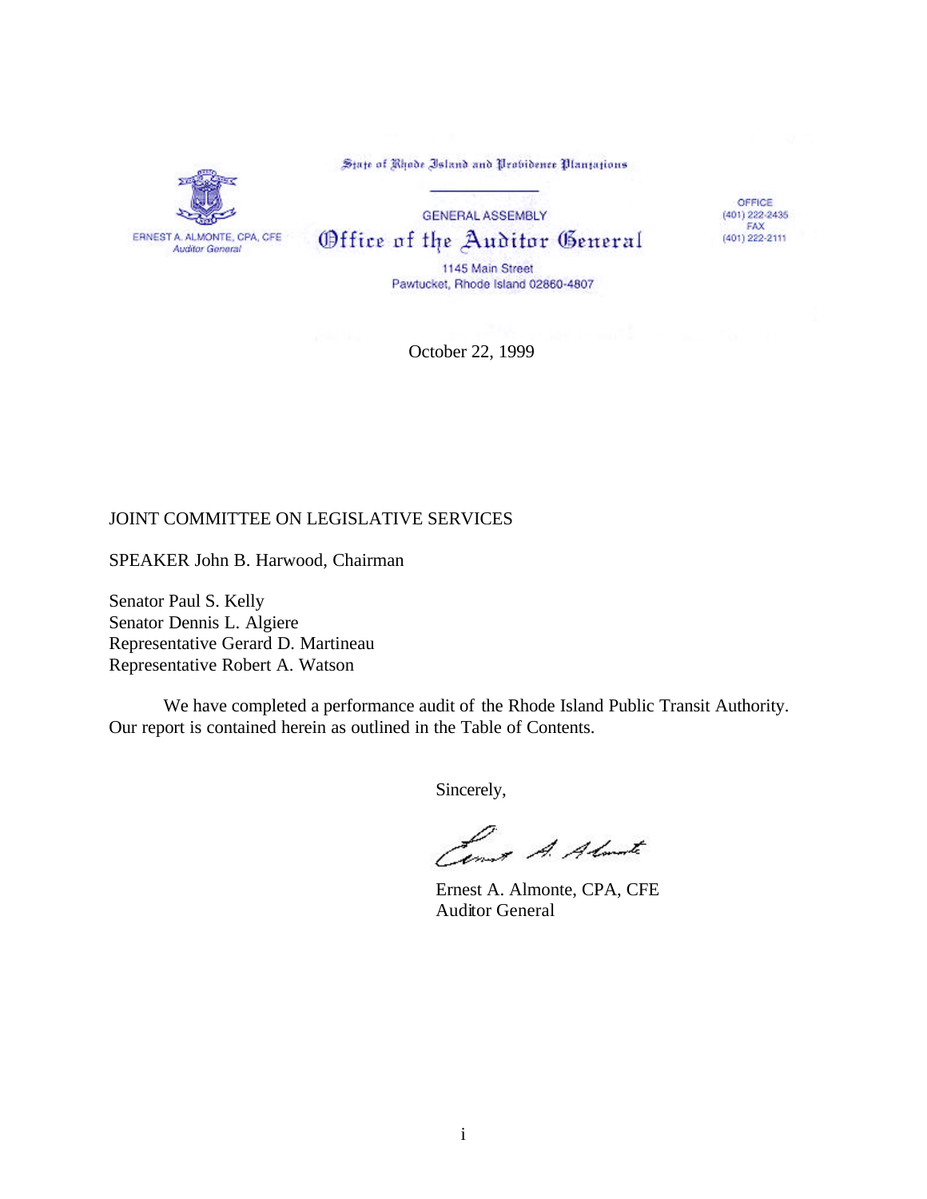State of Rhode Island and Providence Plantations

GENERAL ASSEMBLY

**Office of the Auditor General**

1145 Main Street
Pawtucket, Rhode Island 02860-4807

ERNEST A. ALMONTE, CPA, CFE
*Auditor General*

OFFICE
(401) 222-2435
FAX
(401) 222-2111

October 22, 1999

JOINT COMMITTEE ON LEGISLATIVE SERVICES

SPEAKER John B. Harwood, Chairman

Senator Paul S. Kelly
Senator Dennis L. Algiere
Representative Gerard D. Martineau
Representative Robert A. Watson

We have completed a performance audit of the Rhode Island Public Transit Authority. Our report is contained herein as outlined in the Table of Contents.

Sincerely,

Ernest A. Almonte, CPA, CFE
Auditor General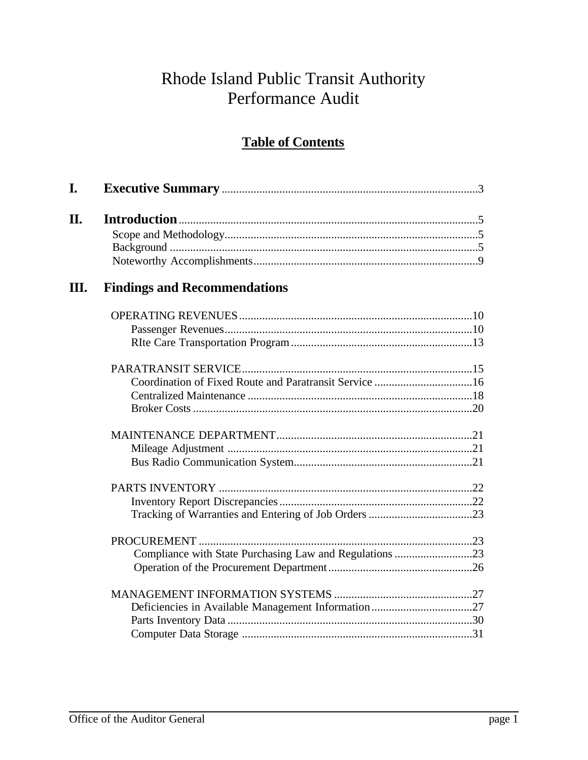# Rhode Island Public Transit Authority
# Performance Audit

## Table of Contents

**I. Executive Summary** ........................................................................ 3

**II. Introduction** ........................................................................ 5

- Scope and Methodology ........................................................................ 5
- Background ........................................................................ 5
- Noteworthy Accomplishments ........................................................................ 9

**III. Findings and Recommendations**

- OPERATING REVENUES ........................................................................ 10
  - Passenger Revenues ........................................................................ 10
  - RIte Care Transportation Program ........................................................................ 13
- PARATRANSIT SERVICE ........................................................................ 15
  - Coordination of Fixed Route and Paratransit Service ........................................................................ 16
  - Centralized Maintenance ........................................................................ 18
  - Broker Costs ........................................................................ 20
- MAINTENANCE DEPARTMENT ........................................................................ 21
  - Mileage Adjustment ........................................................................ 21
  - Bus Radio Communication System ........................................................................ 21
- PARTS INVENTORY ........................................................................ 22
  - Inventory Report Discrepancies ........................................................................ 22
  - Tracking of Warranties and Entering of Job Orders ........................................................................ 23
- PROCUREMENT ........................................................................ 23
  - Compliance with State Purchasing Law and Regulations ........................................................................ 23
  - Operation of the Procurement Department ........................................................................ 26
- MANAGEMENT INFORMATION SYSTEMS ........................................................................ 27
  - Deficiencies in Available Management Information ........................................................................ 27
  - Parts Inventory Data ........................................................................ 30
  - Computer Data Storage ........................................................................ 31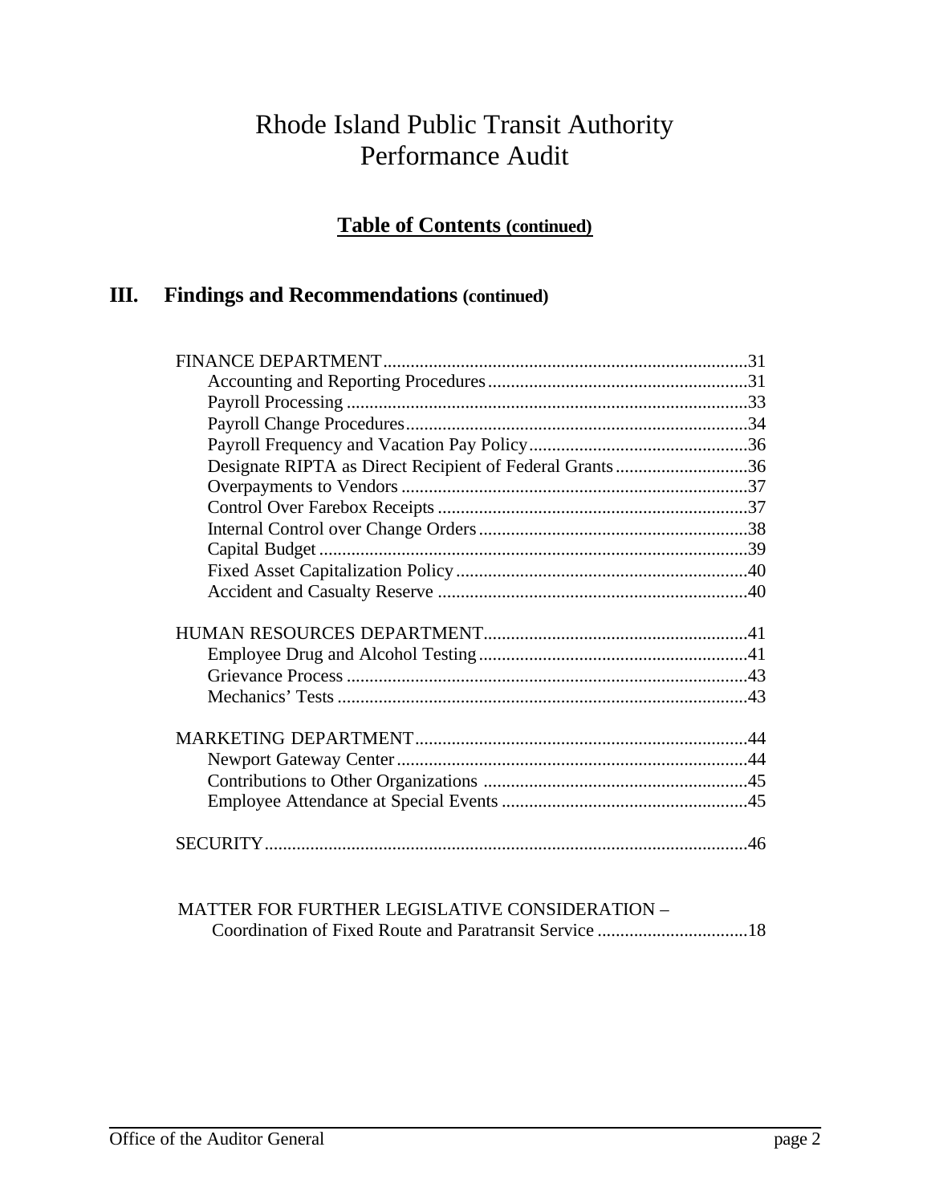# Rhode Island Public Transit Authority
# Performance Audit

## Table of Contents (continued)

## III. Findings and Recommendations (continued)

FINANCE DEPARTMENT ........................................................................... 31
- Accounting and Reporting Procedures ........................................................ 31
- Payroll Processing ........................................................................................ 33
- Payroll Change Procedures .......................................................................... 34
- Payroll Frequency and Vacation Pay Policy ................................................ 36
- Designate RIPTA as Direct Recipient of Federal Grants ............................ 36
- Overpayments to Vendors ............................................................................ 37
- Control Over Farebox Receipts ................................................................... 37
- Internal Control over Change Orders .......................................................... 38
- Capital Budget .............................................................................................. 39
- Fixed Asset Capitalization Policy ................................................................ 40
- Accident and Casualty Reserve .................................................................... 40

HUMAN RESOURCES DEPARTMENT ......................................................... 41
- Employee Drug and Alcohol Testing .......................................................... 41
- Grievance Process ........................................................................................ 43
- Mechanics' Tests .......................................................................................... 43

MARKETING DEPARTMENT ........................................................................ 44
- Newport Gateway Center ............................................................................. 44
- Contributions to Other Organizations .......................................................... 45
- Employee Attendance at Special Events ...................................................... 45

SECURITY ......................................................................................................... 46

MATTER FOR FURTHER LEGISLATIVE CONSIDERATION –
Coordination of Fixed Route and Paratransit Service ................................. 18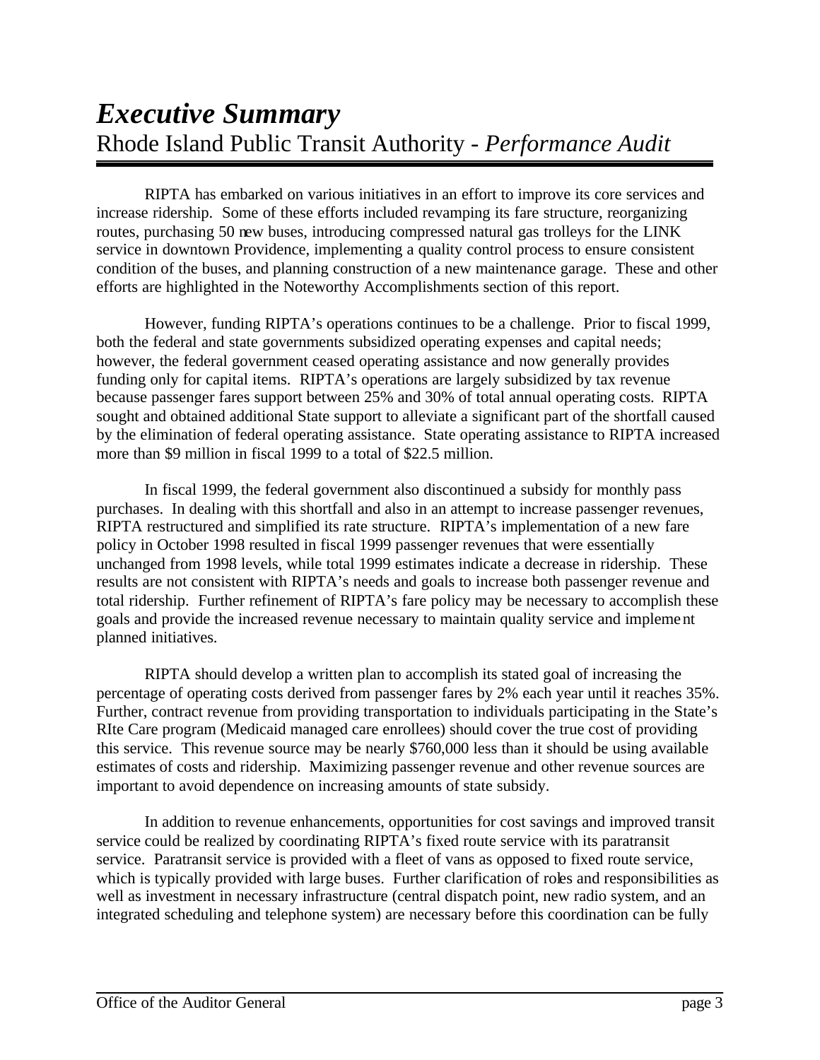# *Executive Summary*

Rhode Island Public Transit Authority - *Performance Audit*

RIPTA has embarked on various initiatives in an effort to improve its core services and increase ridership. Some of these efforts included revamping its fare structure, reorganizing routes, purchasing 50 new buses, introducing compressed natural gas trolleys for the LINK service in downtown Providence, implementing a quality control process to ensure consistent condition of the buses, and planning construction of a new maintenance garage. These and other efforts are highlighted in the Noteworthy Accomplishments section of this report.

However, funding RIPTA's operations continues to be a challenge. Prior to fiscal 1999, both the federal and state governments subsidized operating expenses and capital needs; however, the federal government ceased operating assistance and now generally provides funding only for capital items. RIPTA's operations are largely subsidized by tax revenue because passenger fares support between 25% and 30% of total annual operating costs. RIPTA sought and obtained additional State support to alleviate a significant part of the shortfall caused by the elimination of federal operating assistance. State operating assistance to RIPTA increased more than $9 million in fiscal 1999 to a total of $22.5 million.

In fiscal 1999, the federal government also discontinued a subsidy for monthly pass purchases. In dealing with this shortfall and also in an attempt to increase passenger revenues, RIPTA restructured and simplified its rate structure. RIPTA's implementation of a new fare policy in October 1998 resulted in fiscal 1999 passenger revenues that were essentially unchanged from 1998 levels, while total 1999 estimates indicate a decrease in ridership. These results are not consistent with RIPTA's needs and goals to increase both passenger revenue and total ridership. Further refinement of RIPTA's fare policy may be necessary to accomplish these goals and provide the increased revenue necessary to maintain quality service and implement planned initiatives.

RIPTA should develop a written plan to accomplish its stated goal of increasing the percentage of operating costs derived from passenger fares by 2% each year until it reaches 35%. Further, contract revenue from providing transportation to individuals participating in the State's RIte Care program (Medicaid managed care enrollees) should cover the true cost of providing this service. This revenue source may be nearly $760,000 less than it should be using available estimates of costs and ridership. Maximizing passenger revenue and other revenue sources are important to avoid dependence on increasing amounts of state subsidy.

In addition to revenue enhancements, opportunities for cost savings and improved transit service could be realized by coordinating RIPTA's fixed route service with its paratransit service. Paratransit service is provided with a fleet of vans as opposed to fixed route service, which is typically provided with large buses. Further clarification of roles and responsibilities as well as investment in necessary infrastructure (central dispatch point, new radio system, and an integrated scheduling and telephone system) are necessary before this coordination can be fully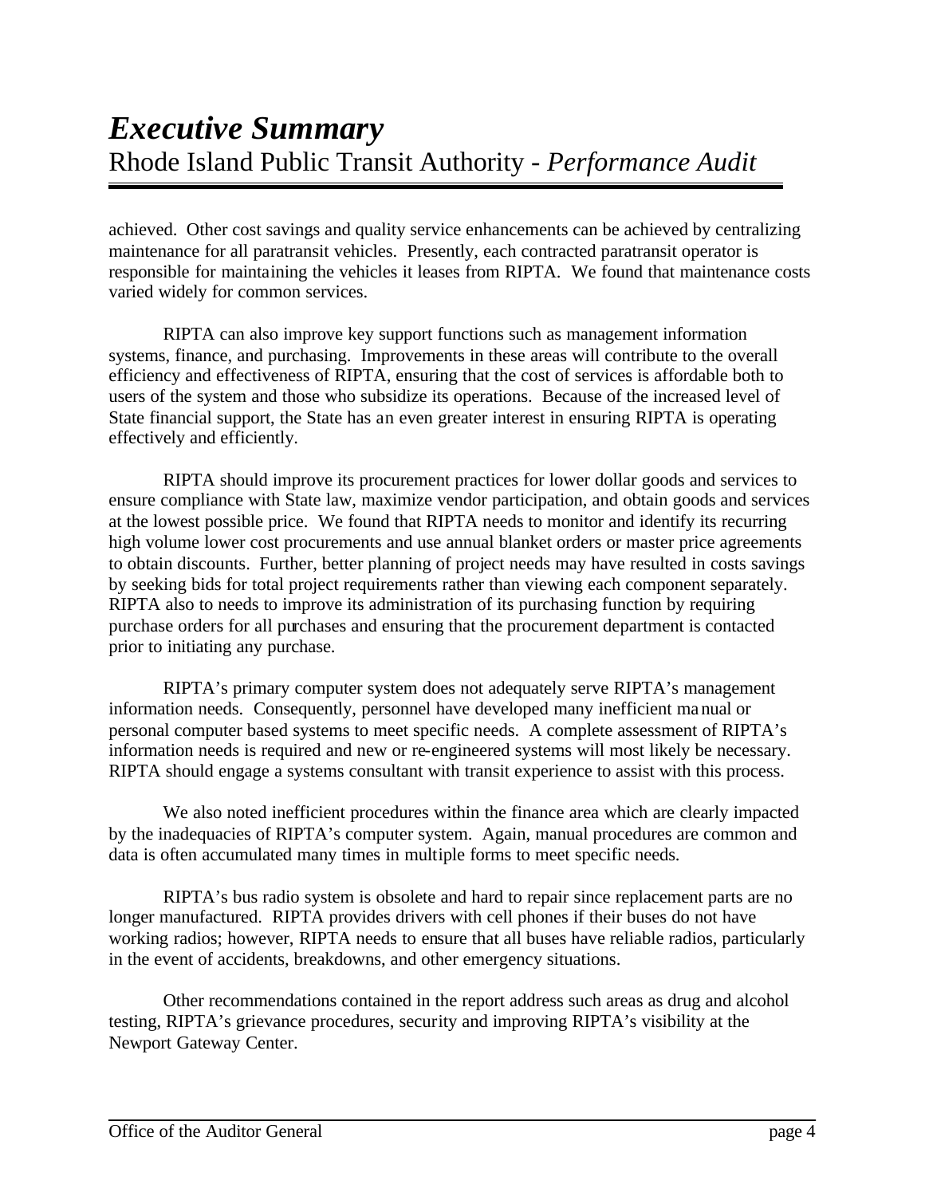achieved. Other cost savings and quality service enhancements can be achieved by centralizing maintenance for all paratransit vehicles. Presently, each contracted paratransit operator is responsible for maintaining the vehicles it leases from RIPTA. We found that maintenance costs varied widely for common services.

RIPTA can also improve key support functions such as management information systems, finance, and purchasing. Improvements in these areas will contribute to the overall efficiency and effectiveness of RIPTA, ensuring that the cost of services is affordable both to users of the system and those who subsidize its operations. Because of the increased level of State financial support, the State has an even greater interest in ensuring RIPTA is operating effectively and efficiently.

RIPTA should improve its procurement practices for lower dollar goods and services to ensure compliance with State law, maximize vendor participation, and obtain goods and services at the lowest possible price. We found that RIPTA needs to monitor and identify its recurring high volume lower cost procurements and use annual blanket orders or master price agreements to obtain discounts. Further, better planning of project needs may have resulted in costs savings by seeking bids for total project requirements rather than viewing each component separately. RIPTA also to needs to improve its administration of its purchasing function by requiring purchase orders for all purchases and ensuring that the procurement department is contacted prior to initiating any purchase.

RIPTA's primary computer system does not adequately serve RIPTA's management information needs. Consequently, personnel have developed many inefficient manual or personal computer based systems to meet specific needs. A complete assessment of RIPTA's information needs is required and new or re-engineered systems will most likely be necessary. RIPTA should engage a systems consultant with transit experience to assist with this process.

We also noted inefficient procedures within the finance area which are clearly impacted by the inadequacies of RIPTA's computer system. Again, manual procedures are common and data is often accumulated many times in multiple forms to meet specific needs.

RIPTA's bus radio system is obsolete and hard to repair since replacement parts are no longer manufactured. RIPTA provides drivers with cell phones if their buses do not have working radios; however, RIPTA needs to ensure that all buses have reliable radios, particularly in the event of accidents, breakdowns, and other emergency situations.

Other recommendations contained in the report address such areas as drug and alcohol testing, RIPTA's grievance procedures, security and improving RIPTA's visibility at the Newport Gateway Center.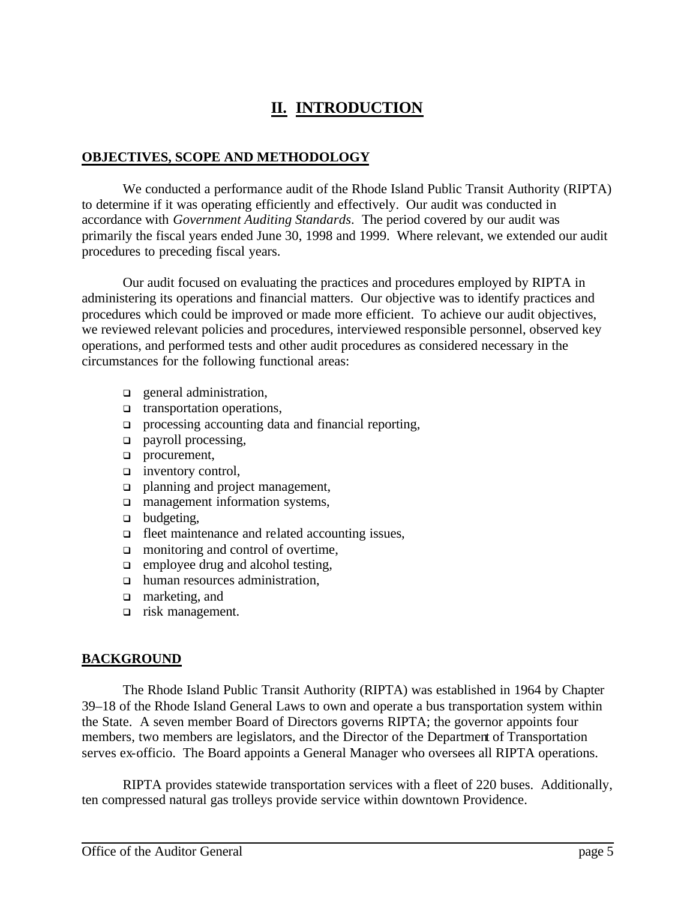# II. INTRODUCTION

## OBJECTIVES, SCOPE AND METHODOLOGY

We conducted a performance audit of the Rhode Island Public Transit Authority (RIPTA) to determine if it was operating efficiently and effectively. Our audit was conducted in accordance with *Government Auditing Standards*. The period covered by our audit was primarily the fiscal years ended June 30, 1998 and 1999. Where relevant, we extended our audit procedures to preceding fiscal years.

Our audit focused on evaluating the practices and procedures employed by RIPTA in administering its operations and financial matters. Our objective was to identify practices and procedures which could be improved or made more efficient. To achieve our audit objectives, we reviewed relevant policies and procedures, interviewed responsible personnel, observed key operations, and performed tests and other audit procedures as considered necessary in the circumstances for the following functional areas:

- general administration,
- transportation operations,
- processing accounting data and financial reporting,
- payroll processing,
- procurement,
- inventory control,
- planning and project management,
- management information systems,
- budgeting,
- fleet maintenance and related accounting issues,
- monitoring and control of overtime,
- employee drug and alcohol testing,
- human resources administration,
- marketing, and
- risk management.

## BACKGROUND

The Rhode Island Public Transit Authority (RIPTA) was established in 1964 by Chapter 39–18 of the Rhode Island General Laws to own and operate a bus transportation system within the State. A seven member Board of Directors governs RIPTA; the governor appoints four members, two members are legislators, and the Director of the Department of Transportation serves ex-officio. The Board appoints a General Manager who oversees all RIPTA operations.

RIPTA provides statewide transportation services with a fleet of 220 buses. Additionally, ten compressed natural gas trolleys provide service within downtown Providence.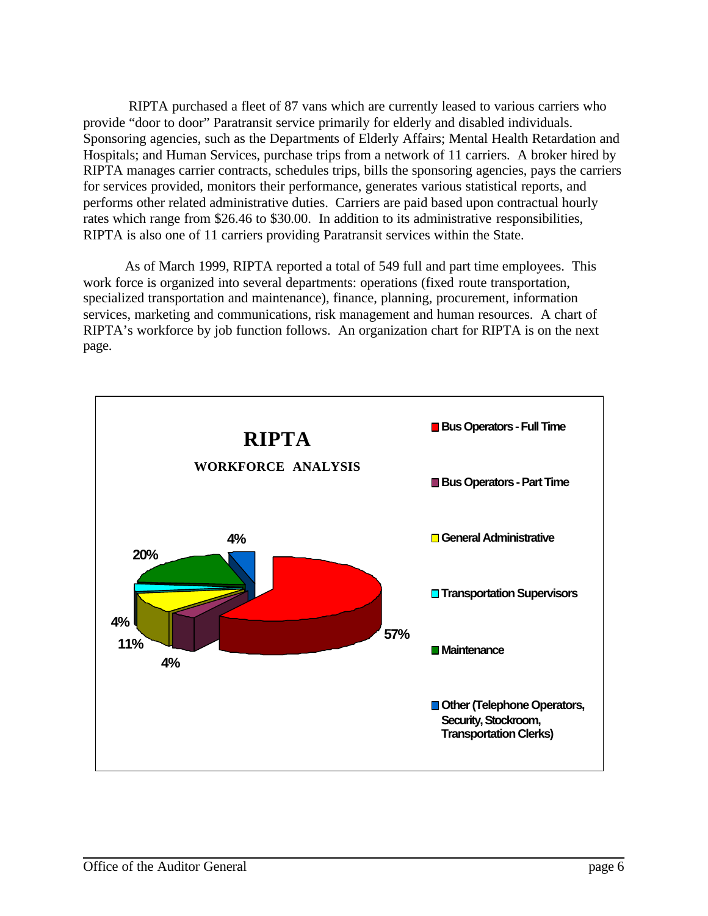RIPTA purchased a fleet of 87 vans which are currently leased to various carriers who provide "door to door" Paratransit service primarily for elderly and disabled individuals. Sponsoring agencies, such as the Departments of Elderly Affairs; Mental Health Retardation and Hospitals; and Human Services, purchase trips from a network of 11 carriers. A broker hired by RIPTA manages carrier contracts, schedules trips, bills the sponsoring agencies, pays the carriers for services provided, monitors their performance, generates various statistical reports, and performs other related administrative duties. Carriers are paid based upon contractual hourly rates which range from $26.46 to $30.00. In addition to its administrative responsibilities, RIPTA is also one of 11 carriers providing Paratransit services within the State.

As of March 1999, RIPTA reported a total of 549 full and part time employees. This work force is organized into several departments: operations (fixed route transportation, specialized transportation and maintenance), finance, planning, procurement, information services, marketing and communications, risk management and human resources. A chart of RIPTA's workforce by job function follows. An organization chart for RIPTA is on the next page.

**RIPTA**

**WORKFORCE ANALYSIS**

| Job Function | Percentage |
|---|---|
| Bus Operators - Full Time | 57% |
| Bus Operators - Part Time | 4% |
| General Administrative | 11% |
| Transportation Supervisors | 4% |
| Maintenance | 20% |
| Other (Telephone Operators, Security, Stockroom, Transportation Clerks) | 4% |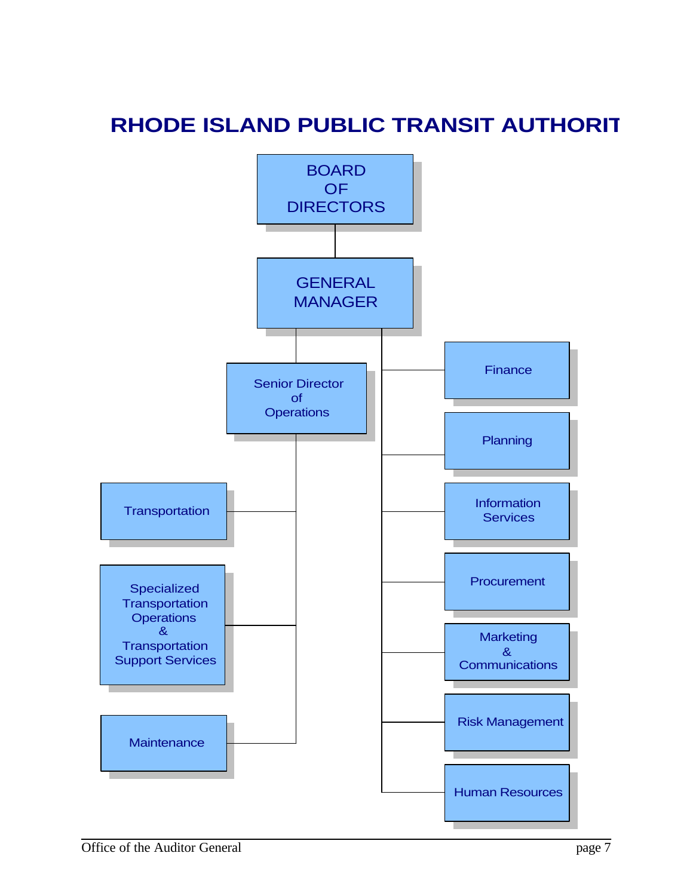# RHODE ISLAND PUBLIC TRANSIT AUTHORIT

- BOARD OF DIRECTORS
  - GENERAL MANAGER
    - Senior Director of Operations
      - Transportation
      - Specialized Transportation Operations & Transportation Support Services
      - Maintenance
    - Finance
    - Planning
    - Information Services
    - Procurement
    - Marketing & Communications
    - Risk Management
    - Human Resources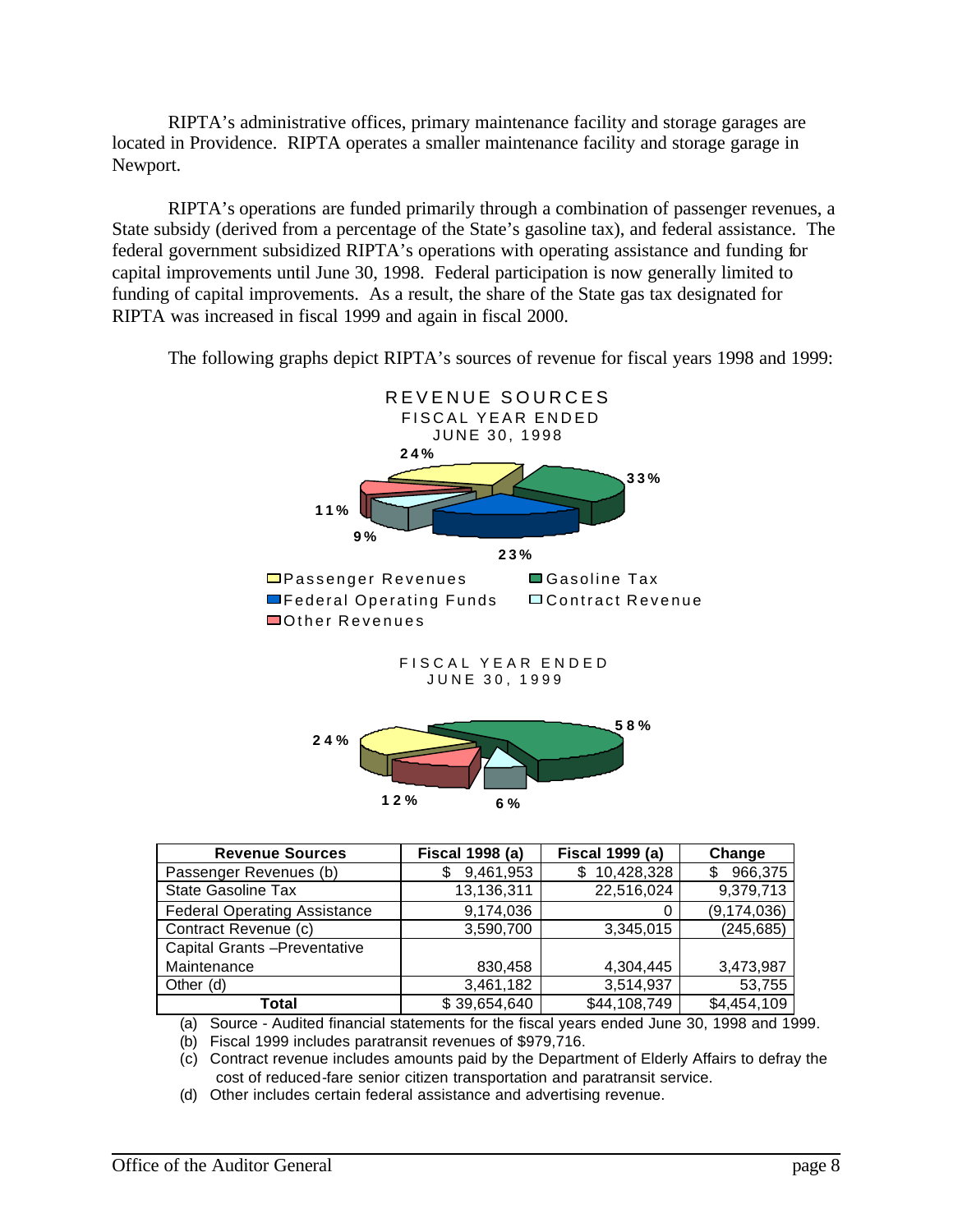RIPTA's administrative offices, primary maintenance facility and storage garages are located in Providence. RIPTA operates a smaller maintenance facility and storage garage in Newport.

RIPTA's operations are funded primarily through a combination of passenger revenues, a State subsidy (derived from a percentage of the State's gasoline tax), and federal assistance. The federal government subsidized RIPTA's operations with operating assistance and funding for capital improvements until June 30, 1998. Federal participation is now generally limited to funding of capital improvements. As a result, the share of the State gas tax designated for RIPTA was increased in fiscal 1999 and again in fiscal 2000.

The following graphs depict RIPTA's sources of revenue for fiscal years 1998 and 1999:

REVENUE SOURCES
FISCAL YEAR ENDED
JUNE 30, 1998

24%
33%
11%
9%
23%

Passenger Revenues
Gasoline Tax
Federal Operating Funds
Contract Revenue
Other Revenues

FISCAL YEAR ENDED
JUNE 30, 1999

58%
24%
12%
6%

| Revenue Sources | Fiscal 1998 (a) | Fiscal 1999 (a) | Change |
|---|---|---|---|
| Passenger Revenues (b) | $ 9,461,953 | $ 10,428,328 | $ 966,375 |
| State Gasoline Tax | 13,136,311 | 22,516,024 | 9,379,713 |
| Federal Operating Assistance | 9,174,036 | 0 | (9,174,036) |
| Contract Revenue (c) | 3,590,700 | 3,345,015 | (245,685) |
| Capital Grants –Preventative Maintenance | 830,458 | 4,304,445 | 3,473,987 |
| Other (d) | 3,461,182 | 3,514,937 | 53,755 |
| **Total** | $ 39,654,640 | $44,108,749 | $4,454,109 |

(a) Source - Audited financial statements for the fiscal years ended June 30, 1998 and 1999.
(b) Fiscal 1999 includes paratransit revenues of $979,716.
(c) Contract revenue includes amounts paid by the Department of Elderly Affairs to defray the cost of reduced-fare senior citizen transportation and paratransit service.
(d) Other includes certain federal assistance and advertising revenue.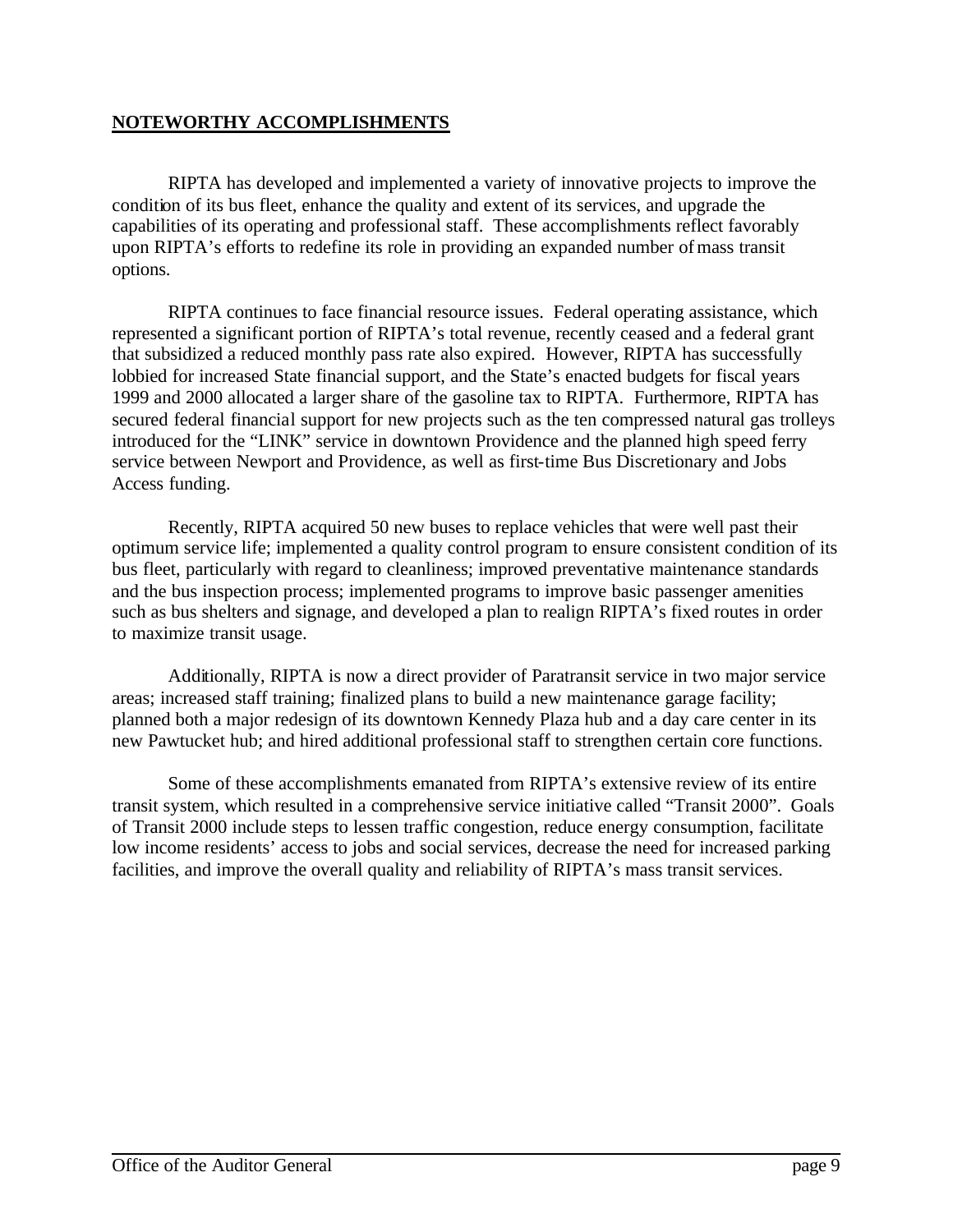## **NOTEWORTHY ACCOMPLISHMENTS**

RIPTA has developed and implemented a variety of innovative projects to improve the condition of its bus fleet, enhance the quality and extent of its services, and upgrade the capabilities of its operating and professional staff. These accomplishments reflect favorably upon RIPTA's efforts to redefine its role in providing an expanded number of mass transit options.

RIPTA continues to face financial resource issues. Federal operating assistance, which represented a significant portion of RIPTA's total revenue, recently ceased and a federal grant that subsidized a reduced monthly pass rate also expired. However, RIPTA has successfully lobbied for increased State financial support, and the State's enacted budgets for fiscal years 1999 and 2000 allocated a larger share of the gasoline tax to RIPTA. Furthermore, RIPTA has secured federal financial support for new projects such as the ten compressed natural gas trolleys introduced for the "LINK" service in downtown Providence and the planned high speed ferry service between Newport and Providence, as well as first-time Bus Discretionary and Jobs Access funding.

Recently, RIPTA acquired 50 new buses to replace vehicles that were well past their optimum service life; implemented a quality control program to ensure consistent condition of its bus fleet, particularly with regard to cleanliness; improved preventative maintenance standards and the bus inspection process; implemented programs to improve basic passenger amenities such as bus shelters and signage, and developed a plan to realign RIPTA's fixed routes in order to maximize transit usage.

Additionally, RIPTA is now a direct provider of Paratransit service in two major service areas; increased staff training; finalized plans to build a new maintenance garage facility; planned both a major redesign of its downtown Kennedy Plaza hub and a day care center in its new Pawtucket hub; and hired additional professional staff to strengthen certain core functions.

Some of these accomplishments emanated from RIPTA's extensive review of its entire transit system, which resulted in a comprehensive service initiative called "Transit 2000". Goals of Transit 2000 include steps to lessen traffic congestion, reduce energy consumption, facilitate low income residents' access to jobs and social services, decrease the need for increased parking facilities, and improve the overall quality and reliability of RIPTA's mass transit services.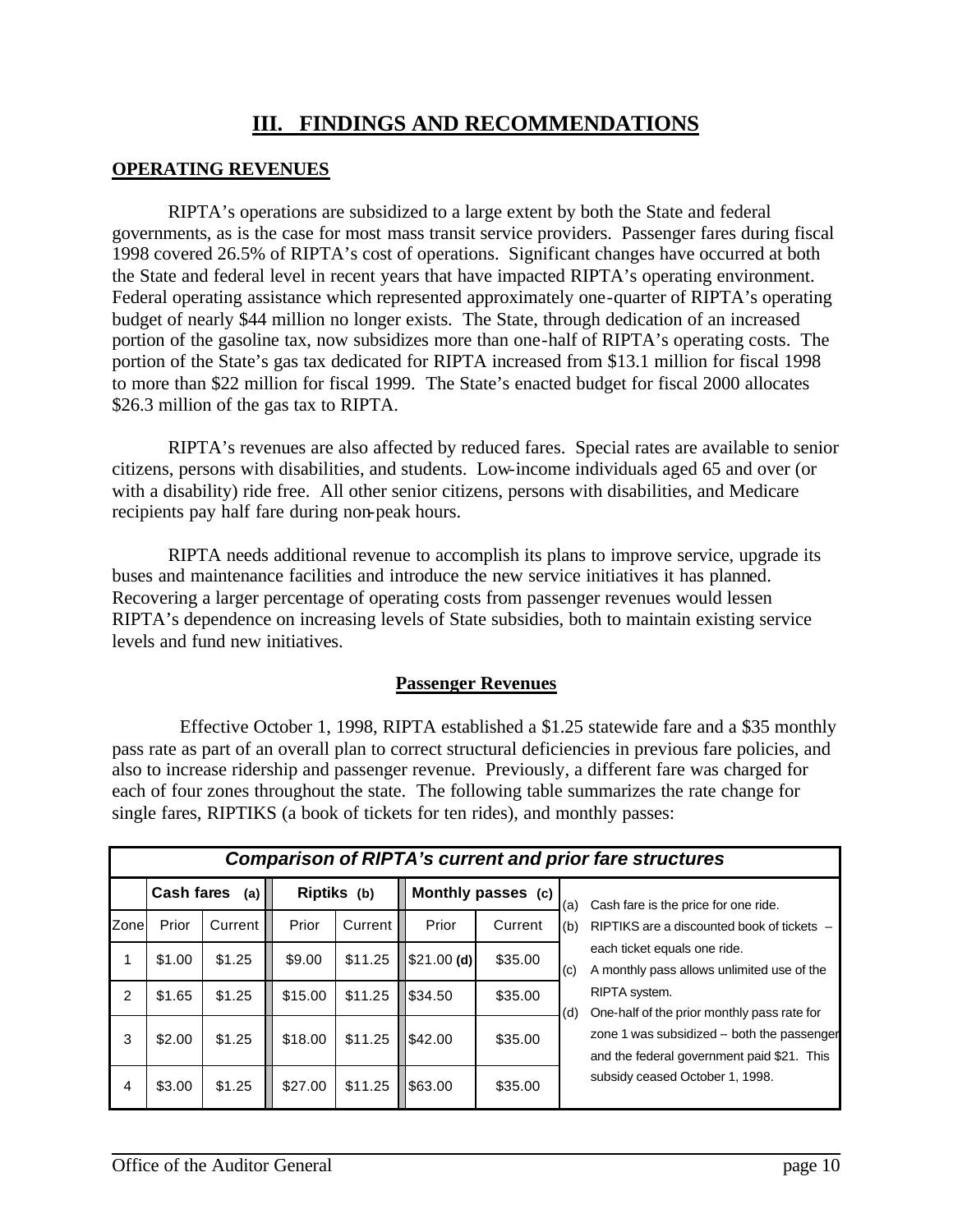# III. FINDINGS AND RECOMMENDATIONS

## OPERATING REVENUES

RIPTA's operations are subsidized to a large extent by both the State and federal governments, as is the case for most mass transit service providers. Passenger fares during fiscal 1998 covered 26.5% of RIPTA's cost of operations. Significant changes have occurred at both the State and federal level in recent years that have impacted RIPTA's operating environment. Federal operating assistance which represented approximately one-quarter of RIPTA's operating budget of nearly $44 million no longer exists. The State, through dedication of an increased portion of the gasoline tax, now subsidizes more than one-half of RIPTA's operating costs. The portion of the State's gas tax dedicated for RIPTA increased from $13.1 million for fiscal 1998 to more than $22 million for fiscal 1999. The State's enacted budget for fiscal 2000 allocates $26.3 million of the gas tax to RIPTA.

RIPTA's revenues are also affected by reduced fares. Special rates are available to senior citizens, persons with disabilities, and students. Low-income individuals aged 65 and over (or with a disability) ride free. All other senior citizens, persons with disabilities, and Medicare recipients pay half fare during non-peak hours.

RIPTA needs additional revenue to accomplish its plans to improve service, upgrade its buses and maintenance facilities and introduce the new service initiatives it has planned. Recovering a larger percentage of operating costs from passenger revenues would lessen RIPTA's dependence on increasing levels of State subsidies, both to maintain existing service levels and fund new initiatives.

### Passenger Revenues

Effective October 1, 1998, RIPTA established a $1.25 statewide fare and a $35 monthly pass rate as part of an overall plan to correct structural deficiencies in previous fare policies, and also to increase ridership and passenger revenue. Previously, a different fare was charged for each of four zones throughout the state. The following table summarizes the rate change for single fares, RIPTIKS (a book of tickets for ten rides), and monthly passes:

***Comparison of RIPTA's current and prior fare structures***

| | Cash fares (a) | | Riptiks (b) | | Monthly passes (c) | |
|---|---|---|---|---|---|---|
| Zone | Prior | Current | Prior | Current | Prior | Current |
| 1 | $1.00 | $1.25 | $9.00 | $11.25 | $21.00 **(d)** | $35.00 |
| 2 | $1.65 | $1.25 | $15.00 | $11.25 | $34.50 | $35.00 |
| 3 | $2.00 | $1.25 | $18.00 | $11.25 | $42.00 | $35.00 |
| 4 | $3.00 | $1.25 | $27.00 | $11.25 | $63.00 | $35.00 |

(a) Cash fare is the price for one ride.
(b) RIPTIKS are a discounted book of tickets – each ticket equals one ride.
(c) A monthly pass allows unlimited use of the RIPTA system.
(d) One-half of the prior monthly pass rate for zone 1 was subsidized – both the passenger and the federal government paid $21. This subsidy ceased October 1, 1998.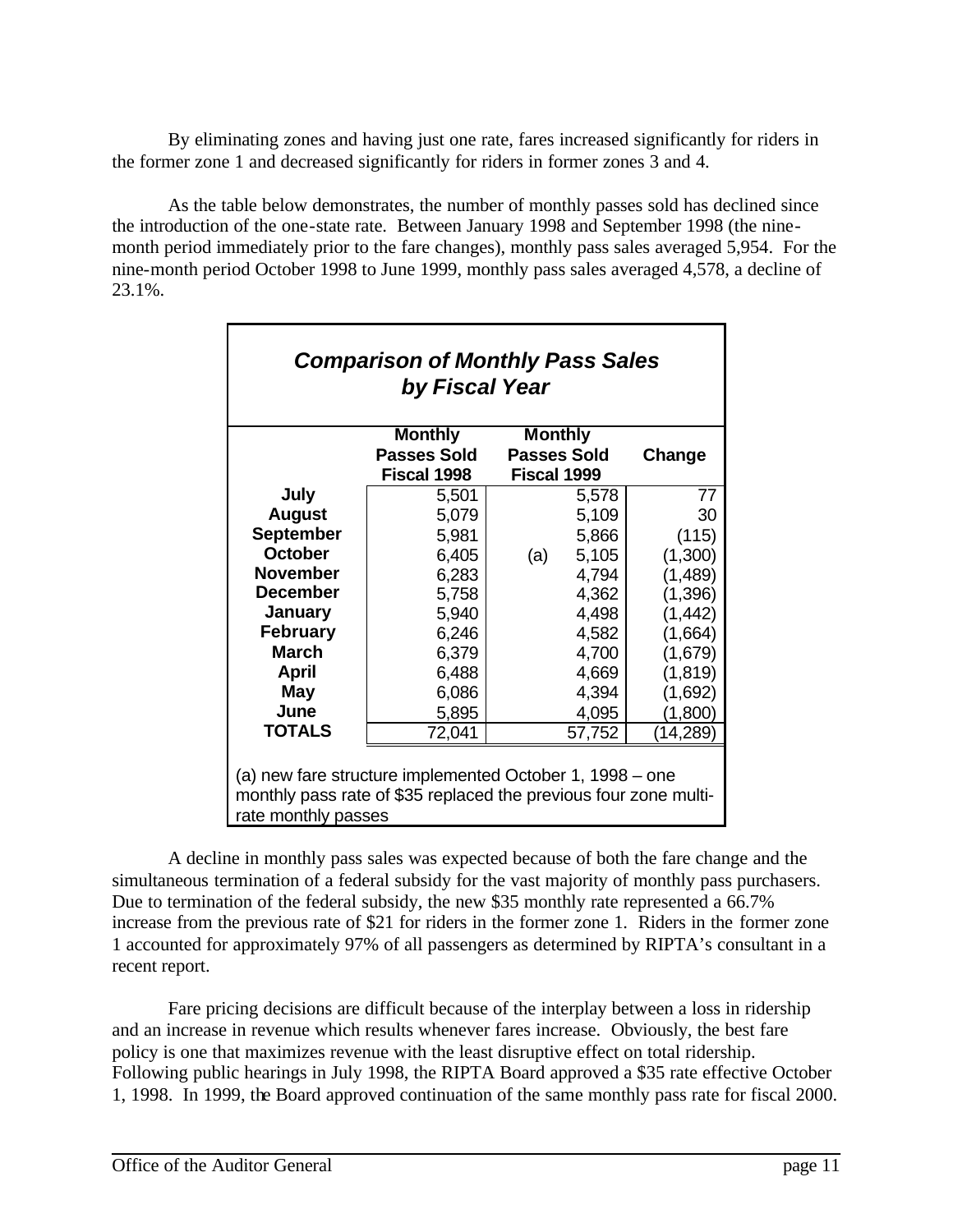By eliminating zones and having just one rate, fares increased significantly for riders in the former zone 1 and decreased significantly for riders in former zones 3 and 4.

As the table below demonstrates, the number of monthly passes sold has declined since the introduction of the one-state rate. Between January 1998 and September 1998 (the nine-month period immediately prior to the fare changes), monthly pass sales averaged 5,954. For the nine-month period October 1998 to June 1999, monthly pass sales averaged 4,578, a decline of 23.1%.

***Comparison of Monthly Pass Sales by Fiscal Year***

| | Monthly Passes Sold Fiscal 1998 | Monthly Passes Sold Fiscal 1999 | Change |
|---|---|---|---|
| **July** | 5,501 | 5,578 | 77 |
| **August** | 5,079 | 5,109 | 30 |
| **September** | 5,981 | 5,866 | (115) |
| **October** | 6,405 | (a) 5,105 | (1,300) |
| **November** | 6,283 | 4,794 | (1,489) |
| **December** | 5,758 | 4,362 | (1,396) |
| **January** | 5,940 | 4,498 | (1,442) |
| **February** | 6,246 | 4,582 | (1,664) |
| **March** | 6,379 | 4,700 | (1,679) |
| **April** | 6,488 | 4,669 | (1,819) |
| **May** | 6,086 | 4,394 | (1,692) |
| **June** | 5,895 | 4,095 | (1,800) |
| **TOTALS** | 72,041 | 57,752 | (14,289) |

(a) new fare structure implemented October 1, 1998 – one monthly pass rate of $35 replaced the previous four zone multi-rate monthly passes

A decline in monthly pass sales was expected because of both the fare change and the simultaneous termination of a federal subsidy for the vast majority of monthly pass purchasers. Due to termination of the federal subsidy, the new $35 monthly rate represented a 66.7% increase from the previous rate of $21 for riders in the former zone 1. Riders in the former zone 1 accounted for approximately 97% of all passengers as determined by RIPTA's consultant in a recent report.

Fare pricing decisions are difficult because of the interplay between a loss in ridership and an increase in revenue which results whenever fares increase. Obviously, the best fare policy is one that maximizes revenue with the least disruptive effect on total ridership. Following public hearings in July 1998, the RIPTA Board approved a $35 rate effective October 1, 1998. In 1999, the Board approved continuation of the same monthly pass rate for fiscal 2000.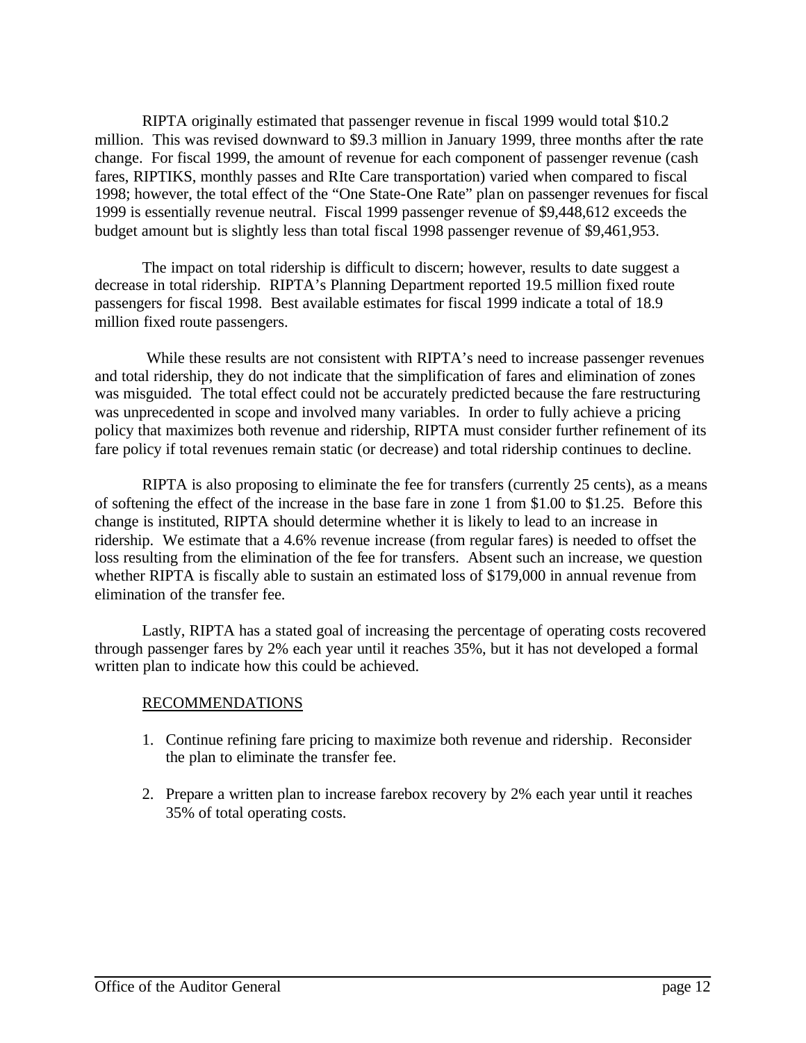RIPTA originally estimated that passenger revenue in fiscal 1999 would total $10.2 million. This was revised downward to $9.3 million in January 1999, three months after the rate change. For fiscal 1999, the amount of revenue for each component of passenger revenue (cash fares, RIPTIKS, monthly passes and RIte Care transportation) varied when compared to fiscal 1998; however, the total effect of the "One State-One Rate" plan on passenger revenues for fiscal 1999 is essentially revenue neutral. Fiscal 1999 passenger revenue of $9,448,612 exceeds the budget amount but is slightly less than total fiscal 1998 passenger revenue of $9,461,953.

The impact on total ridership is difficult to discern; however, results to date suggest a decrease in total ridership. RIPTA's Planning Department reported 19.5 million fixed route passengers for fiscal 1998. Best available estimates for fiscal 1999 indicate a total of 18.9 million fixed route passengers.

While these results are not consistent with RIPTA's need to increase passenger revenues and total ridership, they do not indicate that the simplification of fares and elimination of zones was misguided. The total effect could not be accurately predicted because the fare restructuring was unprecedented in scope and involved many variables. In order to fully achieve a pricing policy that maximizes both revenue and ridership, RIPTA must consider further refinement of its fare policy if total revenues remain static (or decrease) and total ridership continues to decline.

RIPTA is also proposing to eliminate the fee for transfers (currently 25 cents), as a means of softening the effect of the increase in the base fare in zone 1 from $1.00 to $1.25. Before this change is instituted, RIPTA should determine whether it is likely to lead to an increase in ridership. We estimate that a 4.6% revenue increase (from regular fares) is needed to offset the loss resulting from the elimination of the fee for transfers. Absent such an increase, we question whether RIPTA is fiscally able to sustain an estimated loss of $179,000 in annual revenue from elimination of the transfer fee.

Lastly, RIPTA has a stated goal of increasing the percentage of operating costs recovered through passenger fares by 2% each year until it reaches 35%, but it has not developed a formal written plan to indicate how this could be achieved.

## RECOMMENDATIONS

1. Continue refining fare pricing to maximize both revenue and ridership. Reconsider the plan to eliminate the transfer fee.

2. Prepare a written plan to increase farebox recovery by 2% each year until it reaches 35% of total operating costs.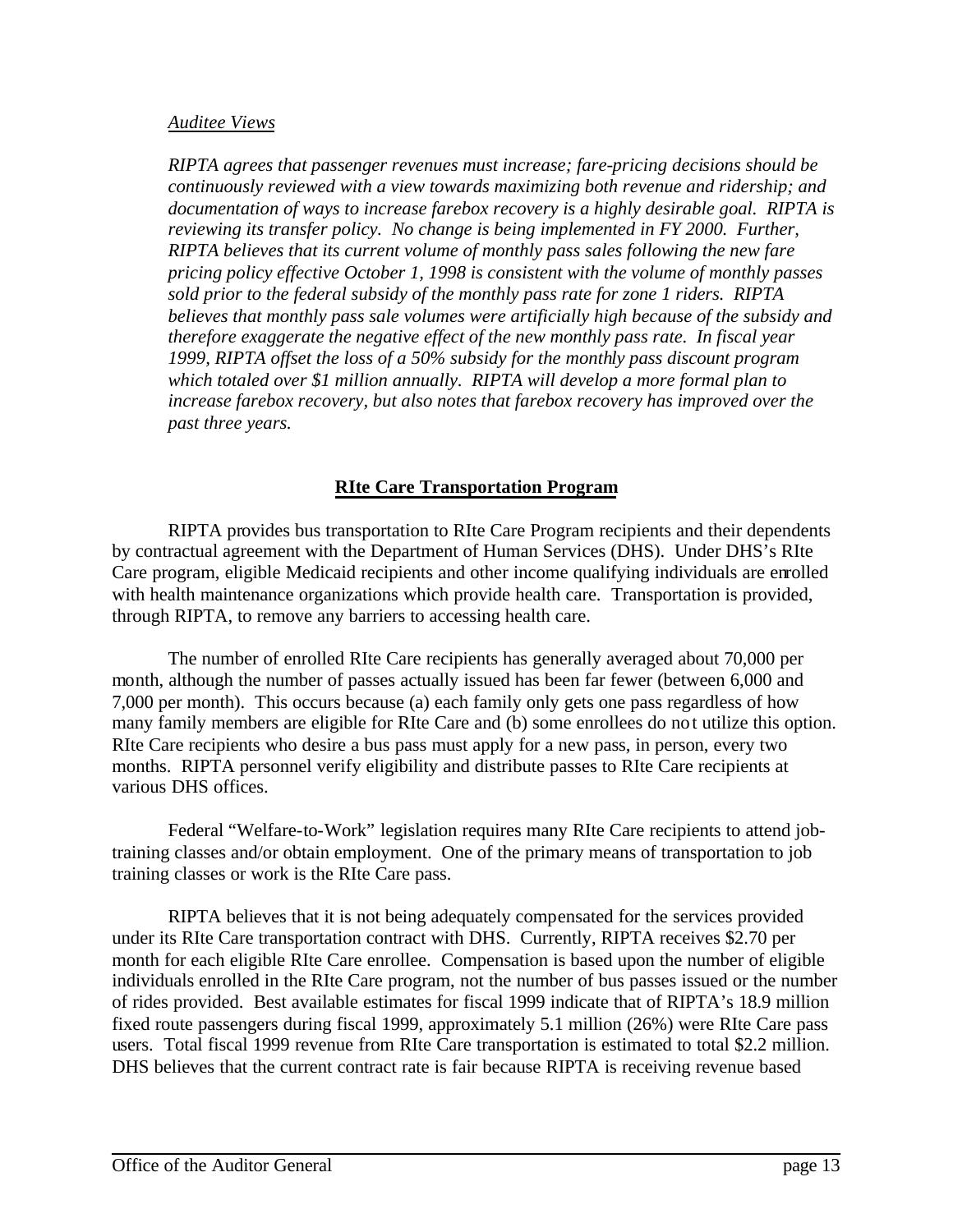*Auditee Views*

*RIPTA agrees that passenger revenues must increase; fare-pricing decisions should be continuously reviewed with a view towards maximizing both revenue and ridership; and documentation of ways to increase farebox recovery is a highly desirable goal. RIPTA is reviewing its transfer policy. No change is being implemented in FY 2000. Further, RIPTA believes that its current volume of monthly pass sales following the new fare pricing policy effective October 1, 1998 is consistent with the volume of monthly passes sold prior to the federal subsidy of the monthly pass rate for zone 1 riders. RIPTA believes that monthly pass sale volumes were artificially high because of the subsidy and therefore exaggerate the negative effect of the new monthly pass rate. In fiscal year 1999, RIPTA offset the loss of a 50% subsidy for the monthly pass discount program which totaled over $1 million annually. RIPTA will develop a more formal plan to increase farebox recovery, but also notes that farebox recovery has improved over the past three years.*

## RIte Care Transportation Program

RIPTA provides bus transportation to RIte Care Program recipients and their dependents by contractual agreement with the Department of Human Services (DHS). Under DHS's RIte Care program, eligible Medicaid recipients and other income qualifying individuals are enrolled with health maintenance organizations which provide health care. Transportation is provided, through RIPTA, to remove any barriers to accessing health care.

The number of enrolled RIte Care recipients has generally averaged about 70,000 per month, although the number of passes actually issued has been far fewer (between 6,000 and 7,000 per month). This occurs because (a) each family only gets one pass regardless of how many family members are eligible for RIte Care and (b) some enrollees do not utilize this option. RIte Care recipients who desire a bus pass must apply for a new pass, in person, every two months. RIPTA personnel verify eligibility and distribute passes to RIte Care recipients at various DHS offices.

Federal "Welfare-to-Work" legislation requires many RIte Care recipients to attend job-training classes and/or obtain employment. One of the primary means of transportation to job training classes or work is the RIte Care pass.

RIPTA believes that it is not being adequately compensated for the services provided under its RIte Care transportation contract with DHS. Currently, RIPTA receives $2.70 per month for each eligible RIte Care enrollee. Compensation is based upon the number of eligible individuals enrolled in the RIte Care program, not the number of bus passes issued or the number of rides provided. Best available estimates for fiscal 1999 indicate that of RIPTA's 18.9 million fixed route passengers during fiscal 1999, approximately 5.1 million (26%) were RIte Care pass users. Total fiscal 1999 revenue from RIte Care transportation is estimated to total $2.2 million. DHS believes that the current contract rate is fair because RIPTA is receiving revenue based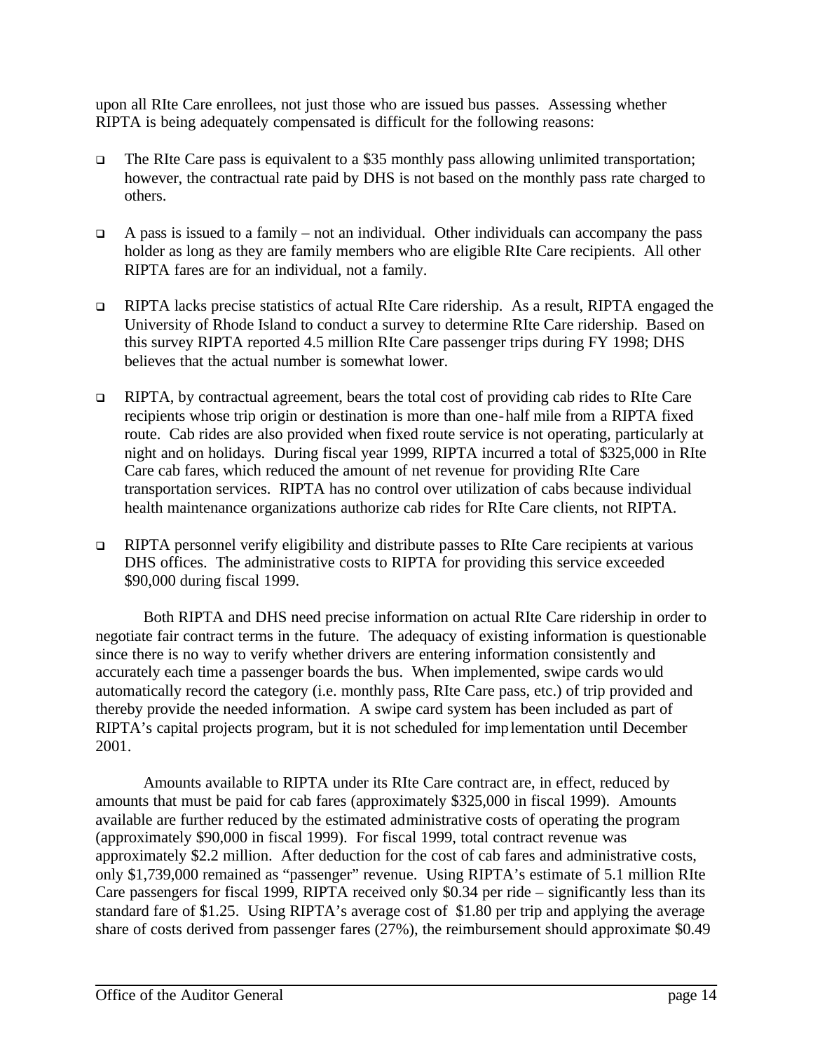upon all RIte Care enrollees, not just those who are issued bus passes. Assessing whether RIPTA is being adequately compensated is difficult for the following reasons:

- The RIte Care pass is equivalent to a $35 monthly pass allowing unlimited transportation; however, the contractual rate paid by DHS is not based on the monthly pass rate charged to others.
- A pass is issued to a family – not an individual. Other individuals can accompany the pass holder as long as they are family members who are eligible RIte Care recipients. All other RIPTA fares are for an individual, not a family.
- RIPTA lacks precise statistics of actual RIte Care ridership. As a result, RIPTA engaged the University of Rhode Island to conduct a survey to determine RIte Care ridership. Based on this survey RIPTA reported 4.5 million RIte Care passenger trips during FY 1998; DHS believes that the actual number is somewhat lower.
- RIPTA, by contractual agreement, bears the total cost of providing cab rides to RIte Care recipients whose trip origin or destination is more than one-half mile from a RIPTA fixed route. Cab rides are also provided when fixed route service is not operating, particularly at night and on holidays. During fiscal year 1999, RIPTA incurred a total of $325,000 in RIte Care cab fares, which reduced the amount of net revenue for providing RIte Care transportation services. RIPTA has no control over utilization of cabs because individual health maintenance organizations authorize cab rides for RIte Care clients, not RIPTA.
- RIPTA personnel verify eligibility and distribute passes to RIte Care recipients at various DHS offices. The administrative costs to RIPTA for providing this service exceeded $90,000 during fiscal 1999.

Both RIPTA and DHS need precise information on actual RIte Care ridership in order to negotiate fair contract terms in the future. The adequacy of existing information is questionable since there is no way to verify whether drivers are entering information consistently and accurately each time a passenger boards the bus. When implemented, swipe cards would automatically record the category (i.e. monthly pass, RIte Care pass, etc.) of trip provided and thereby provide the needed information. A swipe card system has been included as part of RIPTA's capital projects program, but it is not scheduled for implementation until December 2001.

Amounts available to RIPTA under its RIte Care contract are, in effect, reduced by amounts that must be paid for cab fares (approximately $325,000 in fiscal 1999). Amounts available are further reduced by the estimated administrative costs of operating the program (approximately $90,000 in fiscal 1999). For fiscal 1999, total contract revenue was approximately $2.2 million. After deduction for the cost of cab fares and administrative costs, only $1,739,000 remained as "passenger" revenue. Using RIPTA's estimate of 5.1 million RIte Care passengers for fiscal 1999, RIPTA received only $0.34 per ride – significantly less than its standard fare of $1.25. Using RIPTA's average cost of $1.80 per trip and applying the average share of costs derived from passenger fares (27%), the reimbursement should approximate $0.49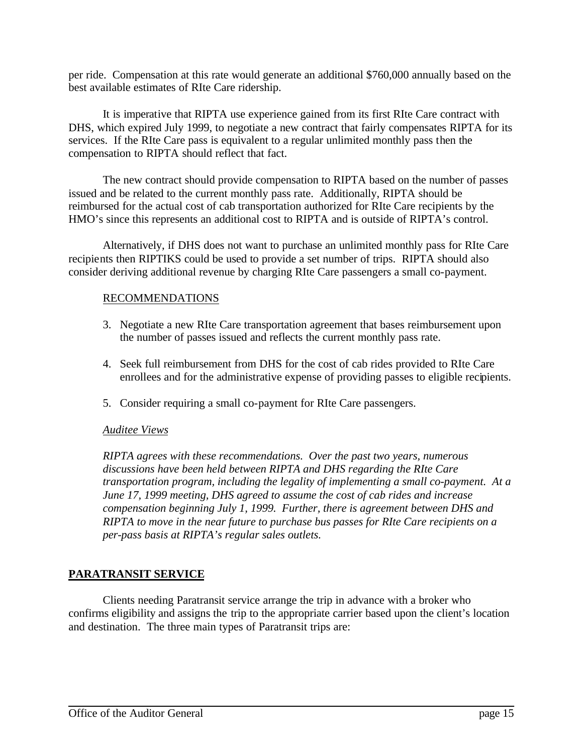per ride. Compensation at this rate would generate an additional $760,000 annually based on the best available estimates of RIte Care ridership.

It is imperative that RIPTA use experience gained from its first RIte Care contract with DHS, which expired July 1999, to negotiate a new contract that fairly compensates RIPTA for its services. If the RIte Care pass is equivalent to a regular unlimited monthly pass then the compensation to RIPTA should reflect that fact.

The new contract should provide compensation to RIPTA based on the number of passes issued and be related to the current monthly pass rate. Additionally, RIPTA should be reimbursed for the actual cost of cab transportation authorized for RIte Care recipients by the HMO's since this represents an additional cost to RIPTA and is outside of RIPTA's control.

Alternatively, if DHS does not want to purchase an unlimited monthly pass for RIte Care recipients then RIPTIKS could be used to provide a set number of trips. RIPTA should also consider deriving additional revenue by charging RIte Care passengers a small co-payment.

RECOMMENDATIONS

3. Negotiate a new RIte Care transportation agreement that bases reimbursement upon the number of passes issued and reflects the current monthly pass rate.
4. Seek full reimbursement from DHS for the cost of cab rides provided to RIte Care enrollees and for the administrative expense of providing passes to eligible recipients.
5. Consider requiring a small co-payment for RIte Care passengers.

*Auditee Views*

*RIPTA agrees with these recommendations. Over the past two years, numerous discussions have been held between RIPTA and DHS regarding the RIte Care transportation program, including the legality of implementing a small co-payment. At a June 17, 1999 meeting, DHS agreed to assume the cost of cab rides and increase compensation beginning July 1, 1999. Further, there is agreement between DHS and RIPTA to move in the near future to purchase bus passes for RIte Care recipients on a per-pass basis at RIPTA's regular sales outlets.*

## PARATRANSIT SERVICE

Clients needing Paratransit service arrange the trip in advance with a broker who confirms eligibility and assigns the trip to the appropriate carrier based upon the client's location and destination. The three main types of Paratransit trips are: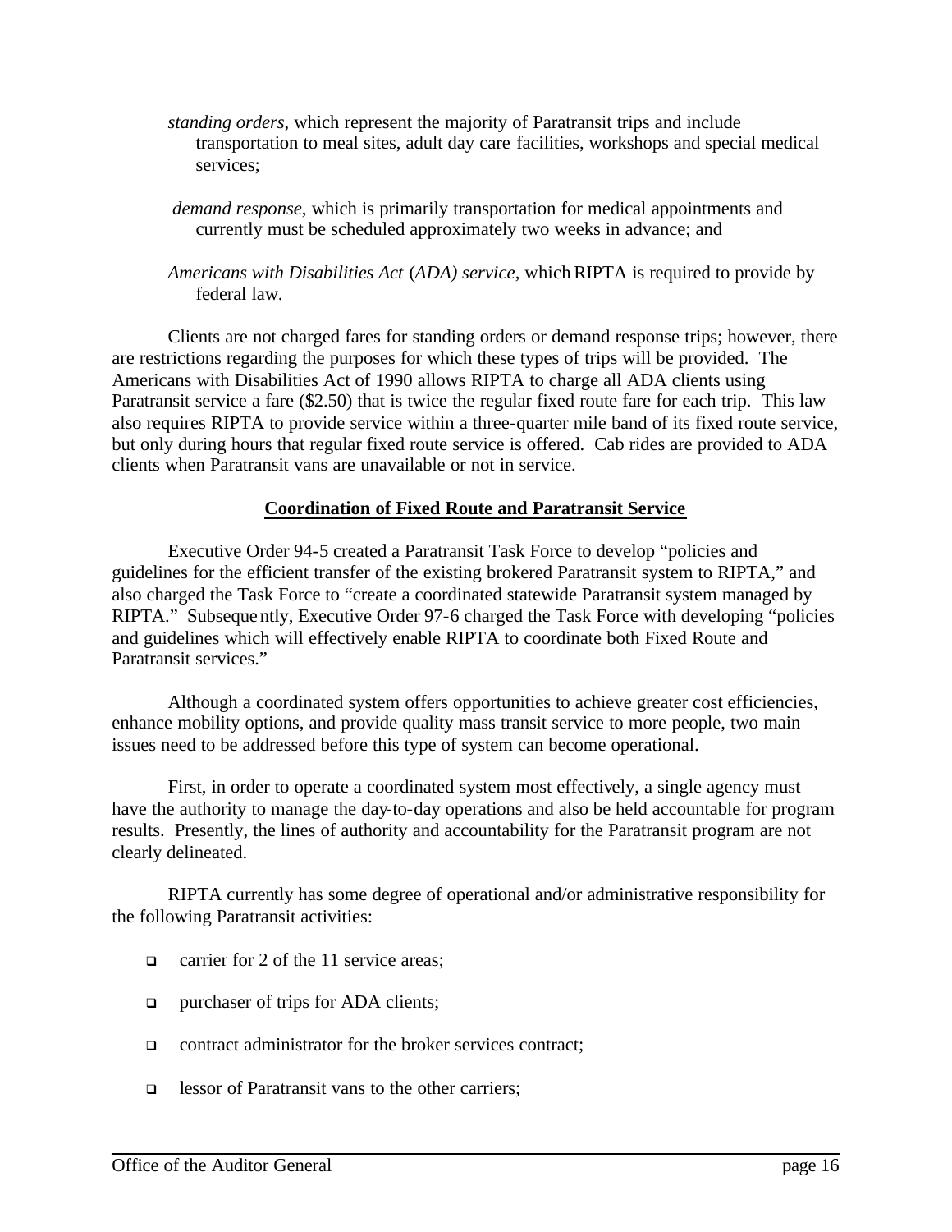- *standing orders*, which represent the majority of Paratransit trips and include transportation to meal sites, adult day care facilities, workshops and special medical services;

- *demand response*, which is primarily transportation for medical appointments and currently must be scheduled approximately two weeks in advance; and

- *Americans with Disabilities Act (ADA) service*, which RIPTA is required to provide by federal law.

Clients are not charged fares for standing orders or demand response trips; however, there are restrictions regarding the purposes for which these types of trips will be provided. The Americans with Disabilities Act of 1990 allows RIPTA to charge all ADA clients using Paratransit service a fare ($2.50) that is twice the regular fixed route fare for each trip. This law also requires RIPTA to provide service within a three-quarter mile band of its fixed route service, but only during hours that regular fixed route service is offered. Cab rides are provided to ADA clients when Paratransit vans are unavailable or not in service.

## Coordination of Fixed Route and Paratransit Service

Executive Order 94-5 created a Paratransit Task Force to develop "policies and guidelines for the efficient transfer of the existing brokered Paratransit system to RIPTA," and also charged the Task Force to "create a coordinated statewide Paratransit system managed by RIPTA." Subsequently, Executive Order 97-6 charged the Task Force with developing "policies and guidelines which will effectively enable RIPTA to coordinate both Fixed Route and Paratransit services."

Although a coordinated system offers opportunities to achieve greater cost efficiencies, enhance mobility options, and provide quality mass transit service to more people, two main issues need to be addressed before this type of system can become operational.

First, in order to operate a coordinated system most effectively, a single agency must have the authority to manage the day-to-day operations and also be held accountable for program results. Presently, the lines of authority and accountability for the Paratransit program are not clearly delineated.

RIPTA currently has some degree of operational and/or administrative responsibility for the following Paratransit activities:

- carrier for 2 of the 11 service areas;
- purchaser of trips for ADA clients;
- contract administrator for the broker services contract;
- lessor of Paratransit vans to the other carriers;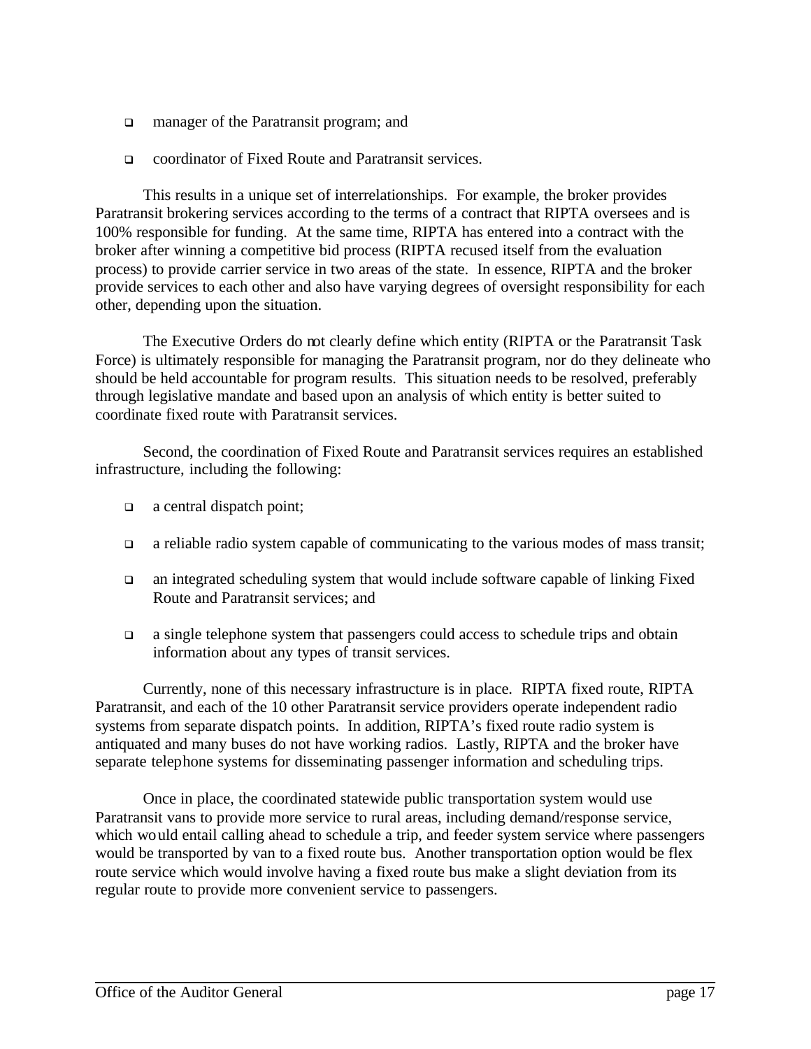- manager of the Paratransit program; and
- coordinator of Fixed Route and Paratransit services.

This results in a unique set of interrelationships. For example, the broker provides Paratransit brokering services according to the terms of a contract that RIPTA oversees and is 100% responsible for funding. At the same time, RIPTA has entered into a contract with the broker after winning a competitive bid process (RIPTA recused itself from the evaluation process) to provide carrier service in two areas of the state. In essence, RIPTA and the broker provide services to each other and also have varying degrees of oversight responsibility for each other, depending upon the situation.

The Executive Orders do not clearly define which entity (RIPTA or the Paratransit Task Force) is ultimately responsible for managing the Paratransit program, nor do they delineate who should be held accountable for program results. This situation needs to be resolved, preferably through legislative mandate and based upon an analysis of which entity is better suited to coordinate fixed route with Paratransit services.

Second, the coordination of Fixed Route and Paratransit services requires an established infrastructure, including the following:

- a central dispatch point;
- a reliable radio system capable of communicating to the various modes of mass transit;
- an integrated scheduling system that would include software capable of linking Fixed Route and Paratransit services; and
- a single telephone system that passengers could access to schedule trips and obtain information about any types of transit services.

Currently, none of this necessary infrastructure is in place. RIPTA fixed route, RIPTA Paratransit, and each of the 10 other Paratransit service providers operate independent radio systems from separate dispatch points. In addition, RIPTA's fixed route radio system is antiquated and many buses do not have working radios. Lastly, RIPTA and the broker have separate telephone systems for disseminating passenger information and scheduling trips.

Once in place, the coordinated statewide public transportation system would use Paratransit vans to provide more service to rural areas, including demand/response service, which would entail calling ahead to schedule a trip, and feeder system service where passengers would be transported by van to a fixed route bus. Another transportation option would be flex route service which would involve having a fixed route bus make a slight deviation from its regular route to provide more convenient service to passengers.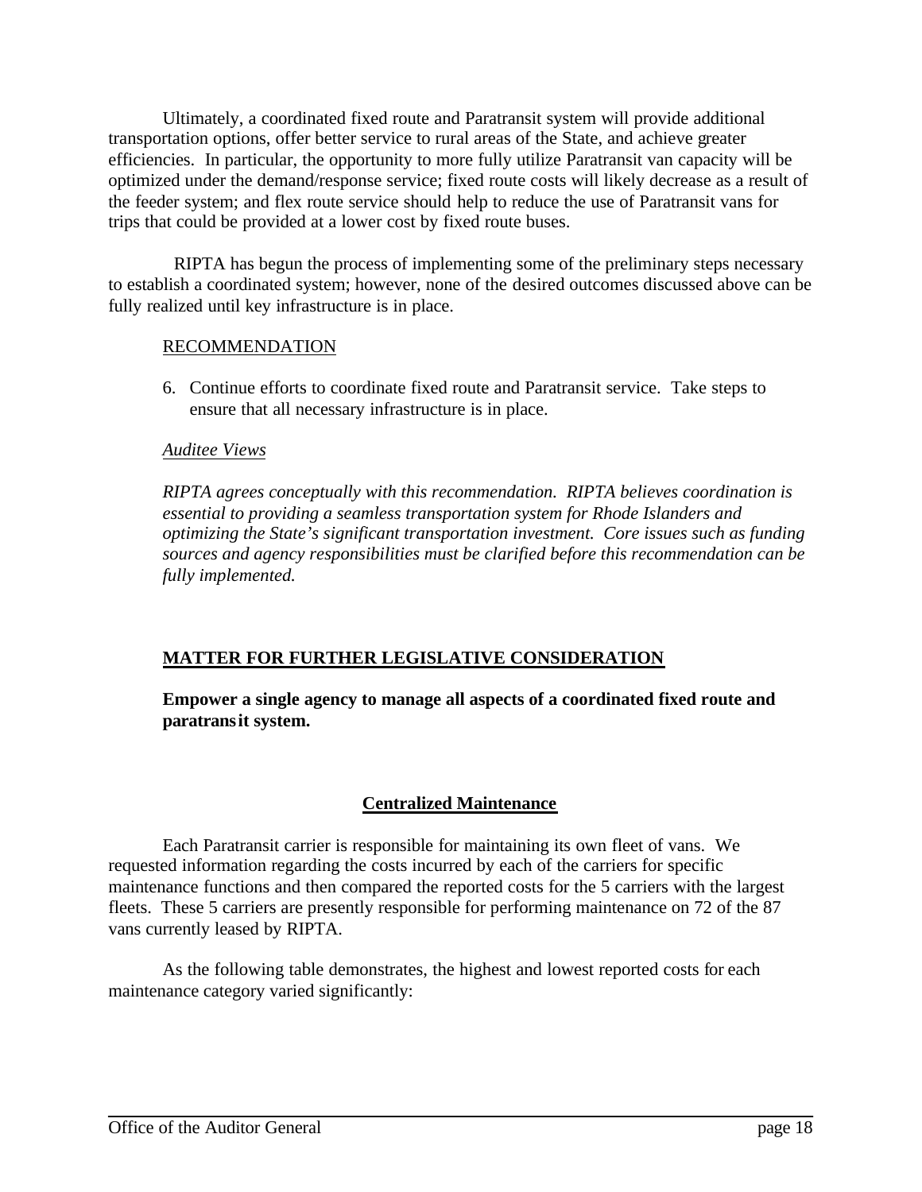Ultimately, a coordinated fixed route and Paratransit system will provide additional transportation options, offer better service to rural areas of the State, and achieve greater efficiencies. In particular, the opportunity to more fully utilize Paratransit van capacity will be optimized under the demand/response service; fixed route costs will likely decrease as a result of the feeder system; and flex route service should help to reduce the use of Paratransit vans for trips that could be provided at a lower cost by fixed route buses.

RIPTA has begun the process of implementing some of the preliminary steps necessary to establish a coordinated system; however, none of the desired outcomes discussed above can be fully realized until key infrastructure is in place.

RECOMMENDATION

6. Continue efforts to coordinate fixed route and Paratransit service. Take steps to ensure that all necessary infrastructure is in place.

*Auditee Views*

*RIPTA agrees conceptually with this recommendation. RIPTA believes coordination is essential to providing a seamless transportation system for Rhode Islanders and optimizing the State's significant transportation investment. Core issues such as funding sources and agency responsibilities must be clarified before this recommendation can be fully implemented.*

**MATTER FOR FURTHER LEGISLATIVE CONSIDERATION**

**Empower a single agency to manage all aspects of a coordinated fixed route and paratransit system.**

## Centralized Maintenance

Each Paratransit carrier is responsible for maintaining its own fleet of vans. We requested information regarding the costs incurred by each of the carriers for specific maintenance functions and then compared the reported costs for the 5 carriers with the largest fleets. These 5 carriers are presently responsible for performing maintenance on 72 of the 87 vans currently leased by RIPTA.

As the following table demonstrates, the highest and lowest reported costs for each maintenance category varied significantly: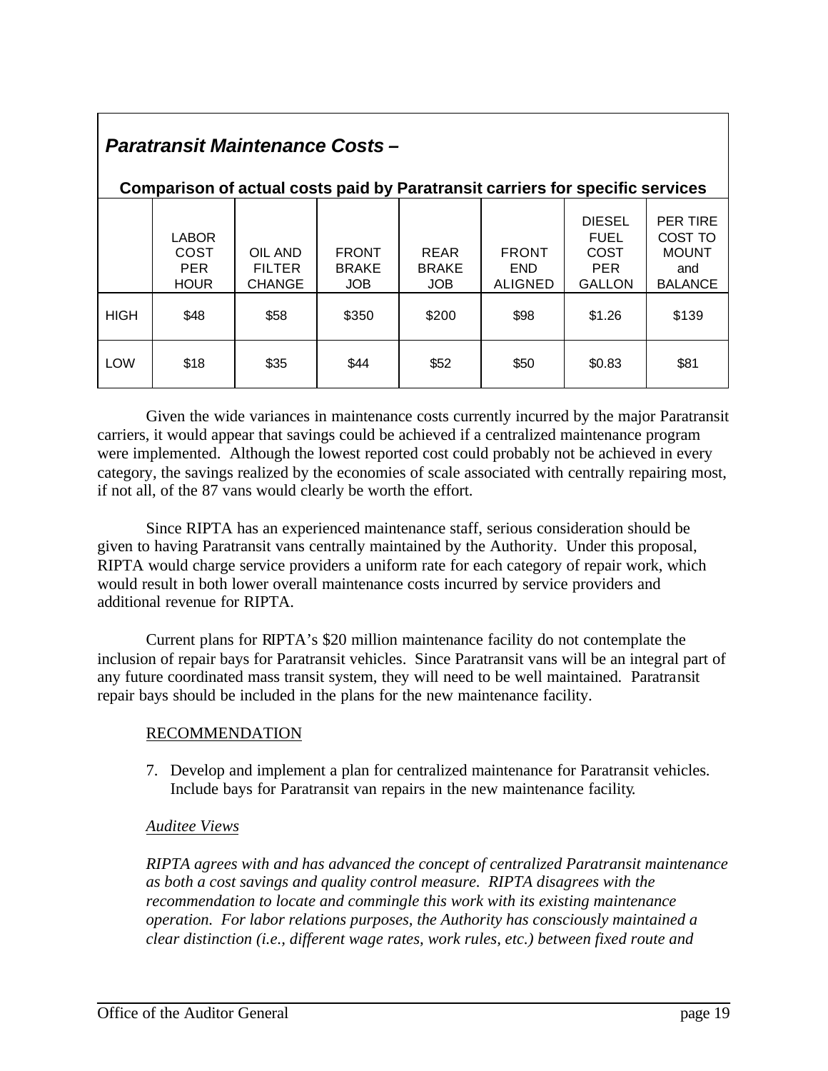***Paratransit Maintenance Costs –***

**Comparison of actual costs paid by Paratransit carriers for specific services**

| | LABOR COST PER HOUR | OIL AND FILTER CHANGE | FRONT BRAKE JOB | REAR BRAKE JOB | FRONT END ALIGNED | DIESEL FUEL COST PER GALLON | PER TIRE COST TO MOUNT and BALANCE |
|---|---|---|---|---|---|---|---|
| HIGH | $48 | $58 | $350 | $200 | $98 | $1.26 | $139 |
| LOW | $18 | $35 | $44 | $52 | $50 | $0.83 | $81 |

Given the wide variances in maintenance costs currently incurred by the major Paratransit carriers, it would appear that savings could be achieved if a centralized maintenance program were implemented. Although the lowest reported cost could probably not be achieved in every category, the savings realized by the economies of scale associated with centrally repairing most, if not all, of the 87 vans would clearly be worth the effort.

Since RIPTA has an experienced maintenance staff, serious consideration should be given to having Paratransit vans centrally maintained by the Authority. Under this proposal, RIPTA would charge service providers a uniform rate for each category of repair work, which would result in both lower overall maintenance costs incurred by service providers and additional revenue for RIPTA.

Current plans for RIPTA's $20 million maintenance facility do not contemplate the inclusion of repair bays for Paratransit vehicles. Since Paratransit vans will be an integral part of any future coordinated mass transit system, they will need to be well maintained. Paratransit repair bays should be included in the plans for the new maintenance facility.

<u>RECOMMENDATION</u>

7. Develop and implement a plan for centralized maintenance for Paratransit vehicles. Include bays for Paratransit van repairs in the new maintenance facility.

*<u>Auditee Views</u>*

*RIPTA agrees with and has advanced the concept of centralized Paratransit maintenance as both a cost savings and quality control measure. RIPTA disagrees with the recommendation to locate and commingle this work with its existing maintenance operation. For labor relations purposes, the Authority has consciously maintained a clear distinction (i.e., different wage rates, work rules, etc.) between fixed route and*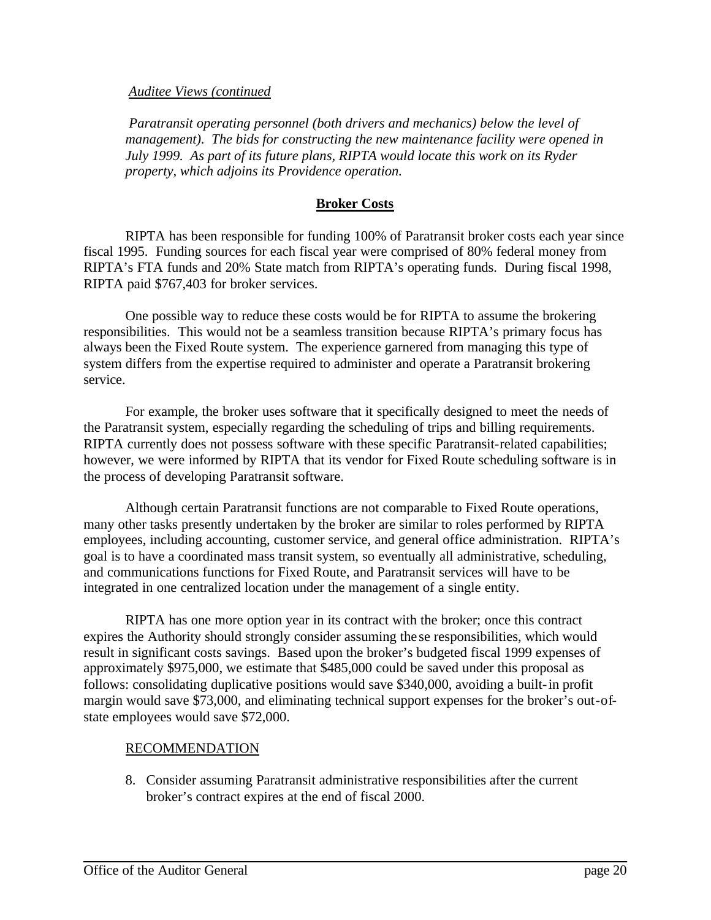*Auditee Views (continued*

*Paratransit operating personnel (both drivers and mechanics) below the level of management). The bids for constructing the new maintenance facility were opened in July 1999. As part of its future plans, RIPTA would locate this work on its Ryder property, which adjoins its Providence operation.*

## **Broker Costs**

RIPTA has been responsible for funding 100% of Paratransit broker costs each year since fiscal 1995. Funding sources for each fiscal year were comprised of 80% federal money from RIPTA's FTA funds and 20% State match from RIPTA's operating funds. During fiscal 1998, RIPTA paid $767,403 for broker services.

One possible way to reduce these costs would be for RIPTA to assume the brokering responsibilities. This would not be a seamless transition because RIPTA's primary focus has always been the Fixed Route system. The experience garnered from managing this type of system differs from the expertise required to administer and operate a Paratransit brokering service.

For example, the broker uses software that it specifically designed to meet the needs of the Paratransit system, especially regarding the scheduling of trips and billing requirements. RIPTA currently does not possess software with these specific Paratransit-related capabilities; however, we were informed by RIPTA that its vendor for Fixed Route scheduling software is in the process of developing Paratransit software.

Although certain Paratransit functions are not comparable to Fixed Route operations, many other tasks presently undertaken by the broker are similar to roles performed by RIPTA employees, including accounting, customer service, and general office administration. RIPTA's goal is to have a coordinated mass transit system, so eventually all administrative, scheduling, and communications functions for Fixed Route, and Paratransit services will have to be integrated in one centralized location under the management of a single entity.

RIPTA has one more option year in its contract with the broker; once this contract expires the Authority should strongly consider assuming these responsibilities, which would result in significant costs savings. Based upon the broker's budgeted fiscal 1999 expenses of approximately $975,000, we estimate that $485,000 could be saved under this proposal as follows: consolidating duplicative positions would save $340,000, avoiding a built-in profit margin would save $73,000, and eliminating technical support expenses for the broker's out-of-state employees would save $72,000.

RECOMMENDATION

8. Consider assuming Paratransit administrative responsibilities after the current broker's contract expires at the end of fiscal 2000.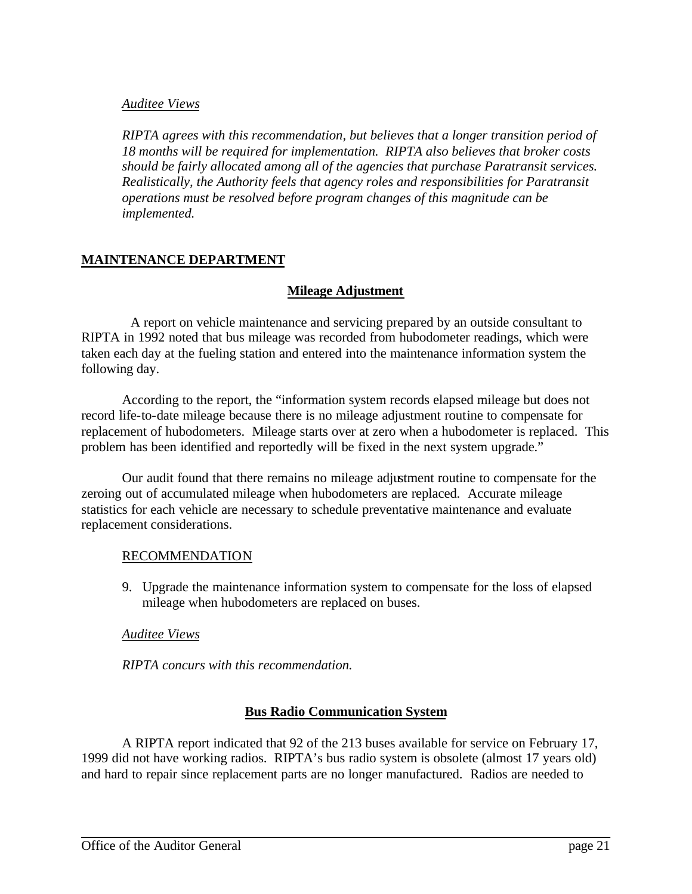*Auditee Views*

*RIPTA agrees with this recommendation, but believes that a longer transition period of 18 months will be required for implementation. RIPTA also believes that broker costs should be fairly allocated among all of the agencies that purchase Paratransit services. Realistically, the Authority feels that agency roles and responsibilities for Paratransit operations must be resolved before program changes of this magnitude can be implemented.*

## MAINTENANCE DEPARTMENT

### Mileage Adjustment

A report on vehicle maintenance and servicing prepared by an outside consultant to RIPTA in 1992 noted that bus mileage was recorded from hubodometer readings, which were taken each day at the fueling station and entered into the maintenance information system the following day.

According to the report, the "information system records elapsed mileage but does not record life-to-date mileage because there is no mileage adjustment routine to compensate for replacement of hubodometers. Mileage starts over at zero when a hubodometer is replaced. This problem has been identified and reportedly will be fixed in the next system upgrade."

Our audit found that there remains no mileage adjustment routine to compensate for the zeroing out of accumulated mileage when hubodometers are replaced. Accurate mileage statistics for each vehicle are necessary to schedule preventative maintenance and evaluate replacement considerations.

RECOMMENDATION

9. Upgrade the maintenance information system to compensate for the loss of elapsed mileage when hubodometers are replaced on buses.

*Auditee Views*

*RIPTA concurs with this recommendation.*

### Bus Radio Communication System

A RIPTA report indicated that 92 of the 213 buses available for service on February 17, 1999 did not have working radios. RIPTA's bus radio system is obsolete (almost 17 years old) and hard to repair since replacement parts are no longer manufactured. Radios are needed to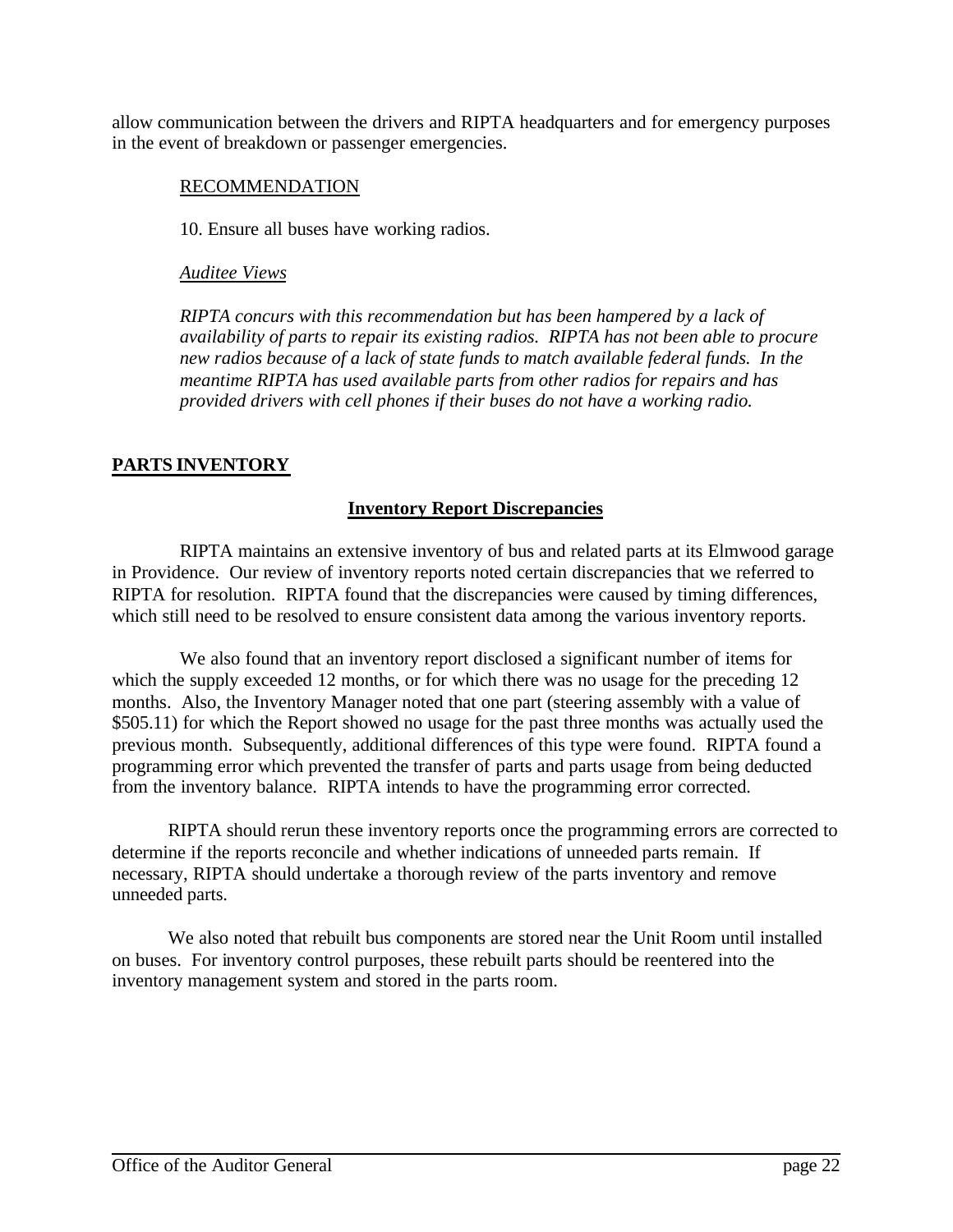allow communication between the drivers and RIPTA headquarters and for emergency purposes in the event of breakdown or passenger emergencies.

RECOMMENDATION

10. Ensure all buses have working radios.

*Auditee Views*

*RIPTA concurs with this recommendation but has been hampered by a lack of availability of parts to repair its existing radios. RIPTA has not been able to procure new radios because of a lack of state funds to match available federal funds. In the meantime RIPTA has used available parts from other radios for repairs and has provided drivers with cell phones if their buses do not have a working radio.*

## PARTS INVENTORY

### Inventory Report Discrepancies

RIPTA maintains an extensive inventory of bus and related parts at its Elmwood garage in Providence. Our review of inventory reports noted certain discrepancies that we referred to RIPTA for resolution. RIPTA found that the discrepancies were caused by timing differences, which still need to be resolved to ensure consistent data among the various inventory reports.

We also found that an inventory report disclosed a significant number of items for which the supply exceeded 12 months, or for which there was no usage for the preceding 12 months. Also, the Inventory Manager noted that one part (steering assembly with a value of $505.11) for which the Report showed no usage for the past three months was actually used the previous month. Subsequently, additional differences of this type were found. RIPTA found a programming error which prevented the transfer of parts and parts usage from being deducted from the inventory balance. RIPTA intends to have the programming error corrected.

RIPTA should rerun these inventory reports once the programming errors are corrected to determine if the reports reconcile and whether indications of unneeded parts remain. If necessary, RIPTA should undertake a thorough review of the parts inventory and remove unneeded parts.

We also noted that rebuilt bus components are stored near the Unit Room until installed on buses. For inventory control purposes, these rebuilt parts should be reentered into the inventory management system and stored in the parts room.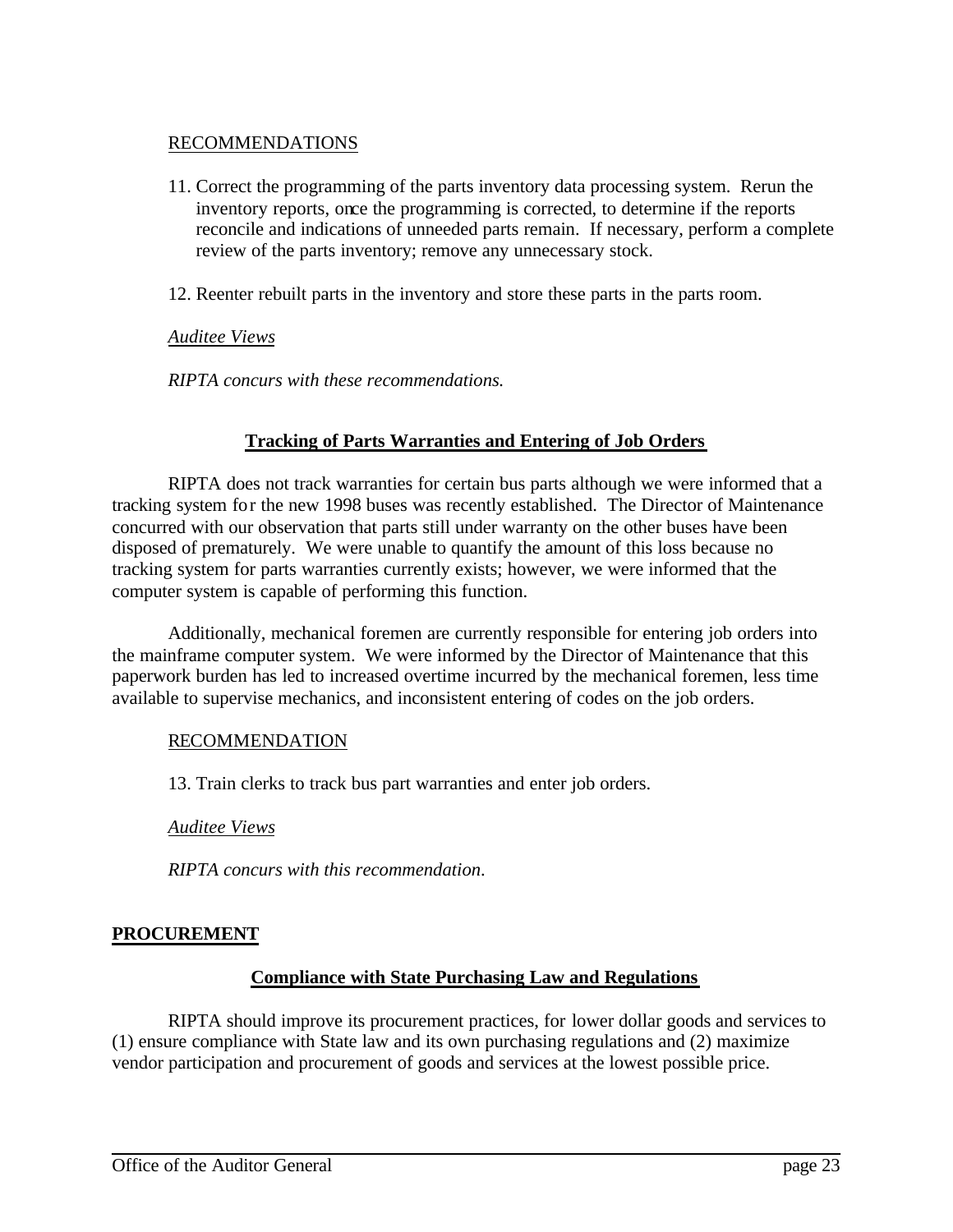RECOMMENDATIONS

11. Correct the programming of the parts inventory data processing system. Rerun the inventory reports, once the programming is corrected, to determine if the reports reconcile and indications of unneeded parts remain. If necessary, perform a complete review of the parts inventory; remove any unnecessary stock.

12. Reenter rebuilt parts in the inventory and store these parts in the parts room.

*Auditee Views*

*RIPTA concurs with these recommendations.*

### Tracking of Parts Warranties and Entering of Job Orders

RIPTA does not track warranties for certain bus parts although we were informed that a tracking system for the new 1998 buses was recently established. The Director of Maintenance concurred with our observation that parts still under warranty on the other buses have been disposed of prematurely. We were unable to quantify the amount of this loss because no tracking system for parts warranties currently exists; however, we were informed that the computer system is capable of performing this function.

Additionally, mechanical foremen are currently responsible for entering job orders into the mainframe computer system. We were informed by the Director of Maintenance that this paperwork burden has led to increased overtime incurred by the mechanical foremen, less time available to supervise mechanics, and inconsistent entering of codes on the job orders.

RECOMMENDATION

13. Train clerks to track bus part warranties and enter job orders.

*Auditee Views*

*RIPTA concurs with this recommendation.*

## PROCUREMENT

### Compliance with State Purchasing Law and Regulations

RIPTA should improve its procurement practices, for lower dollar goods and services to (1) ensure compliance with State law and its own purchasing regulations and (2) maximize vendor participation and procurement of goods and services at the lowest possible price.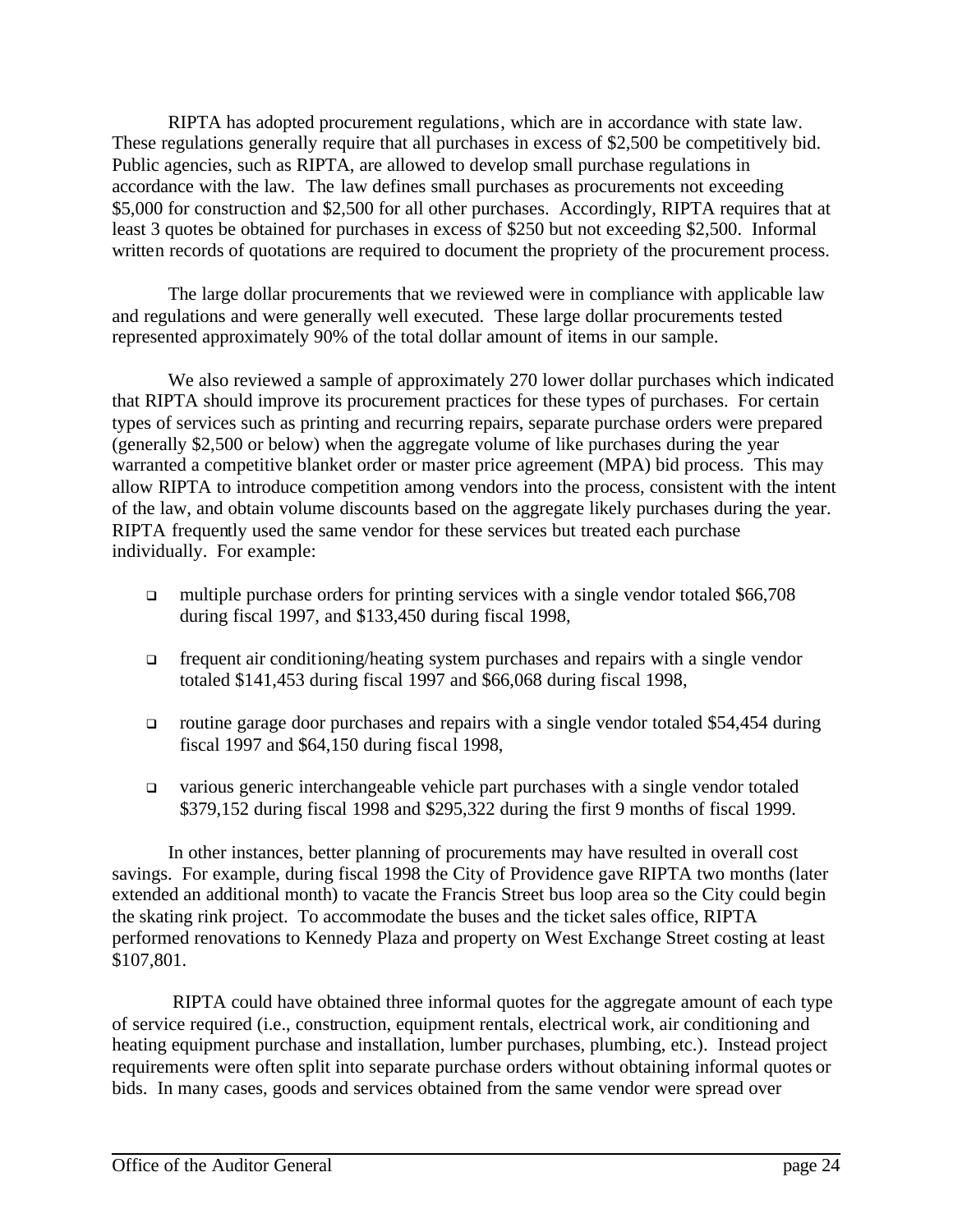RIPTA has adopted procurement regulations, which are in accordance with state law. These regulations generally require that all purchases in excess of $2,500 be competitively bid. Public agencies, such as RIPTA, are allowed to develop small purchase regulations in accordance with the law. The law defines small purchases as procurements not exceeding $5,000 for construction and $2,500 for all other purchases. Accordingly, RIPTA requires that at least 3 quotes be obtained for purchases in excess of $250 but not exceeding $2,500. Informal written records of quotations are required to document the propriety of the procurement process.

The large dollar procurements that we reviewed were in compliance with applicable law and regulations and were generally well executed. These large dollar procurements tested represented approximately 90% of the total dollar amount of items in our sample.

We also reviewed a sample of approximately 270 lower dollar purchases which indicated that RIPTA should improve its procurement practices for these types of purchases. For certain types of services such as printing and recurring repairs, separate purchase orders were prepared (generally $2,500 or below) when the aggregate volume of like purchases during the year warranted a competitive blanket order or master price agreement (MPA) bid process. This may allow RIPTA to introduce competition among vendors into the process, consistent with the intent of the law, and obtain volume discounts based on the aggregate likely purchases during the year. RIPTA frequently used the same vendor for these services but treated each purchase individually. For example:

- multiple purchase orders for printing services with a single vendor totaled $66,708 during fiscal 1997, and $133,450 during fiscal 1998,
- frequent air conditioning/heating system purchases and repairs with a single vendor totaled $141,453 during fiscal 1997 and $66,068 during fiscal 1998,
- routine garage door purchases and repairs with a single vendor totaled $54,454 during fiscal 1997 and $64,150 during fiscal 1998,
- various generic interchangeable vehicle part purchases with a single vendor totaled $379,152 during fiscal 1998 and $295,322 during the first 9 months of fiscal 1999.

In other instances, better planning of procurements may have resulted in overall cost savings. For example, during fiscal 1998 the City of Providence gave RIPTA two months (later extended an additional month) to vacate the Francis Street bus loop area so the City could begin the skating rink project. To accommodate the buses and the ticket sales office, RIPTA performed renovations to Kennedy Plaza and property on West Exchange Street costing at least $107,801.

RIPTA could have obtained three informal quotes for the aggregate amount of each type of service required (i.e., construction, equipment rentals, electrical work, air conditioning and heating equipment purchase and installation, lumber purchases, plumbing, etc.). Instead project requirements were often split into separate purchase orders without obtaining informal quotes or bids. In many cases, goods and services obtained from the same vendor were spread over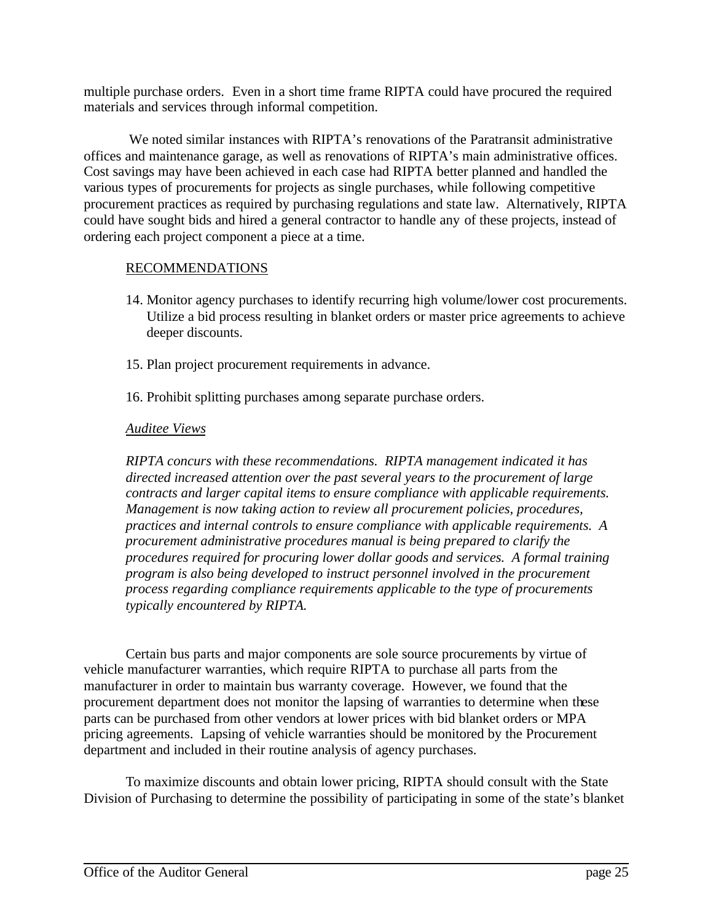multiple purchase orders. Even in a short time frame RIPTA could have procured the required materials and services through informal competition.

We noted similar instances with RIPTA's renovations of the Paratransit administrative offices and maintenance garage, as well as renovations of RIPTA's main administrative offices. Cost savings may have been achieved in each case had RIPTA better planned and handled the various types of procurements for projects as single purchases, while following competitive procurement practices as required by purchasing regulations and state law. Alternatively, RIPTA could have sought bids and hired a general contractor to handle any of these projects, instead of ordering each project component a piece at a time.

<u>RECOMMENDATIONS</u>

14. Monitor agency purchases to identify recurring high volume/lower cost procurements. Utilize a bid process resulting in blanket orders or master price agreements to achieve deeper discounts.

15. Plan project procurement requirements in advance.

16. Prohibit splitting purchases among separate purchase orders.

*<u>Auditee Views</u>*

*RIPTA concurs with these recommendations. RIPTA management indicated it has directed increased attention over the past several years to the procurement of large contracts and larger capital items to ensure compliance with applicable requirements. Management is now taking action to review all procurement policies, procedures, practices and internal controls to ensure compliance with applicable requirements. A procurement administrative procedures manual is being prepared to clarify the procedures required for procuring lower dollar goods and services. A formal training program is also being developed to instruct personnel involved in the procurement process regarding compliance requirements applicable to the type of procurements typically encountered by RIPTA.*

Certain bus parts and major components are sole source procurements by virtue of vehicle manufacturer warranties, which require RIPTA to purchase all parts from the manufacturer in order to maintain bus warranty coverage. However, we found that the procurement department does not monitor the lapsing of warranties to determine when these parts can be purchased from other vendors at lower prices with bid blanket orders or MPA pricing agreements. Lapsing of vehicle warranties should be monitored by the Procurement department and included in their routine analysis of agency purchases.

To maximize discounts and obtain lower pricing, RIPTA should consult with the State Division of Purchasing to determine the possibility of participating in some of the state's blanket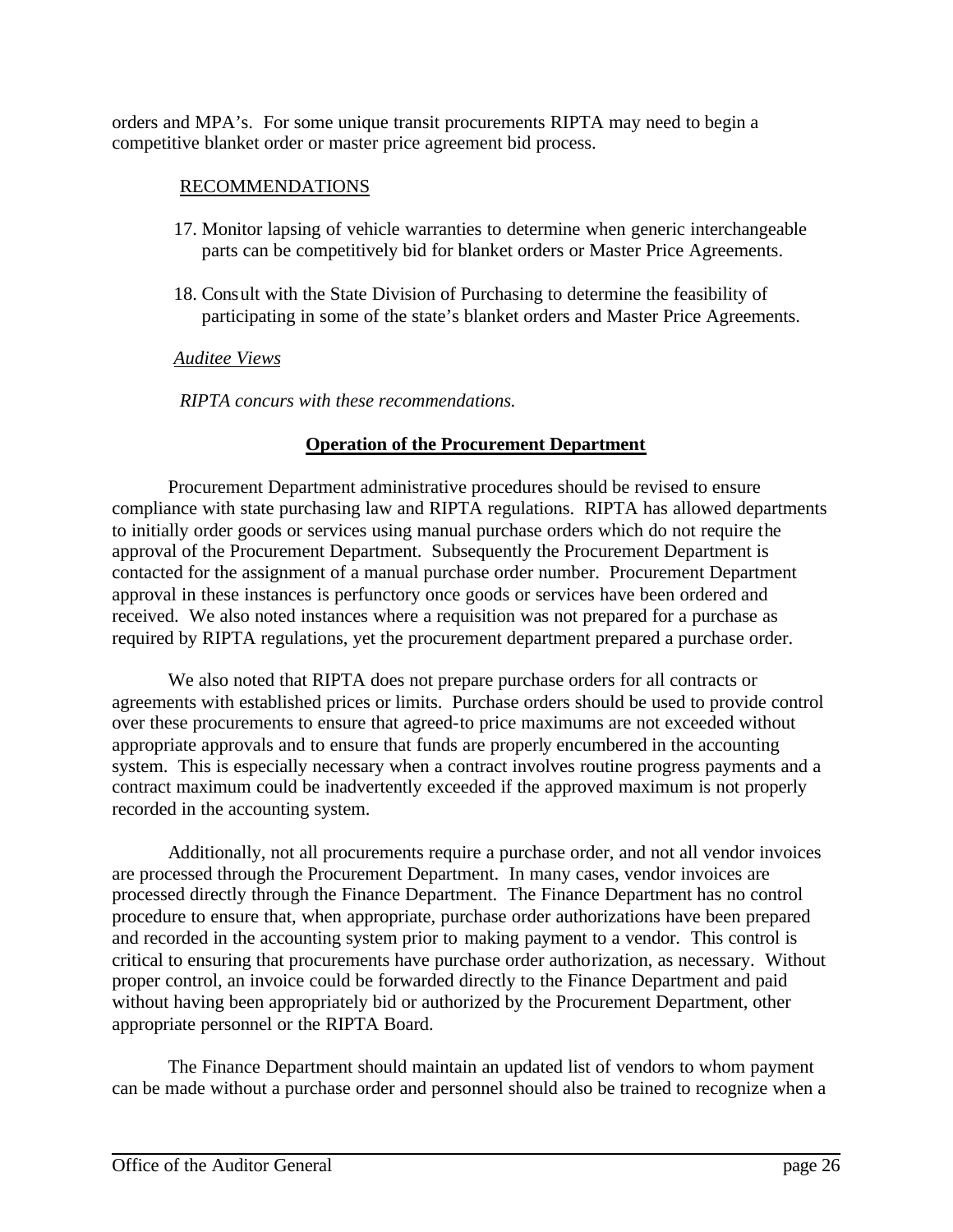orders and MPA's. For some unique transit procurements RIPTA may need to begin a competitive blanket order or master price agreement bid process.

<u>RECOMMENDATIONS</u>

17. Monitor lapsing of vehicle warranties to determine when generic interchangeable parts can be competitively bid for blanket orders or Master Price Agreements.

18. Consult with the State Division of Purchasing to determine the feasibility of participating in some of the state's blanket orders and Master Price Agreements.

*<u>Auditee Views</u>*

*RIPTA concurs with these recommendations.*

## **Operation of the Procurement Department**

Procurement Department administrative procedures should be revised to ensure compliance with state purchasing law and RIPTA regulations. RIPTA has allowed departments to initially order goods or services using manual purchase orders which do not require the approval of the Procurement Department. Subsequently the Procurement Department is contacted for the assignment of a manual purchase order number. Procurement Department approval in these instances is perfunctory once goods or services have been ordered and received. We also noted instances where a requisition was not prepared for a purchase as required by RIPTA regulations, yet the procurement department prepared a purchase order.

We also noted that RIPTA does not prepare purchase orders for all contracts or agreements with established prices or limits. Purchase orders should be used to provide control over these procurements to ensure that agreed-to price maximums are not exceeded without appropriate approvals and to ensure that funds are properly encumbered in the accounting system. This is especially necessary when a contract involves routine progress payments and a contract maximum could be inadvertently exceeded if the approved maximum is not properly recorded in the accounting system.

Additionally, not all procurements require a purchase order, and not all vendor invoices are processed through the Procurement Department. In many cases, vendor invoices are processed directly through the Finance Department. The Finance Department has no control procedure to ensure that, when appropriate, purchase order authorizations have been prepared and recorded in the accounting system prior to making payment to a vendor. This control is critical to ensuring that procurements have purchase order authorization, as necessary. Without proper control, an invoice could be forwarded directly to the Finance Department and paid without having been appropriately bid or authorized by the Procurement Department, other appropriate personnel or the RIPTA Board.

The Finance Department should maintain an updated list of vendors to whom payment can be made without a purchase order and personnel should also be trained to recognize when a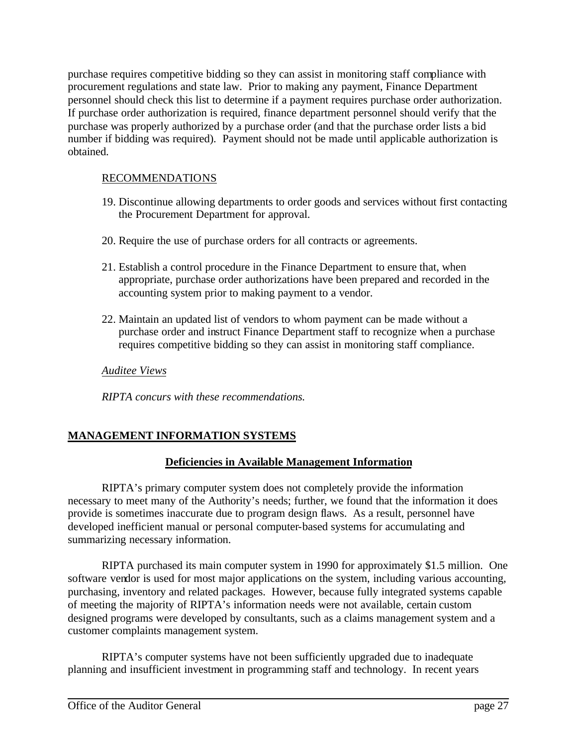purchase requires competitive bidding so they can assist in monitoring staff compliance with procurement regulations and state law. Prior to making any payment, Finance Department personnel should check this list to determine if a payment requires purchase order authorization. If purchase order authorization is required, finance department personnel should verify that the purchase was properly authorized by a purchase order (and that the purchase order lists a bid number if bidding was required). Payment should not be made until applicable authorization is obtained.

RECOMMENDATIONS

19. Discontinue allowing departments to order goods and services without first contacting the Procurement Department for approval.

20. Require the use of purchase orders for all contracts or agreements.

21. Establish a control procedure in the Finance Department to ensure that, when appropriate, purchase order authorizations have been prepared and recorded in the accounting system prior to making payment to a vendor.

22. Maintain an updated list of vendors to whom payment can be made without a purchase order and instruct Finance Department staff to recognize when a purchase requires competitive bidding so they can assist in monitoring staff compliance.

*Auditee Views*

*RIPTA concurs with these recommendations.*

## MANAGEMENT INFORMATION SYSTEMS

### Deficiencies in Available Management Information

RIPTA's primary computer system does not completely provide the information necessary to meet many of the Authority's needs; further, we found that the information it does provide is sometimes inaccurate due to program design flaws. As a result, personnel have developed inefficient manual or personal computer-based systems for accumulating and summarizing necessary information.

RIPTA purchased its main computer system in 1990 for approximately $1.5 million. One software vendor is used for most major applications on the system, including various accounting, purchasing, inventory and related packages. However, because fully integrated systems capable of meeting the majority of RIPTA's information needs were not available, certain custom designed programs were developed by consultants, such as a claims management system and a customer complaints management system.

RIPTA's computer systems have not been sufficiently upgraded due to inadequate planning and insufficient investment in programming staff and technology. In recent years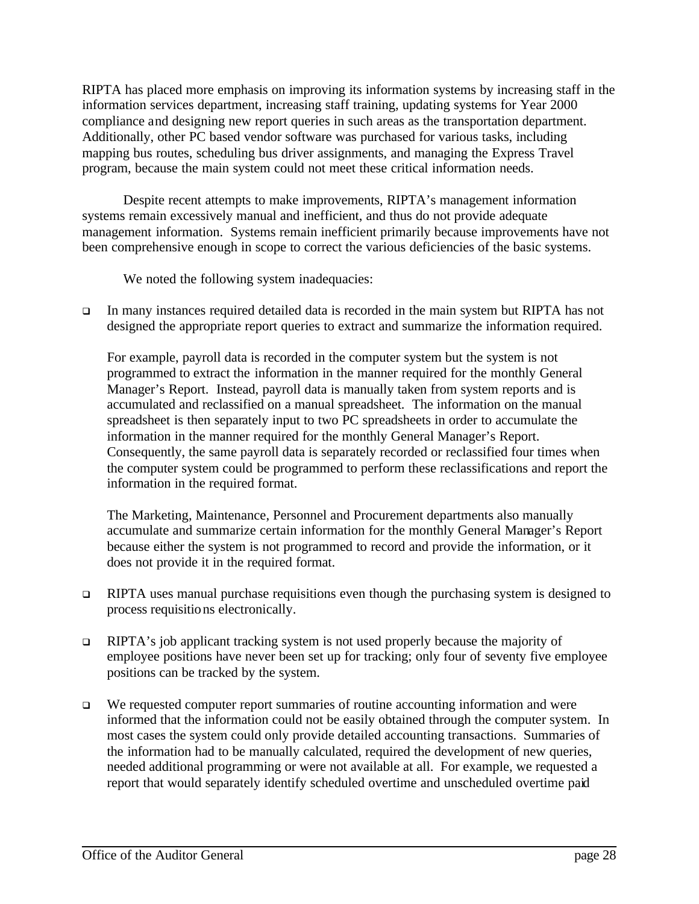RIPTA has placed more emphasis on improving its information systems by increasing staff in the information services department, increasing staff training, updating systems for Year 2000 compliance and designing new report queries in such areas as the transportation department. Additionally, other PC based vendor software was purchased for various tasks, including mapping bus routes, scheduling bus driver assignments, and managing the Express Travel program, because the main system could not meet these critical information needs.

Despite recent attempts to make improvements, RIPTA's management information systems remain excessively manual and inefficient, and thus do not provide adequate management information. Systems remain inefficient primarily because improvements have not been comprehensive enough in scope to correct the various deficiencies of the basic systems.

We noted the following system inadequacies:

- In many instances required detailed data is recorded in the main system but RIPTA has not designed the appropriate report queries to extract and summarize the information required.

  For example, payroll data is recorded in the computer system but the system is not programmed to extract the information in the manner required for the monthly General Manager's Report. Instead, payroll data is manually taken from system reports and is accumulated and reclassified on a manual spreadsheet. The information on the manual spreadsheet is then separately input to two PC spreadsheets in order to accumulate the information in the manner required for the monthly General Manager's Report. Consequently, the same payroll data is separately recorded or reclassified four times when the computer system could be programmed to perform these reclassifications and report the information in the required format.

  The Marketing, Maintenance, Personnel and Procurement departments also manually accumulate and summarize certain information for the monthly General Manager's Report because either the system is not programmed to record and provide the information, or it does not provide it in the required format.

- RIPTA uses manual purchase requisitions even though the purchasing system is designed to process requisitions electronically.

- RIPTA's job applicant tracking system is not used properly because the majority of employee positions have never been set up for tracking; only four of seventy five employee positions can be tracked by the system.

- We requested computer report summaries of routine accounting information and were informed that the information could not be easily obtained through the computer system. In most cases the system could only provide detailed accounting transactions. Summaries of the information had to be manually calculated, required the development of new queries, needed additional programming or were not available at all. For example, we requested a report that would separately identify scheduled overtime and unscheduled overtime paid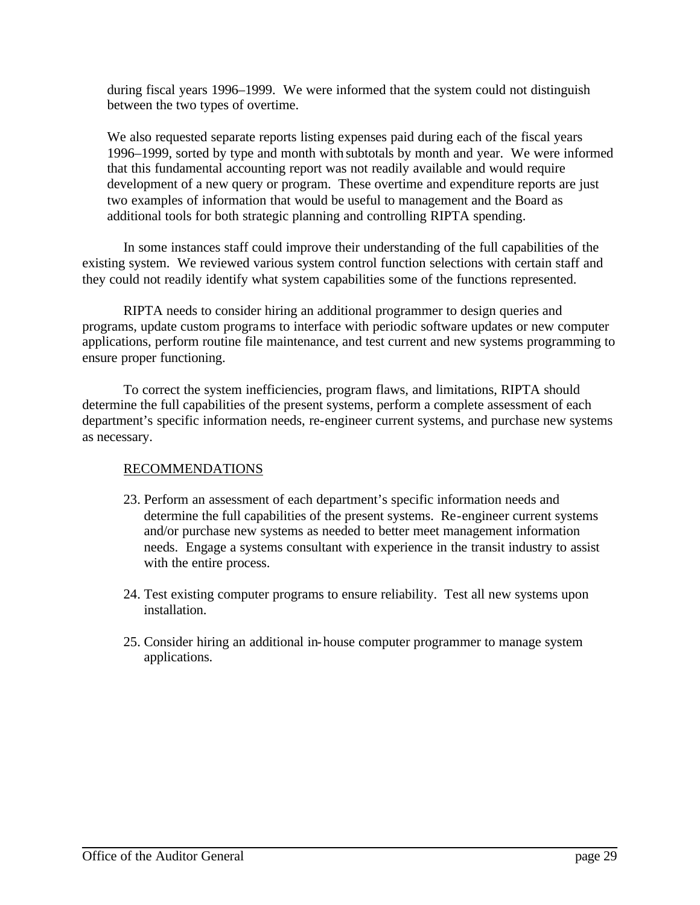during fiscal years 1996–1999. We were informed that the system could not distinguish between the two types of overtime.

We also requested separate reports listing expenses paid during each of the fiscal years 1996–1999, sorted by type and month with subtotals by month and year. We were informed that this fundamental accounting report was not readily available and would require development of a new query or program. These overtime and expenditure reports are just two examples of information that would be useful to management and the Board as additional tools for both strategic planning and controlling RIPTA spending.

In some instances staff could improve their understanding of the full capabilities of the existing system. We reviewed various system control function selections with certain staff and they could not readily identify what system capabilities some of the functions represented.

RIPTA needs to consider hiring an additional programmer to design queries and programs, update custom programs to interface with periodic software updates or new computer applications, perform routine file maintenance, and test current and new systems programming to ensure proper functioning.

To correct the system inefficiencies, program flaws, and limitations, RIPTA should determine the full capabilities of the present systems, perform a complete assessment of each department's specific information needs, re-engineer current systems, and purchase new systems as necessary.

RECOMMENDATIONS

23. Perform an assessment of each department's specific information needs and determine the full capabilities of the present systems. Re-engineer current systems and/or purchase new systems as needed to better meet management information needs. Engage a systems consultant with experience in the transit industry to assist with the entire process.

24. Test existing computer programs to ensure reliability. Test all new systems upon installation.

25. Consider hiring an additional in-house computer programmer to manage system applications.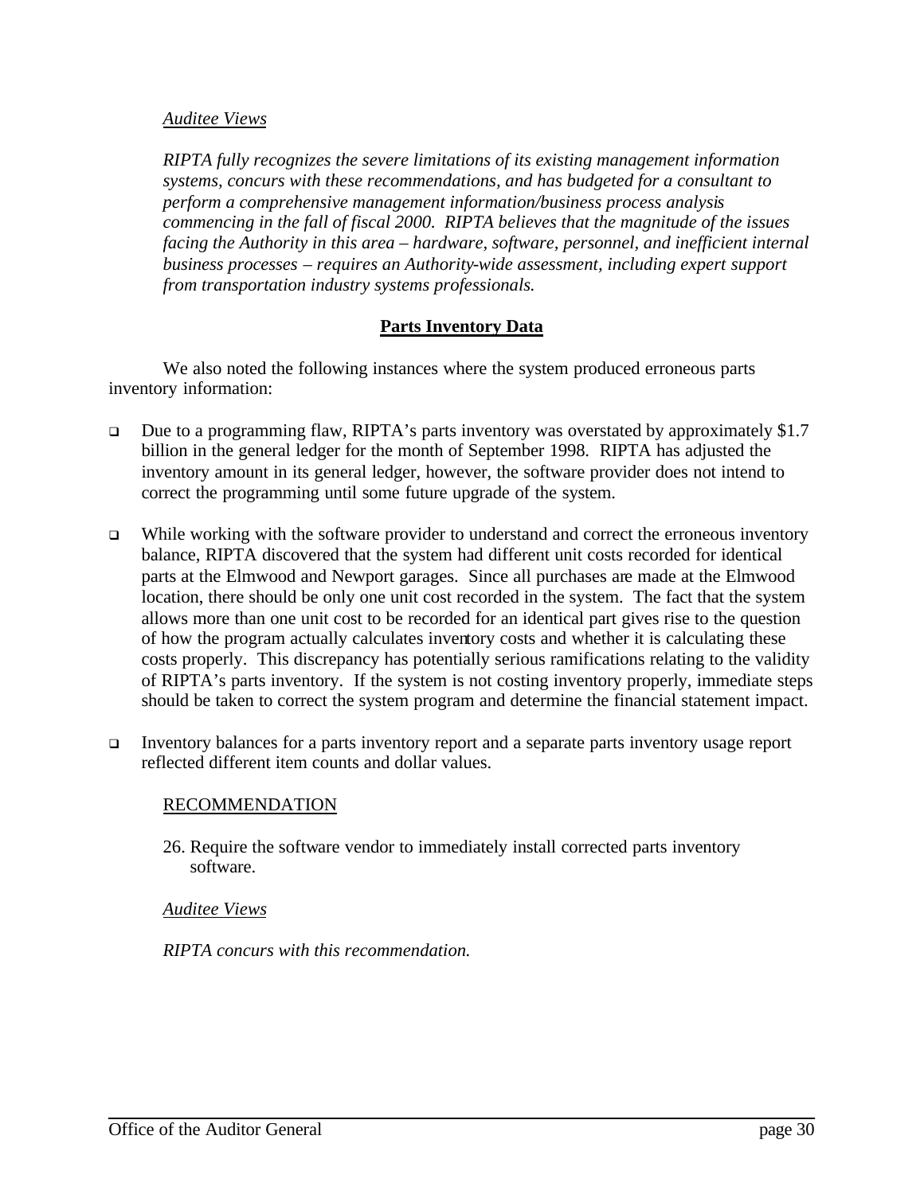*Auditee Views*

*RIPTA fully recognizes the severe limitations of its existing management information systems, concurs with these recommendations, and has budgeted for a consultant to perform a comprehensive management information/business process analysis commencing in the fall of fiscal 2000. RIPTA believes that the magnitude of the issues facing the Authority in this area – hardware, software, personnel, and inefficient internal business processes – requires an Authority-wide assessment, including expert support from transportation industry systems professionals.*

## Parts Inventory Data

We also noted the following instances where the system produced erroneous parts inventory information:

- Due to a programming flaw, RIPTA's parts inventory was overstated by approximately $1.7 billion in the general ledger for the month of September 1998. RIPTA has adjusted the inventory amount in its general ledger, however, the software provider does not intend to correct the programming until some future upgrade of the system.
- While working with the software provider to understand and correct the erroneous inventory balance, RIPTA discovered that the system had different unit costs recorded for identical parts at the Elmwood and Newport garages. Since all purchases are made at the Elmwood location, there should be only one unit cost recorded in the system. The fact that the system allows more than one unit cost to be recorded for an identical part gives rise to the question of how the program actually calculates inventory costs and whether it is calculating these costs properly. This discrepancy has potentially serious ramifications relating to the validity of RIPTA's parts inventory. If the system is not costing inventory properly, immediate steps should be taken to correct the system program and determine the financial statement impact.
- Inventory balances for a parts inventory report and a separate parts inventory usage report reflected different item counts and dollar values.

RECOMMENDATION

26. Require the software vendor to immediately install corrected parts inventory software.

*Auditee Views*

*RIPTA concurs with this recommendation.*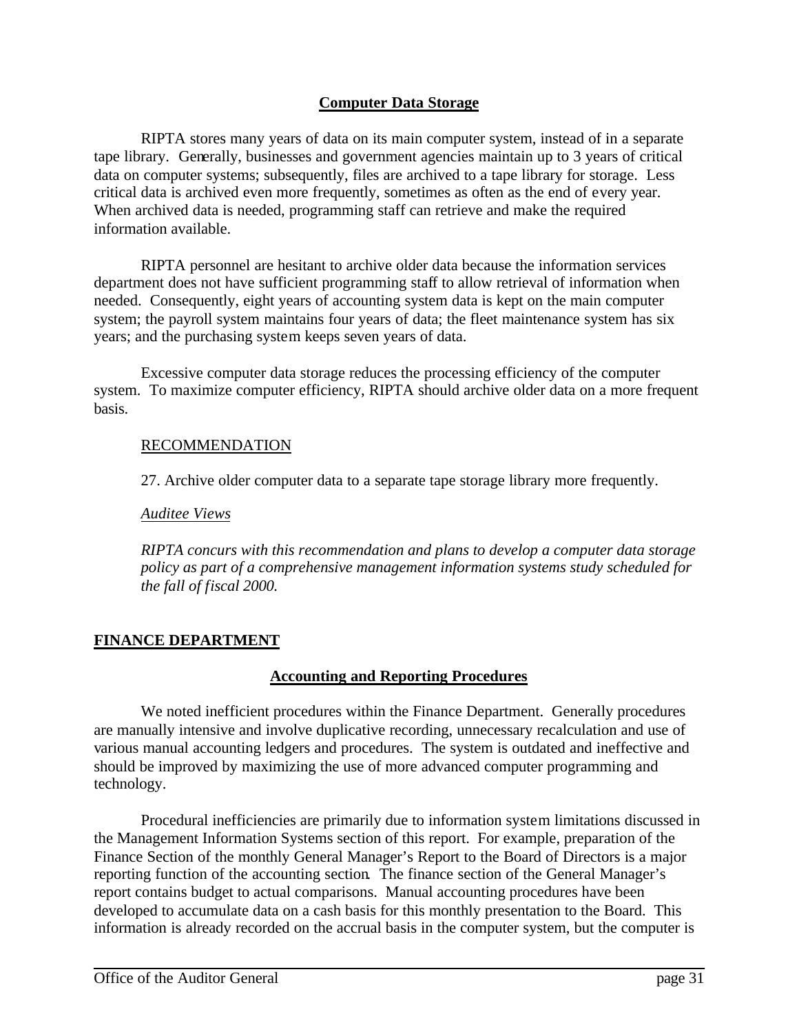### Computer Data Storage

RIPTA stores many years of data on its main computer system, instead of in a separate tape library. Generally, businesses and government agencies maintain up to 3 years of critical data on computer systems; subsequently, files are archived to a tape library for storage. Less critical data is archived even more frequently, sometimes as often as the end of every year. When archived data is needed, programming staff can retrieve and make the required information available.

RIPTA personnel are hesitant to archive older data because the information services department does not have sufficient programming staff to allow retrieval of information when needed. Consequently, eight years of accounting system data is kept on the main computer system; the payroll system maintains four years of data; the fleet maintenance system has six years; and the purchasing system keeps seven years of data.

Excessive computer data storage reduces the processing efficiency of the computer system. To maximize computer efficiency, RIPTA should archive older data on a more frequent basis.

RECOMMENDATION

27. Archive older computer data to a separate tape storage library more frequently.

*Auditee Views*

*RIPTA concurs with this recommendation and plans to develop a computer data storage policy as part of a comprehensive management information systems study scheduled for the fall of fiscal 2000.*

## FINANCE DEPARTMENT

### Accounting and Reporting Procedures

We noted inefficient procedures within the Finance Department. Generally procedures are manually intensive and involve duplicative recording, unnecessary recalculation and use of various manual accounting ledgers and procedures. The system is outdated and ineffective and should be improved by maximizing the use of more advanced computer programming and technology.

Procedural inefficiencies are primarily due to information system limitations discussed in the Management Information Systems section of this report. For example, preparation of the Finance Section of the monthly General Manager's Report to the Board of Directors is a major reporting function of the accounting section. The finance section of the General Manager's report contains budget to actual comparisons. Manual accounting procedures have been developed to accumulate data on a cash basis for this monthly presentation to the Board. This information is already recorded on the accrual basis in the computer system, but the computer is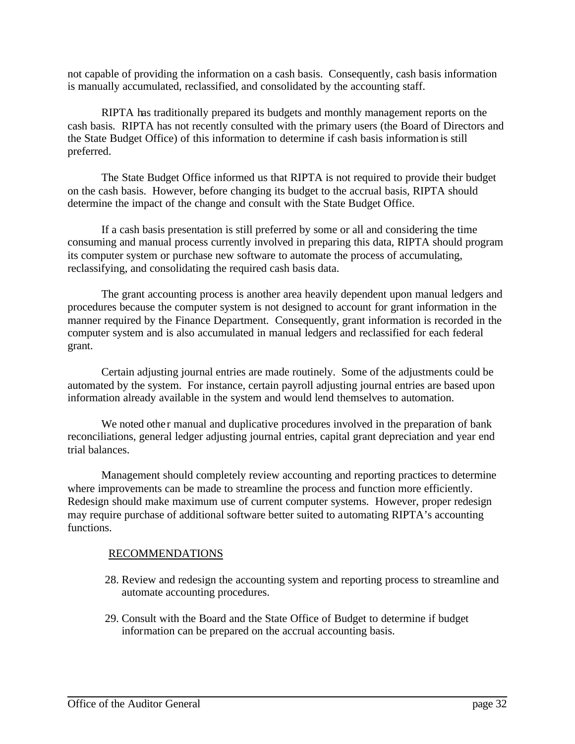not capable of providing the information on a cash basis. Consequently, cash basis information is manually accumulated, reclassified, and consolidated by the accounting staff.

RIPTA has traditionally prepared its budgets and monthly management reports on the cash basis. RIPTA has not recently consulted with the primary users (the Board of Directors and the State Budget Office) of this information to determine if cash basis information is still preferred.

The State Budget Office informed us that RIPTA is not required to provide their budget on the cash basis. However, before changing its budget to the accrual basis, RIPTA should determine the impact of the change and consult with the State Budget Office.

If a cash basis presentation is still preferred by some or all and considering the time consuming and manual process currently involved in preparing this data, RIPTA should program its computer system or purchase new software to automate the process of accumulating, reclassifying, and consolidating the required cash basis data.

The grant accounting process is another area heavily dependent upon manual ledgers and procedures because the computer system is not designed to account for grant information in the manner required by the Finance Department. Consequently, grant information is recorded in the computer system and is also accumulated in manual ledgers and reclassified for each federal grant.

Certain adjusting journal entries are made routinely. Some of the adjustments could be automated by the system. For instance, certain payroll adjusting journal entries are based upon information already available in the system and would lend themselves to automation.

We noted other manual and duplicative procedures involved in the preparation of bank reconciliations, general ledger adjusting journal entries, capital grant depreciation and year end trial balances.

Management should completely review accounting and reporting practices to determine where improvements can be made to streamline the process and function more efficiently. Redesign should make maximum use of current computer systems. However, proper redesign may require purchase of additional software better suited to automating RIPTA's accounting functions.

RECOMMENDATIONS

28. Review and redesign the accounting system and reporting process to streamline and automate accounting procedures.

29. Consult with the Board and the State Office of Budget to determine if budget information can be prepared on the accrual accounting basis.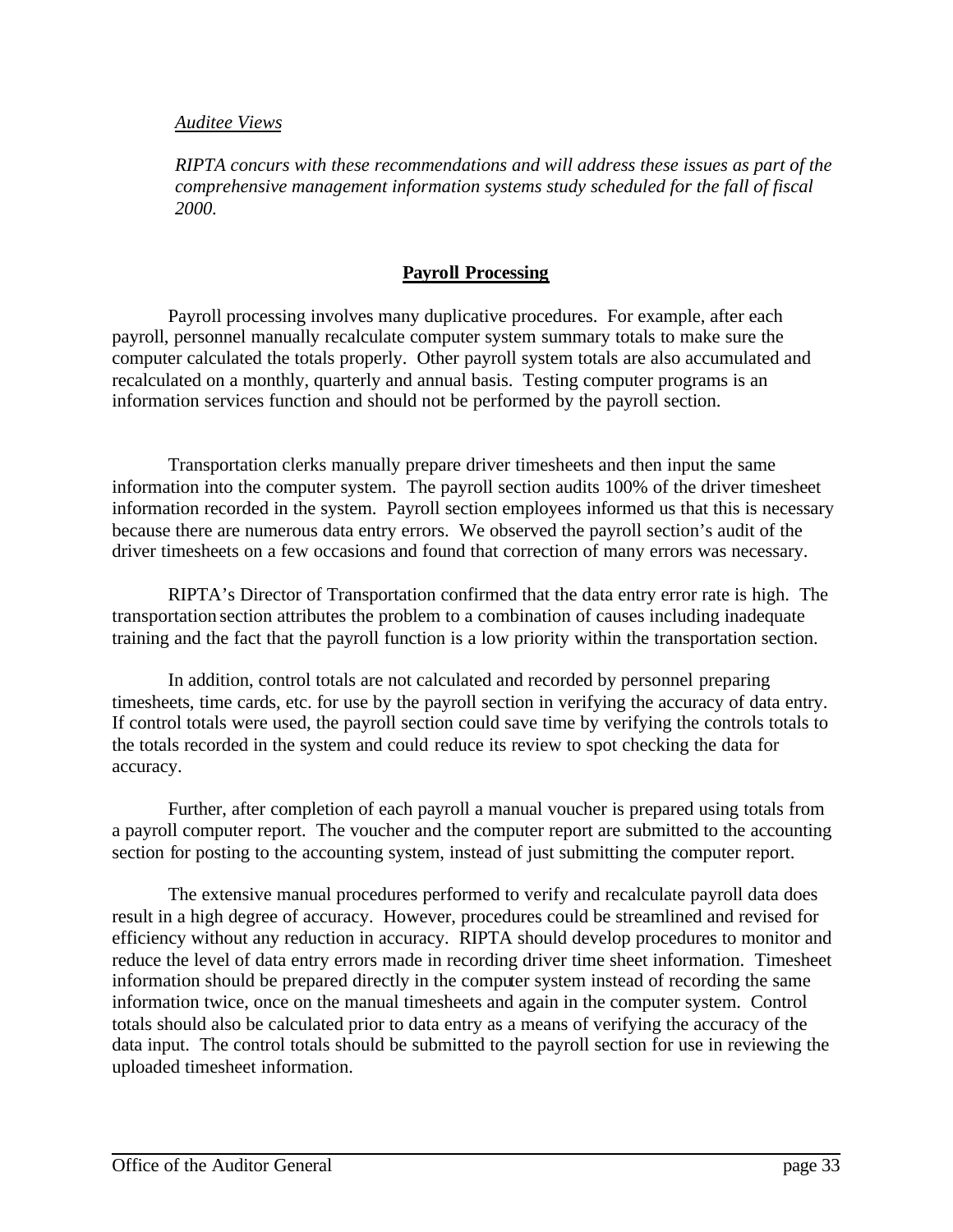*Auditee Views*

*RIPTA concurs with these recommendations and will address these issues as part of the comprehensive management information systems study scheduled for the fall of fiscal 2000.*

## **Payroll Processing**

Payroll processing involves many duplicative procedures. For example, after each payroll, personnel manually recalculate computer system summary totals to make sure the computer calculated the totals properly. Other payroll system totals are also accumulated and recalculated on a monthly, quarterly and annual basis. Testing computer programs is an information services function and should not be performed by the payroll section.

Transportation clerks manually prepare driver timesheets and then input the same information into the computer system. The payroll section audits 100% of the driver timesheet information recorded in the system. Payroll section employees informed us that this is necessary because there are numerous data entry errors. We observed the payroll section's audit of the driver timesheets on a few occasions and found that correction of many errors was necessary.

RIPTA's Director of Transportation confirmed that the data entry error rate is high. The transportation section attributes the problem to a combination of causes including inadequate training and the fact that the payroll function is a low priority within the transportation section.

In addition, control totals are not calculated and recorded by personnel preparing timesheets, time cards, etc. for use by the payroll section in verifying the accuracy of data entry. If control totals were used, the payroll section could save time by verifying the controls totals to the totals recorded in the system and could reduce its review to spot checking the data for accuracy.

Further, after completion of each payroll a manual voucher is prepared using totals from a payroll computer report. The voucher and the computer report are submitted to the accounting section for posting to the accounting system, instead of just submitting the computer report.

The extensive manual procedures performed to verify and recalculate payroll data does result in a high degree of accuracy. However, procedures could be streamlined and revised for efficiency without any reduction in accuracy. RIPTA should develop procedures to monitor and reduce the level of data entry errors made in recording driver time sheet information. Timesheet information should be prepared directly in the computer system instead of recording the same information twice, once on the manual timesheets and again in the computer system. Control totals should also be calculated prior to data entry as a means of verifying the accuracy of the data input. The control totals should be submitted to the payroll section for use in reviewing the uploaded timesheet information.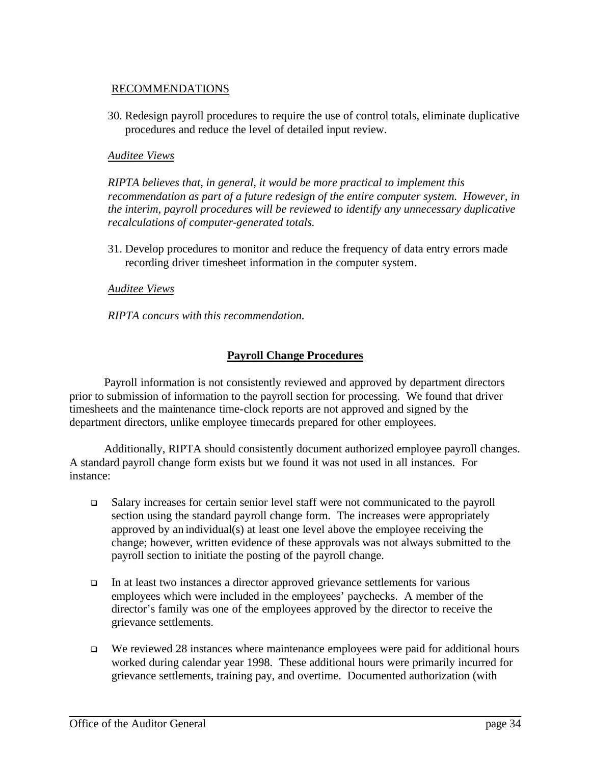RECOMMENDATIONS

30. Redesign payroll procedures to require the use of control totals, eliminate duplicative procedures and reduce the level of detailed input review.

*Auditee Views*

*RIPTA believes that, in general, it would be more practical to implement this recommendation as part of a future redesign of the entire computer system. However, in the interim, payroll procedures will be reviewed to identify any unnecessary duplicative recalculations of computer-generated totals.*

31. Develop procedures to monitor and reduce the frequency of data entry errors made recording driver timesheet information in the computer system.

*Auditee Views*

*RIPTA concurs with this recommendation.*

## **Payroll Change Procedures**

Payroll information is not consistently reviewed and approved by department directors prior to submission of information to the payroll section for processing. We found that driver timesheets and the maintenance time-clock reports are not approved and signed by the department directors, unlike employee timecards prepared for other employees.

Additionally, RIPTA should consistently document authorized employee payroll changes. A standard payroll change form exists but we found it was not used in all instances. For instance:

- Salary increases for certain senior level staff were not communicated to the payroll section using the standard payroll change form. The increases were appropriately approved by an individual(s) at least one level above the employee receiving the change; however, written evidence of these approvals was not always submitted to the payroll section to initiate the posting of the payroll change.
- In at least two instances a director approved grievance settlements for various employees which were included in the employees' paychecks. A member of the director's family was one of the employees approved by the director to receive the grievance settlements.
- We reviewed 28 instances where maintenance employees were paid for additional hours worked during calendar year 1998. These additional hours were primarily incurred for grievance settlements, training pay, and overtime. Documented authorization (with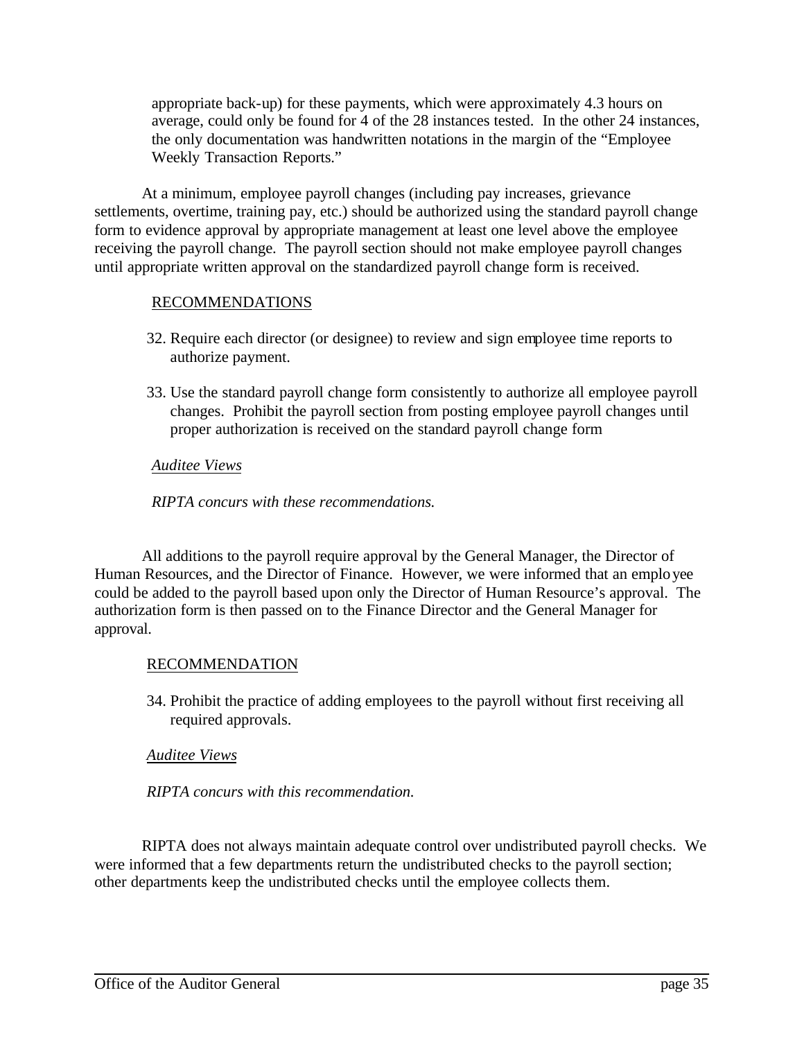appropriate back-up) for these payments, which were approximately 4.3 hours on average, could only be found for 4 of the 28 instances tested. In the other 24 instances, the only documentation was handwritten notations in the margin of the "Employee Weekly Transaction Reports."

At a minimum, employee payroll changes (including pay increases, grievance settlements, overtime, training pay, etc.) should be authorized using the standard payroll change form to evidence approval by appropriate management at least one level above the employee receiving the payroll change. The payroll section should not make employee payroll changes until appropriate written approval on the standardized payroll change form is received.

RECOMMENDATIONS

32. Require each director (or designee) to review and sign employee time reports to authorize payment.

33. Use the standard payroll change form consistently to authorize all employee payroll changes. Prohibit the payroll section from posting employee payroll changes until proper authorization is received on the standard payroll change form

*Auditee Views*

*RIPTA concurs with these recommendations.*

All additions to the payroll require approval by the General Manager, the Director of Human Resources, and the Director of Finance. However, we were informed that an employee could be added to the payroll based upon only the Director of Human Resource's approval. The authorization form is then passed on to the Finance Director and the General Manager for approval.

RECOMMENDATION

34. Prohibit the practice of adding employees to the payroll without first receiving all required approvals.

*Auditee Views*

*RIPTA concurs with this recommendation.*

RIPTA does not always maintain adequate control over undistributed payroll checks. We were informed that a few departments return the undistributed checks to the payroll section; other departments keep the undistributed checks until the employee collects them.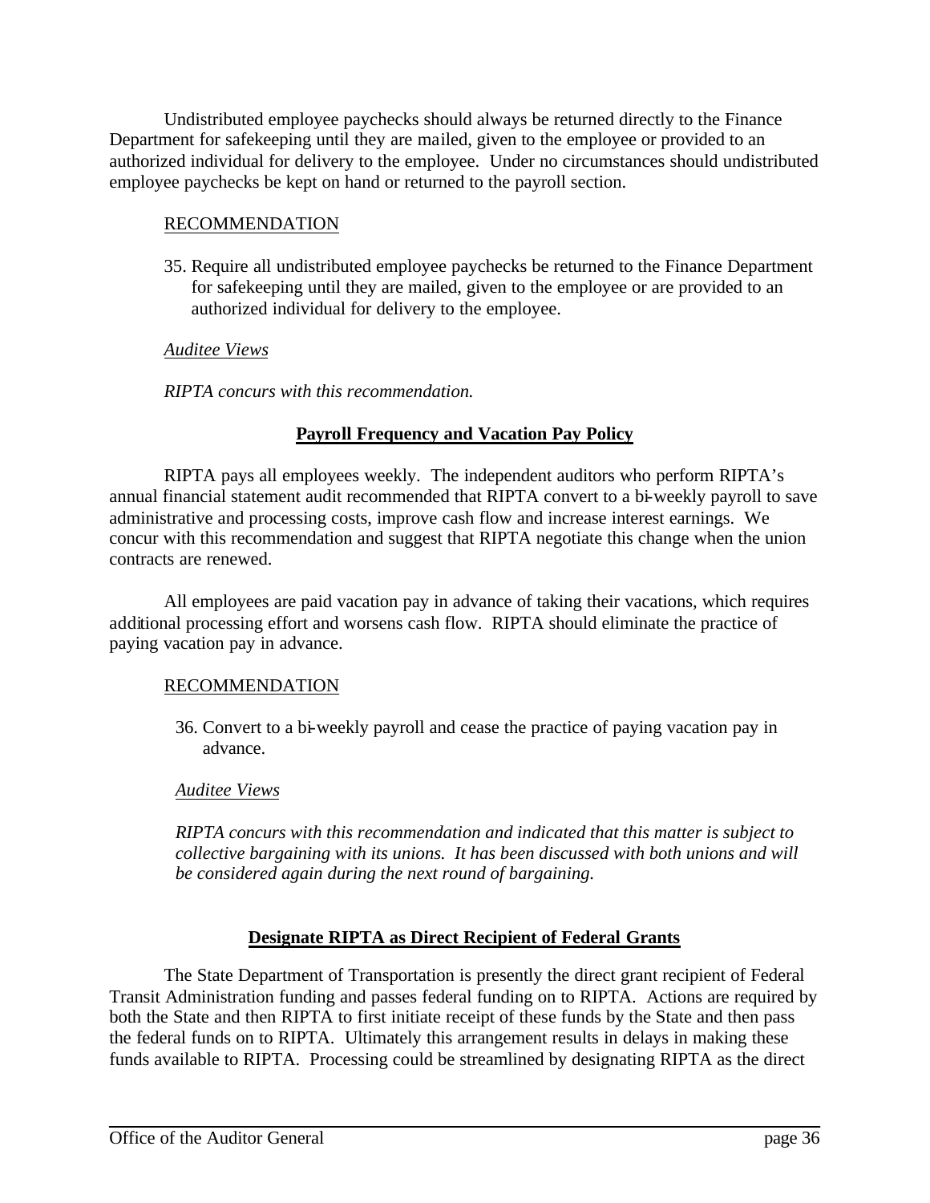Undistributed employee paychecks should always be returned directly to the Finance Department for safekeeping until they are mailed, given to the employee or provided to an authorized individual for delivery to the employee. Under no circumstances should undistributed employee paychecks be kept on hand or returned to the payroll section.

RECOMMENDATION

35. Require all undistributed employee paychecks be returned to the Finance Department for safekeeping until they are mailed, given to the employee or are provided to an authorized individual for delivery to the employee.

*Auditee Views*

*RIPTA concurs with this recommendation.*

## Payroll Frequency and Vacation Pay Policy

RIPTA pays all employees weekly. The independent auditors who perform RIPTA's annual financial statement audit recommended that RIPTA convert to a bi-weekly payroll to save administrative and processing costs, improve cash flow and increase interest earnings. We concur with this recommendation and suggest that RIPTA negotiate this change when the union contracts are renewed.

All employees are paid vacation pay in advance of taking their vacations, which requires additional processing effort and worsens cash flow. RIPTA should eliminate the practice of paying vacation pay in advance.

RECOMMENDATION

36. Convert to a bi-weekly payroll and cease the practice of paying vacation pay in advance.

*Auditee Views*

*RIPTA concurs with this recommendation and indicated that this matter is subject to collective bargaining with its unions. It has been discussed with both unions and will be considered again during the next round of bargaining.*

## Designate RIPTA as Direct Recipient of Federal Grants

The State Department of Transportation is presently the direct grant recipient of Federal Transit Administration funding and passes federal funding on to RIPTA. Actions are required by both the State and then RIPTA to first initiate receipt of these funds by the State and then pass the federal funds on to RIPTA. Ultimately this arrangement results in delays in making these funds available to RIPTA. Processing could be streamlined by designating RIPTA as the direct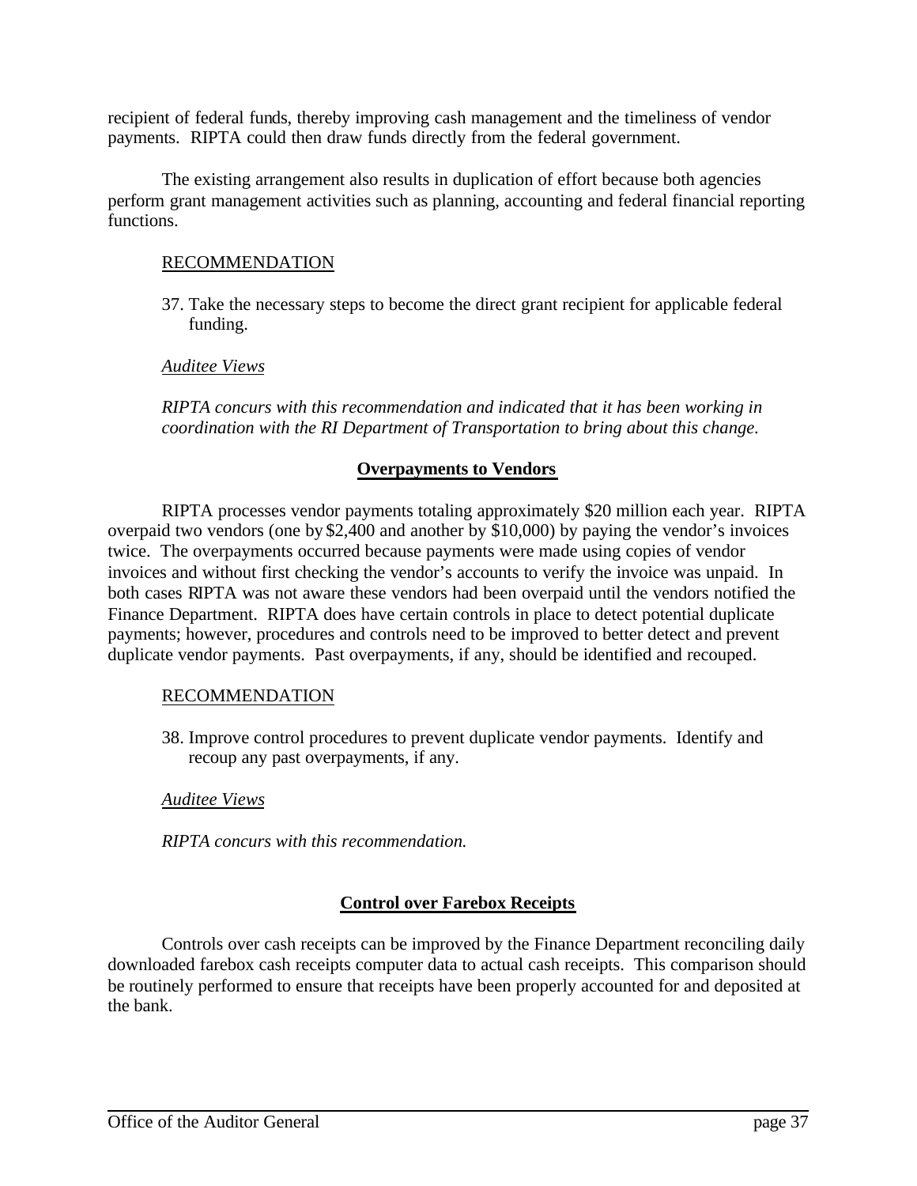recipient of federal funds, thereby improving cash management and the timeliness of vendor payments. RIPTA could then draw funds directly from the federal government.

The existing arrangement also results in duplication of effort because both agencies perform grant management activities such as planning, accounting and federal financial reporting functions.

RECOMMENDATION

37. Take the necessary steps to become the direct grant recipient for applicable federal funding.

*Auditee Views*

*RIPTA concurs with this recommendation and indicated that it has been working in coordination with the RI Department of Transportation to bring about this change.*

**Overpayments to Vendors**

RIPTA processes vendor payments totaling approximately $20 million each year. RIPTA overpaid two vendors (one by $2,400 and another by $10,000) by paying the vendor's invoices twice. The overpayments occurred because payments were made using copies of vendor invoices and without first checking the vendor's accounts to verify the invoice was unpaid. In both cases RIPTA was not aware these vendors had been overpaid until the vendors notified the Finance Department. RIPTA does have certain controls in place to detect potential duplicate payments; however, procedures and controls need to be improved to better detect and prevent duplicate vendor payments. Past overpayments, if any, should be identified and recouped.

RECOMMENDATION

38. Improve control procedures to prevent duplicate vendor payments. Identify and recoup any past overpayments, if any.

*Auditee Views*

*RIPTA concurs with this recommendation.*

**Control over Farebox Receipts**

Controls over cash receipts can be improved by the Finance Department reconciling daily downloaded farebox cash receipts computer data to actual cash receipts. This comparison should be routinely performed to ensure that receipts have been properly accounted for and deposited at the bank.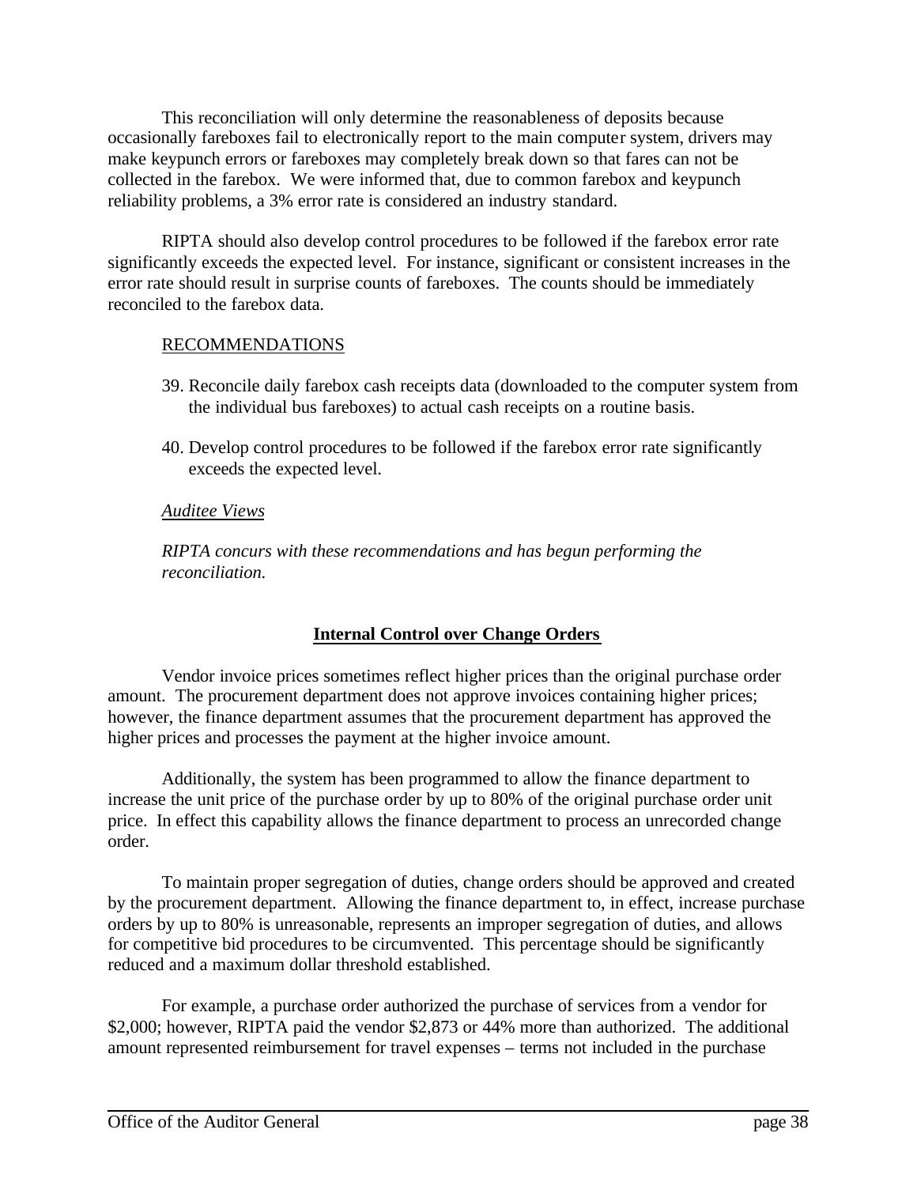This reconciliation will only determine the reasonableness of deposits because occasionally fareboxes fail to electronically report to the main computer system, drivers may make keypunch errors or fareboxes may completely break down so that fares can not be collected in the farebox. We were informed that, due to common farebox and keypunch reliability problems, a 3% error rate is considered an industry standard.

RIPTA should also develop control procedures to be followed if the farebox error rate significantly exceeds the expected level. For instance, significant or consistent increases in the error rate should result in surprise counts of fareboxes. The counts should be immediately reconciled to the farebox data.

RECOMMENDATIONS

39. Reconcile daily farebox cash receipts data (downloaded to the computer system from the individual bus fareboxes) to actual cash receipts on a routine basis.

40. Develop control procedures to be followed if the farebox error rate significantly exceeds the expected level.

*Auditee Views*

*RIPTA concurs with these recommendations and has begun performing the reconciliation.*

## Internal Control over Change Orders

Vendor invoice prices sometimes reflect higher prices than the original purchase order amount. The procurement department does not approve invoices containing higher prices; however, the finance department assumes that the procurement department has approved the higher prices and processes the payment at the higher invoice amount.

Additionally, the system has been programmed to allow the finance department to increase the unit price of the purchase order by up to 80% of the original purchase order unit price. In effect this capability allows the finance department to process an unrecorded change order.

To maintain proper segregation of duties, change orders should be approved and created by the procurement department. Allowing the finance department to, in effect, increase purchase orders by up to 80% is unreasonable, represents an improper segregation of duties, and allows for competitive bid procedures to be circumvented. This percentage should be significantly reduced and a maximum dollar threshold established.

For example, a purchase order authorized the purchase of services from a vendor for $2,000; however, RIPTA paid the vendor $2,873 or 44% more than authorized. The additional amount represented reimbursement for travel expenses – terms not included in the purchase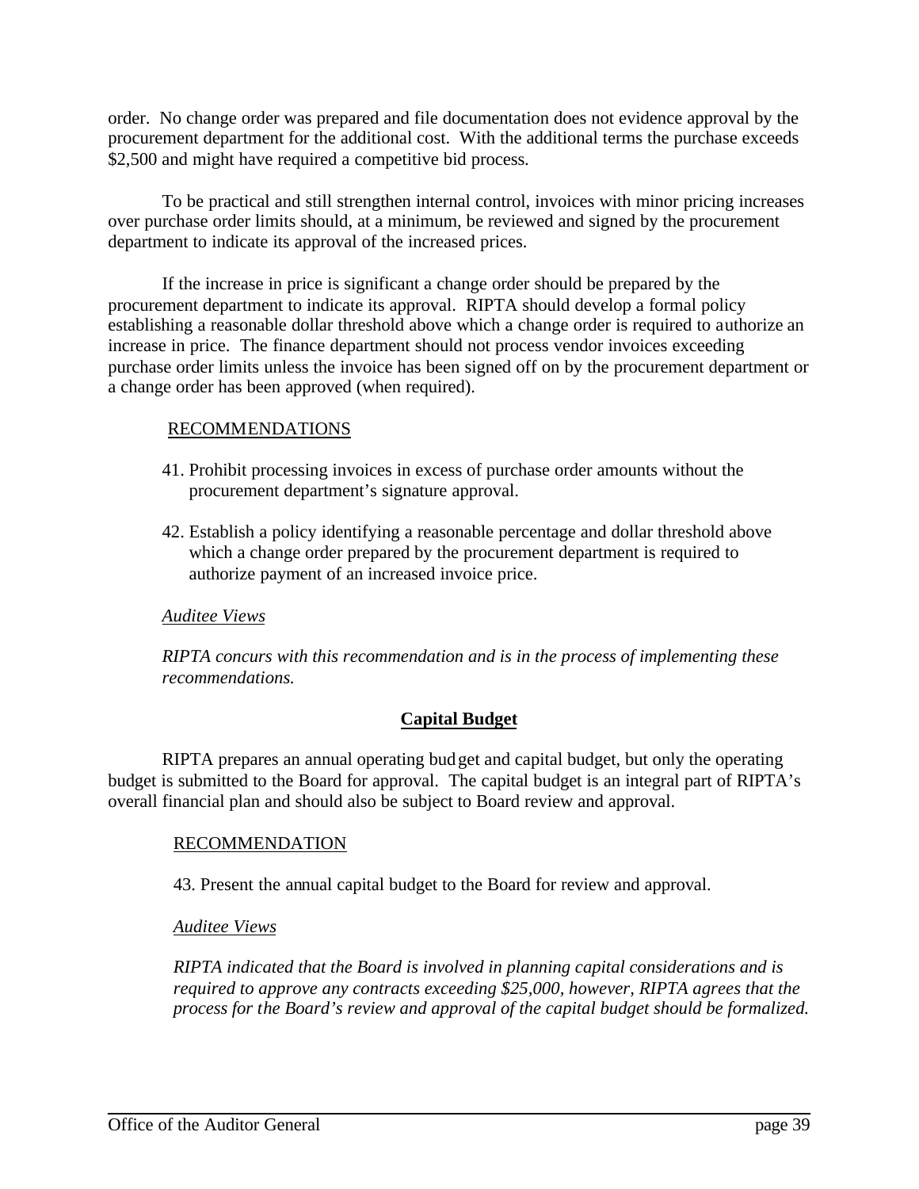order. No change order was prepared and file documentation does not evidence approval by the procurement department for the additional cost. With the additional terms the purchase exceeds $2,500 and might have required a competitive bid process.

To be practical and still strengthen internal control, invoices with minor pricing increases over purchase order limits should, at a minimum, be reviewed and signed by the procurement department to indicate its approval of the increased prices.

If the increase in price is significant a change order should be prepared by the procurement department to indicate its approval. RIPTA should develop a formal policy establishing a reasonable dollar threshold above which a change order is required to authorize an increase in price. The finance department should not process vendor invoices exceeding purchase order limits unless the invoice has been signed off on by the procurement department or a change order has been approved (when required).

RECOMMENDATIONS

41. Prohibit processing invoices in excess of purchase order amounts without the procurement department's signature approval.

42. Establish a policy identifying a reasonable percentage and dollar threshold above which a change order prepared by the procurement department is required to authorize payment of an increased invoice price.

*Auditee Views*

*RIPTA concurs with this recommendation and is in the process of implementing these recommendations.*

## Capital Budget

RIPTA prepares an annual operating budget and capital budget, but only the operating budget is submitted to the Board for approval. The capital budget is an integral part of RIPTA's overall financial plan and should also be subject to Board review and approval.

RECOMMENDATION

43. Present the annual capital budget to the Board for review and approval.

*Auditee Views*

*RIPTA indicated that the Board is involved in planning capital considerations and is required to approve any contracts exceeding $25,000, however, RIPTA agrees that the process for the Board's review and approval of the capital budget should be formalized.*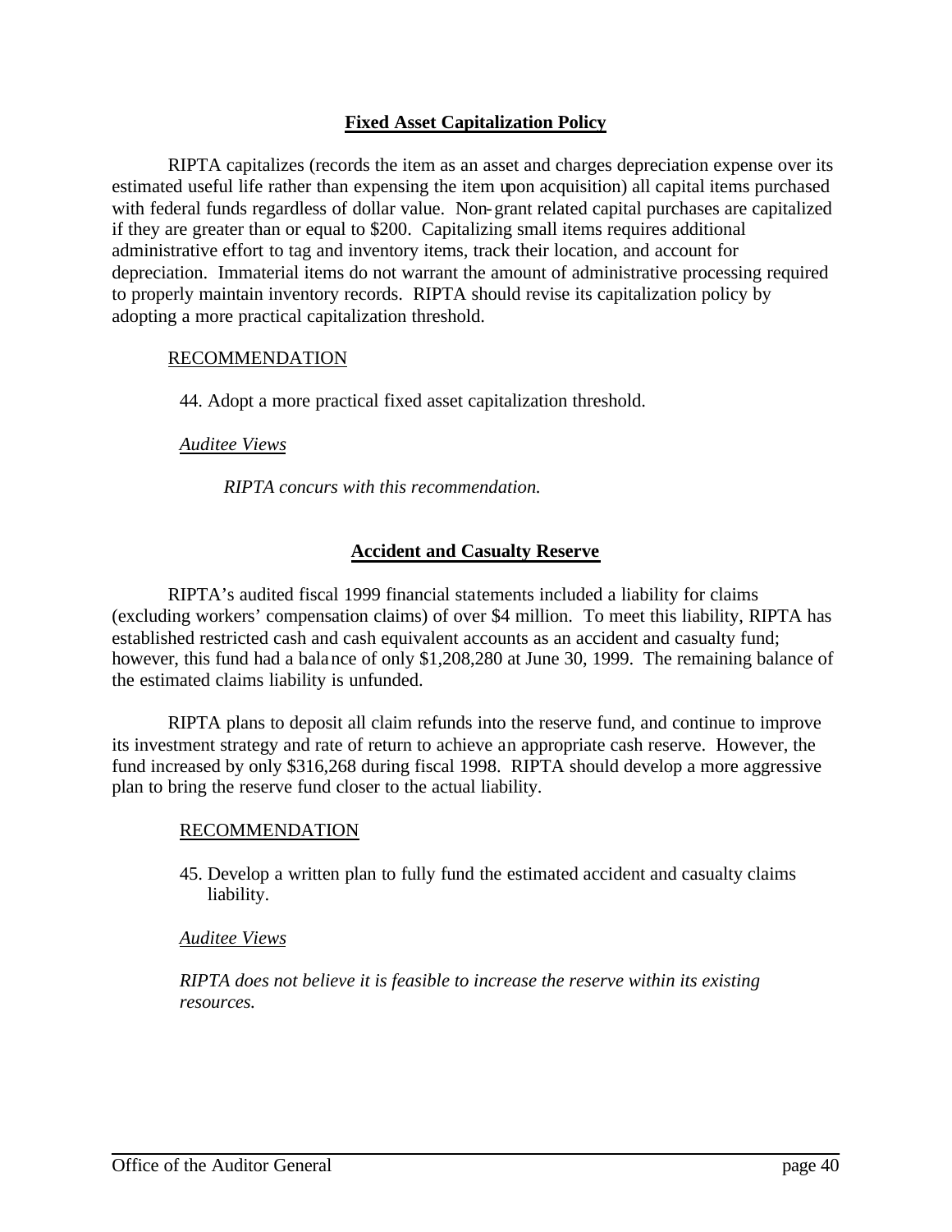## Fixed Asset Capitalization Policy

RIPTA capitalizes (records the item as an asset and charges depreciation expense over its estimated useful life rather than expensing the item upon acquisition) all capital items purchased with federal funds regardless of dollar value. Non-grant related capital purchases are capitalized if they are greater than or equal to $200. Capitalizing small items requires additional administrative effort to tag and inventory items, track their location, and account for depreciation. Immaterial items do not warrant the amount of administrative processing required to properly maintain inventory records. RIPTA should revise its capitalization policy by adopting a more practical capitalization threshold.

RECOMMENDATION

44. Adopt a more practical fixed asset capitalization threshold.

*Auditee Views*

*RIPTA concurs with this recommendation.*

## Accident and Casualty Reserve

RIPTA's audited fiscal 1999 financial statements included a liability for claims (excluding workers' compensation claims) of over $4 million. To meet this liability, RIPTA has established restricted cash and cash equivalent accounts as an accident and casualty fund; however, this fund had a balance of only $1,208,280 at June 30, 1999. The remaining balance of the estimated claims liability is unfunded.

RIPTA plans to deposit all claim refunds into the reserve fund, and continue to improve its investment strategy and rate of return to achieve an appropriate cash reserve. However, the fund increased by only $316,268 during fiscal 1998. RIPTA should develop a more aggressive plan to bring the reserve fund closer to the actual liability.

RECOMMENDATION

45. Develop a written plan to fully fund the estimated accident and casualty claims liability.

*Auditee Views*

*RIPTA does not believe it is feasible to increase the reserve within its existing resources.*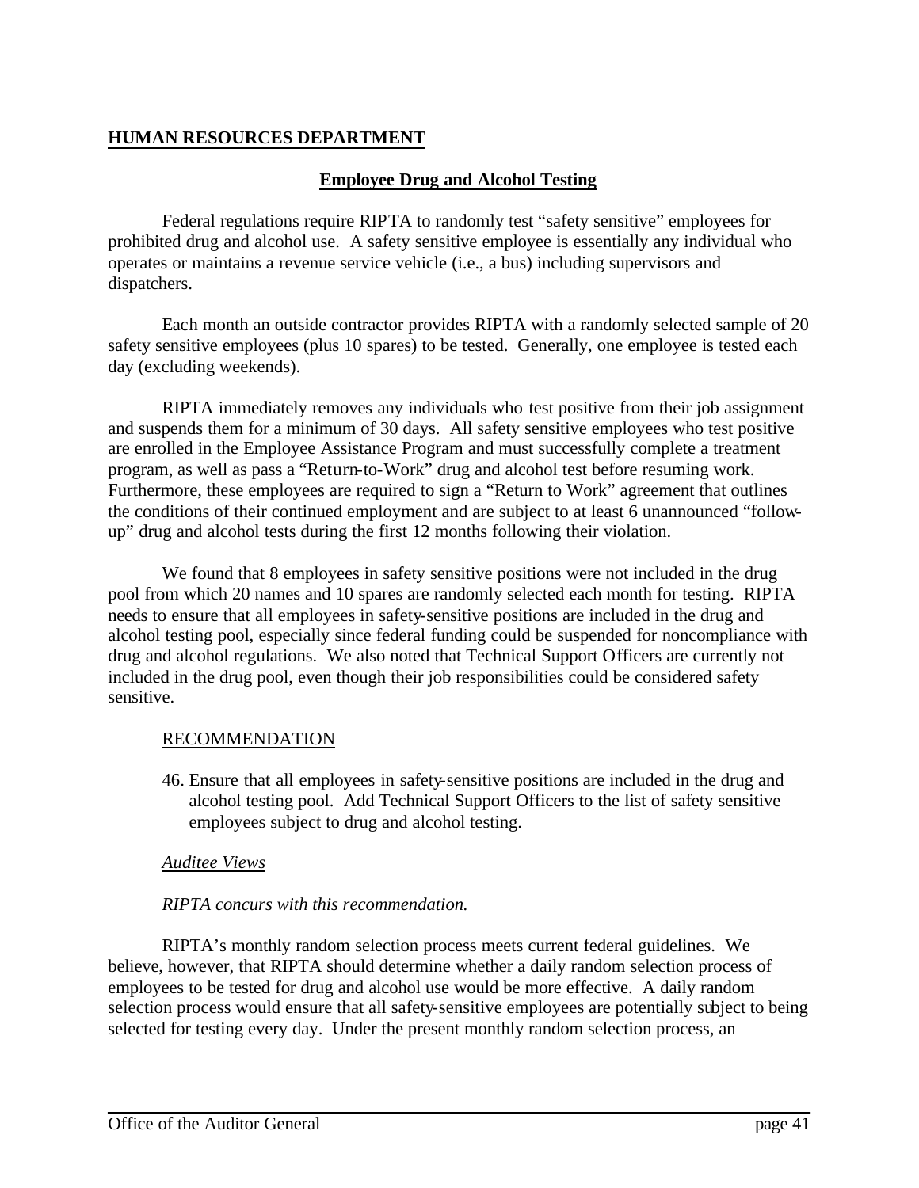## HUMAN RESOURCES DEPARTMENT

### Employee Drug and Alcohol Testing

Federal regulations require RIPTA to randomly test "safety sensitive" employees for prohibited drug and alcohol use. A safety sensitive employee is essentially any individual who operates or maintains a revenue service vehicle (i.e., a bus) including supervisors and dispatchers.

Each month an outside contractor provides RIPTA with a randomly selected sample of 20 safety sensitive employees (plus 10 spares) to be tested. Generally, one employee is tested each day (excluding weekends).

RIPTA immediately removes any individuals who test positive from their job assignment and suspends them for a minimum of 30 days. All safety sensitive employees who test positive are enrolled in the Employee Assistance Program and must successfully complete a treatment program, as well as pass a "Return-to-Work" drug and alcohol test before resuming work. Furthermore, these employees are required to sign a "Return to Work" agreement that outlines the conditions of their continued employment and are subject to at least 6 unannounced "follow-up" drug and alcohol tests during the first 12 months following their violation.

We found that 8 employees in safety sensitive positions were not included in the drug pool from which 20 names and 10 spares are randomly selected each month for testing. RIPTA needs to ensure that all employees in safety-sensitive positions are included in the drug and alcohol testing pool, especially since federal funding could be suspended for noncompliance with drug and alcohol regulations. We also noted that Technical Support Officers are currently not included in the drug pool, even though their job responsibilities could be considered safety sensitive.

RECOMMENDATION

46. Ensure that all employees in safety-sensitive positions are included in the drug and alcohol testing pool. Add Technical Support Officers to the list of safety sensitive employees subject to drug and alcohol testing.

*Auditee Views*

*RIPTA concurs with this recommendation.*

RIPTA's monthly random selection process meets current federal guidelines. We believe, however, that RIPTA should determine whether a daily random selection process of employees to be tested for drug and alcohol use would be more effective. A daily random selection process would ensure that all safety-sensitive employees are potentially subject to being selected for testing every day. Under the present monthly random selection process, an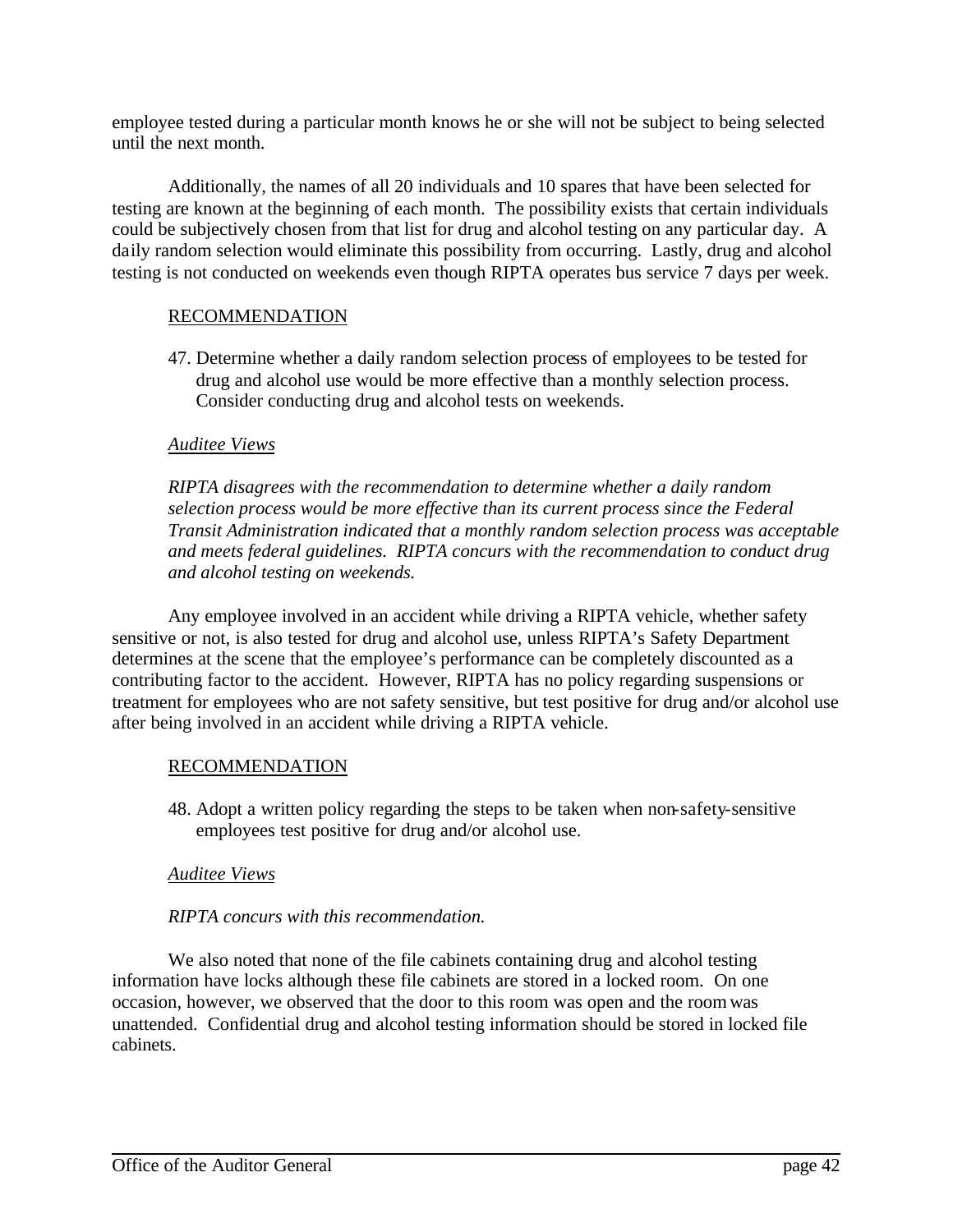employee tested during a particular month knows he or she will not be subject to being selected until the next month.

Additionally, the names of all 20 individuals and 10 spares that have been selected for testing are known at the beginning of each month. The possibility exists that certain individuals could be subjectively chosen from that list for drug and alcohol testing on any particular day. A daily random selection would eliminate this possibility from occurring. Lastly, drug and alcohol testing is not conducted on weekends even though RIPTA operates bus service 7 days per week.

RECOMMENDATION

47. Determine whether a daily random selection process of employees to be tested for drug and alcohol use would be more effective than a monthly selection process. Consider conducting drug and alcohol tests on weekends.

*Auditee Views*

*RIPTA disagrees with the recommendation to determine whether a daily random selection process would be more effective than its current process since the Federal Transit Administration indicated that a monthly random selection process was acceptable and meets federal guidelines. RIPTA concurs with the recommendation to conduct drug and alcohol testing on weekends.*

Any employee involved in an accident while driving a RIPTA vehicle, whether safety sensitive or not, is also tested for drug and alcohol use, unless RIPTA's Safety Department determines at the scene that the employee's performance can be completely discounted as a contributing factor to the accident. However, RIPTA has no policy regarding suspensions or treatment for employees who are not safety sensitive, but test positive for drug and/or alcohol use after being involved in an accident while driving a RIPTA vehicle.

RECOMMENDATION

48. Adopt a written policy regarding the steps to be taken when non-safety-sensitive employees test positive for drug and/or alcohol use.

*Auditee Views*

*RIPTA concurs with this recommendation.*

We also noted that none of the file cabinets containing drug and alcohol testing information have locks although these file cabinets are stored in a locked room. On one occasion, however, we observed that the door to this room was open and the room was unattended. Confidential drug and alcohol testing information should be stored in locked file cabinets.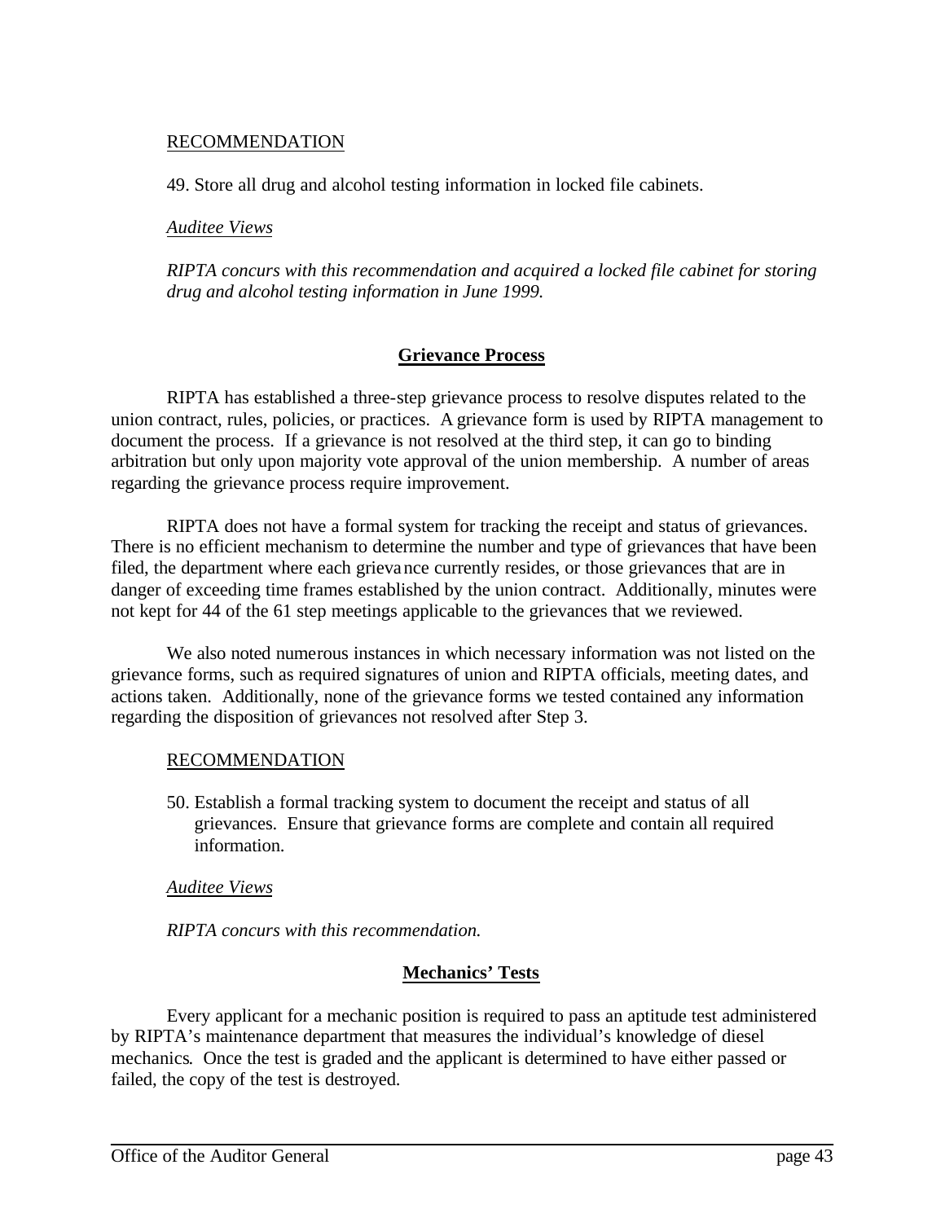RECOMMENDATION

49. Store all drug and alcohol testing information in locked file cabinets.

*Auditee Views*

*RIPTA concurs with this recommendation and acquired a locked file cabinet for storing drug and alcohol testing information in June 1999.*

## Grievance Process

RIPTA has established a three-step grievance process to resolve disputes related to the union contract, rules, policies, or practices. A grievance form is used by RIPTA management to document the process. If a grievance is not resolved at the third step, it can go to binding arbitration but only upon majority vote approval of the union membership. A number of areas regarding the grievance process require improvement.

RIPTA does not have a formal system for tracking the receipt and status of grievances. There is no efficient mechanism to determine the number and type of grievances that have been filed, the department where each grievance currently resides, or those grievances that are in danger of exceeding time frames established by the union contract. Additionally, minutes were not kept for 44 of the 61 step meetings applicable to the grievances that we reviewed.

We also noted numerous instances in which necessary information was not listed on the grievance forms, such as required signatures of union and RIPTA officials, meeting dates, and actions taken. Additionally, none of the grievance forms we tested contained any information regarding the disposition of grievances not resolved after Step 3.

RECOMMENDATION

50. Establish a formal tracking system to document the receipt and status of all grievances. Ensure that grievance forms are complete and contain all required information.

*Auditee Views*

*RIPTA concurs with this recommendation.*

## Mechanics' Tests

Every applicant for a mechanic position is required to pass an aptitude test administered by RIPTA's maintenance department that measures the individual's knowledge of diesel mechanics. Once the test is graded and the applicant is determined to have either passed or failed, the copy of the test is destroyed.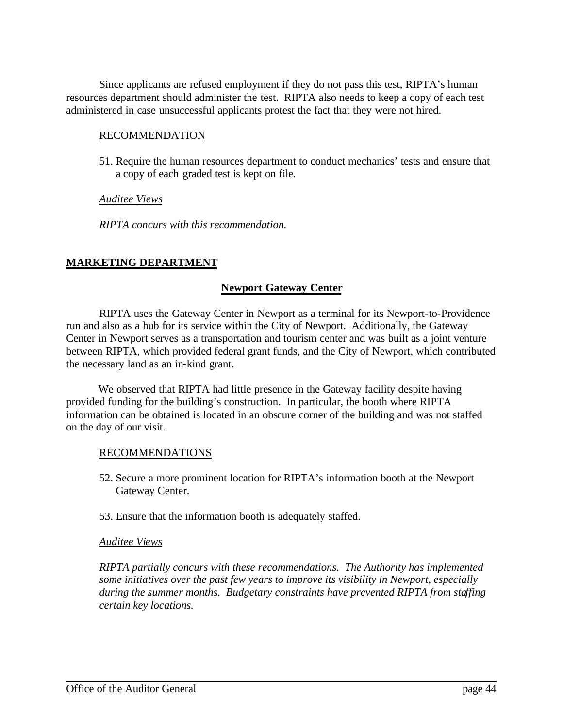Since applicants are refused employment if they do not pass this test, RIPTA's human resources department should administer the test. RIPTA also needs to keep a copy of each test administered in case unsuccessful applicants protest the fact that they were not hired.

RECOMMENDATION

51. Require the human resources department to conduct mechanics' tests and ensure that a copy of each graded test is kept on file.

*Auditee Views*

*RIPTA concurs with this recommendation.*

## MARKETING DEPARTMENT

### Newport Gateway Center

RIPTA uses the Gateway Center in Newport as a terminal for its Newport-to-Providence run and also as a hub for its service within the City of Newport. Additionally, the Gateway Center in Newport serves as a transportation and tourism center and was built as a joint venture between RIPTA, which provided federal grant funds, and the City of Newport, which contributed the necessary land as an in-kind grant.

We observed that RIPTA had little presence in the Gateway facility despite having provided funding for the building's construction. In particular, the booth where RIPTA information can be obtained is located in an obscure corner of the building and was not staffed on the day of our visit.

RECOMMENDATIONS

52. Secure a more prominent location for RIPTA's information booth at the Newport Gateway Center.

53. Ensure that the information booth is adequately staffed.

*Auditee Views*

*RIPTA partially concurs with these recommendations. The Authority has implemented some initiatives over the past few years to improve its visibility in Newport, especially during the summer months. Budgetary constraints have prevented RIPTA from staffing certain key locations.*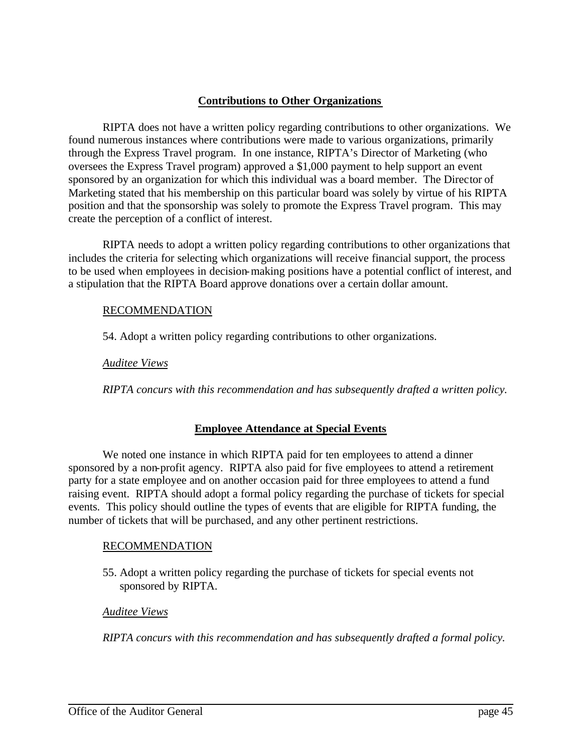## Contributions to Other Organizations

RIPTA does not have a written policy regarding contributions to other organizations. We found numerous instances where contributions were made to various organizations, primarily through the Express Travel program. In one instance, RIPTA's Director of Marketing (who oversees the Express Travel program) approved a $1,000 payment to help support an event sponsored by an organization for which this individual was a board member. The Director of Marketing stated that his membership on this particular board was solely by virtue of his RIPTA position and that the sponsorship was solely to promote the Express Travel program. This may create the perception of a conflict of interest.

RIPTA needs to adopt a written policy regarding contributions to other organizations that includes the criteria for selecting which organizations will receive financial support, the process to be used when employees in decision-making positions have a potential conflict of interest, and a stipulation that the RIPTA Board approve donations over a certain dollar amount.

RECOMMENDATION

54. Adopt a written policy regarding contributions to other organizations.

*Auditee Views*

*RIPTA concurs with this recommendation and has subsequently drafted a written policy.*

## Employee Attendance at Special Events

We noted one instance in which RIPTA paid for ten employees to attend a dinner sponsored by a non-profit agency. RIPTA also paid for five employees to attend a retirement party for a state employee and on another occasion paid for three employees to attend a fund raising event. RIPTA should adopt a formal policy regarding the purchase of tickets for special events. This policy should outline the types of events that are eligible for RIPTA funding, the number of tickets that will be purchased, and any other pertinent restrictions.

RECOMMENDATION

55. Adopt a written policy regarding the purchase of tickets for special events not sponsored by RIPTA.

*Auditee Views*

*RIPTA concurs with this recommendation and has subsequently drafted a formal policy.*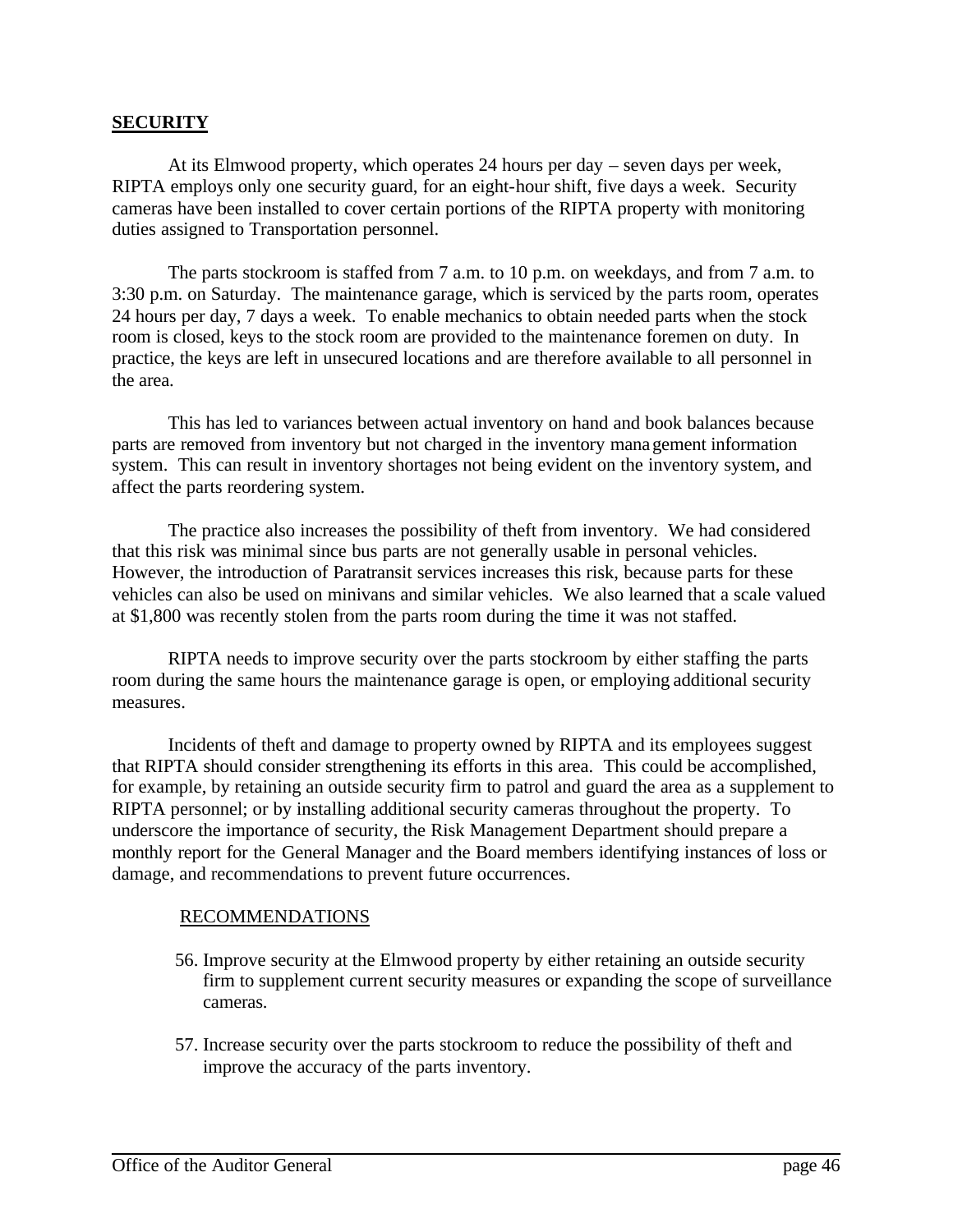## SECURITY

At its Elmwood property, which operates 24 hours per day – seven days per week, RIPTA employs only one security guard, for an eight-hour shift, five days a week. Security cameras have been installed to cover certain portions of the RIPTA property with monitoring duties assigned to Transportation personnel.

The parts stockroom is staffed from 7 a.m. to 10 p.m. on weekdays, and from 7 a.m. to 3:30 p.m. on Saturday. The maintenance garage, which is serviced by the parts room, operates 24 hours per day, 7 days a week. To enable mechanics to obtain needed parts when the stock room is closed, keys to the stock room are provided to the maintenance foremen on duty. In practice, the keys are left in unsecured locations and are therefore available to all personnel in the area.

This has led to variances between actual inventory on hand and book balances because parts are removed from inventory but not charged in the inventory management information system. This can result in inventory shortages not being evident on the inventory system, and affect the parts reordering system.

The practice also increases the possibility of theft from inventory. We had considered that this risk was minimal since bus parts are not generally usable in personal vehicles. However, the introduction of Paratransit services increases this risk, because parts for these vehicles can also be used on minivans and similar vehicles. We also learned that a scale valued at $1,800 was recently stolen from the parts room during the time it was not staffed.

RIPTA needs to improve security over the parts stockroom by either staffing the parts room during the same hours the maintenance garage is open, or employing additional security measures.

Incidents of theft and damage to property owned by RIPTA and its employees suggest that RIPTA should consider strengthening its efforts in this area. This could be accomplished, for example, by retaining an outside security firm to patrol and guard the area as a supplement to RIPTA personnel; or by installing additional security cameras throughout the property. To underscore the importance of security, the Risk Management Department should prepare a monthly report for the General Manager and the Board members identifying instances of loss or damage, and recommendations to prevent future occurrences.

### RECOMMENDATIONS

56. Improve security at the Elmwood property by either retaining an outside security firm to supplement current security measures or expanding the scope of surveillance cameras.

57. Increase security over the parts stockroom to reduce the possibility of theft and improve the accuracy of the parts inventory.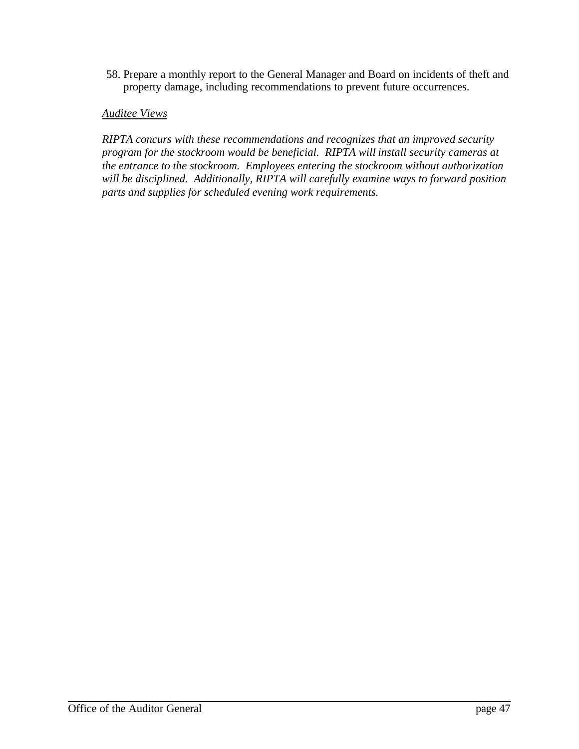58. Prepare a monthly report to the General Manager and Board on incidents of theft and property damage, including recommendations to prevent future occurrences.

*Auditee Views*

*RIPTA concurs with these recommendations and recognizes that an improved security program for the stockroom would be beneficial. RIPTA will install security cameras at the entrance to the stockroom. Employees entering the stockroom without authorization will be disciplined. Additionally, RIPTA will carefully examine ways to forward position parts and supplies for scheduled evening work requirements.*